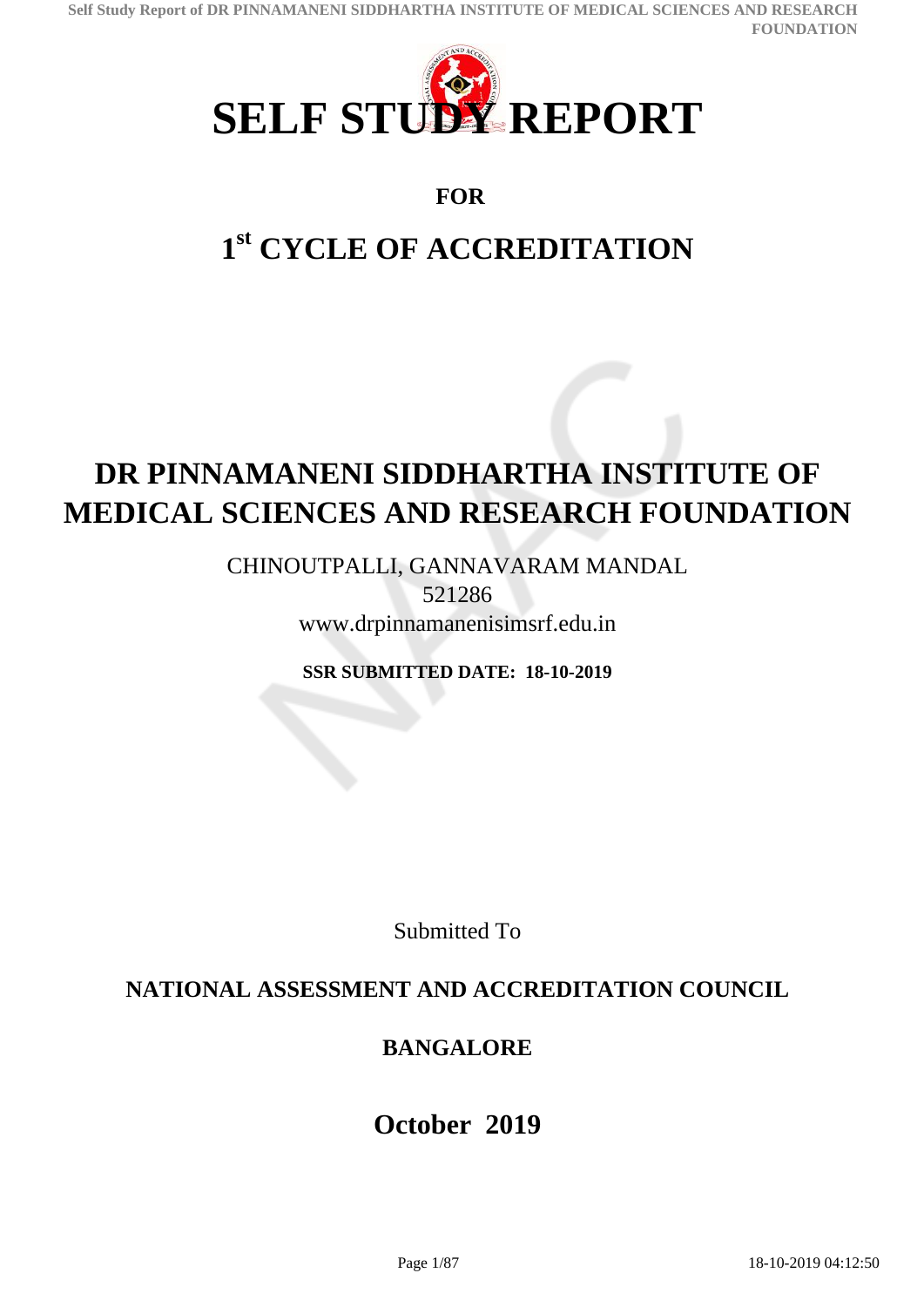# SELF STUDY REPORT

**FOR**

## 1st CYCLE OF ACCREDITATION

# DR PINNAMANENI SIDDHARTHA INSTITUTE OF MEDICAL SCIENCES AND RESEARCH FOUNDATION

CHINOUTPALLI, GANNAVARAM MANDAL
521286
www.drpinnamanenisimsrf.edu.in

**SSR SUBMITTED DATE: 18-10-2019**

Submitted To

**NATIONAL ASSESSMENT AND ACCREDITATION COUNCIL**

**BANGALORE**

**October 2019**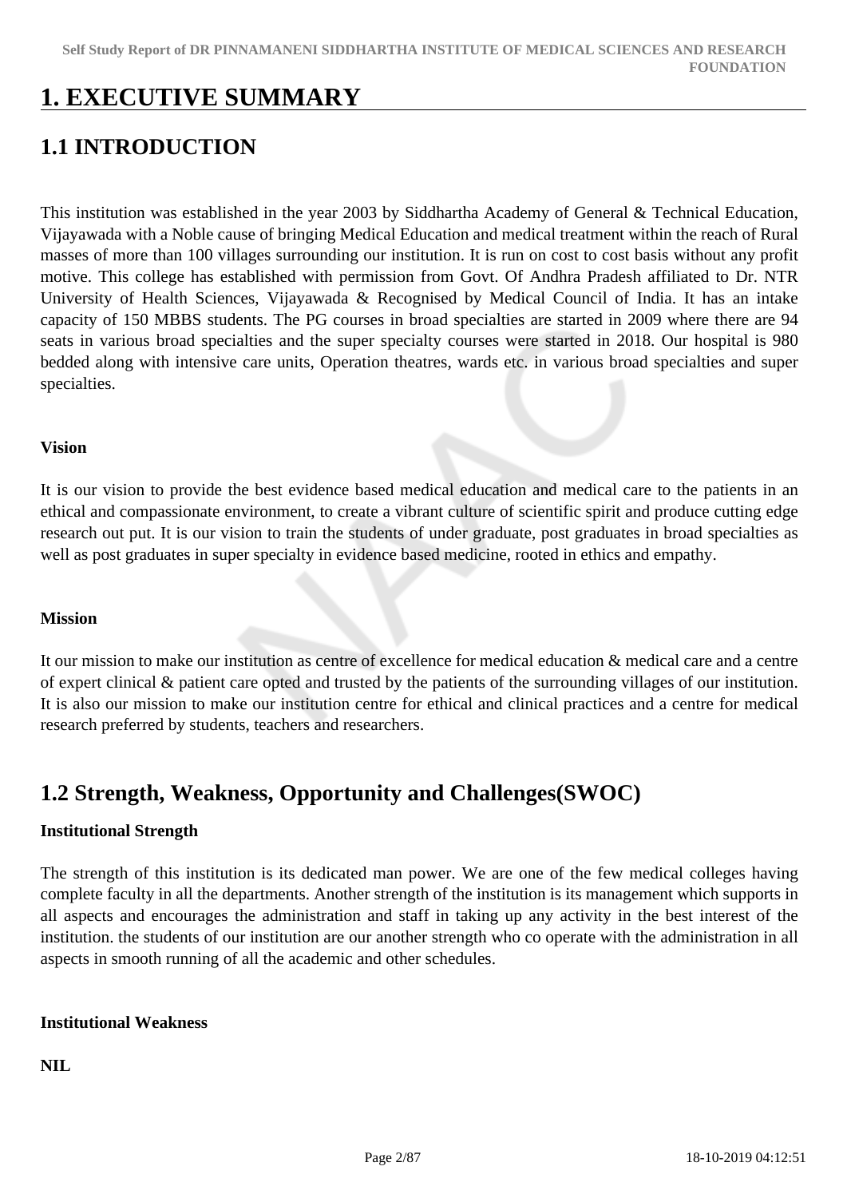# 1. EXECUTIVE SUMMARY

## 1.1 INTRODUCTION

This institution was established in the year 2003 by Siddhartha Academy of General & Technical Education, Vijayawada with a Noble cause of bringing Medical Education and medical treatment within the reach of Rural masses of more than 100 villages surrounding our institution. It is run on cost to cost basis without any profit motive. This college has established with permission from Govt. Of Andhra Pradesh affiliated to Dr. NTR University of Health Sciences, Vijayawada & Recognised by Medical Council of India. It has an intake capacity of 150 MBBS students. The PG courses in broad specialties are started in 2009 where there are 94 seats in various broad specialties and the super specialty courses were started in 2018. Our hospital is 980 bedded along with intensive care units, Operation theatres, wards etc. in various broad specialties and super specialties.

**Vision**

It is our vision to provide the best evidence based medical education and medical care to the patients in an ethical and compassionate environment, to create a vibrant culture of scientific spirit and produce cutting edge research out put. It is our vision to train the students of under graduate, post graduates in broad specialties as well as post graduates in super specialty in evidence based medicine, rooted in ethics and empathy.

**Mission**

It our mission to make our institution as centre of excellence for medical education & medical care and a centre of expert clinical & patient care opted and trusted by the patients of the surrounding villages of our institution. It is also our mission to make our institution centre for ethical and clinical practices and a centre for medical research preferred by students, teachers and researchers.

## 1.2 Strength, Weakness, Opportunity and Challenges(SWOC)

**Institutional Strength**

The strength of this institution is its dedicated man power. We are one of the few medical colleges having complete faculty in all the departments. Another strength of the institution is its management which supports in all aspects and encourages the administration and staff in taking up any activity in the best interest of the institution. the students of our institution are our another strength who co operate with the administration in all aspects in smooth running of all the academic and other schedules.

**Institutional Weakness**

**NIL**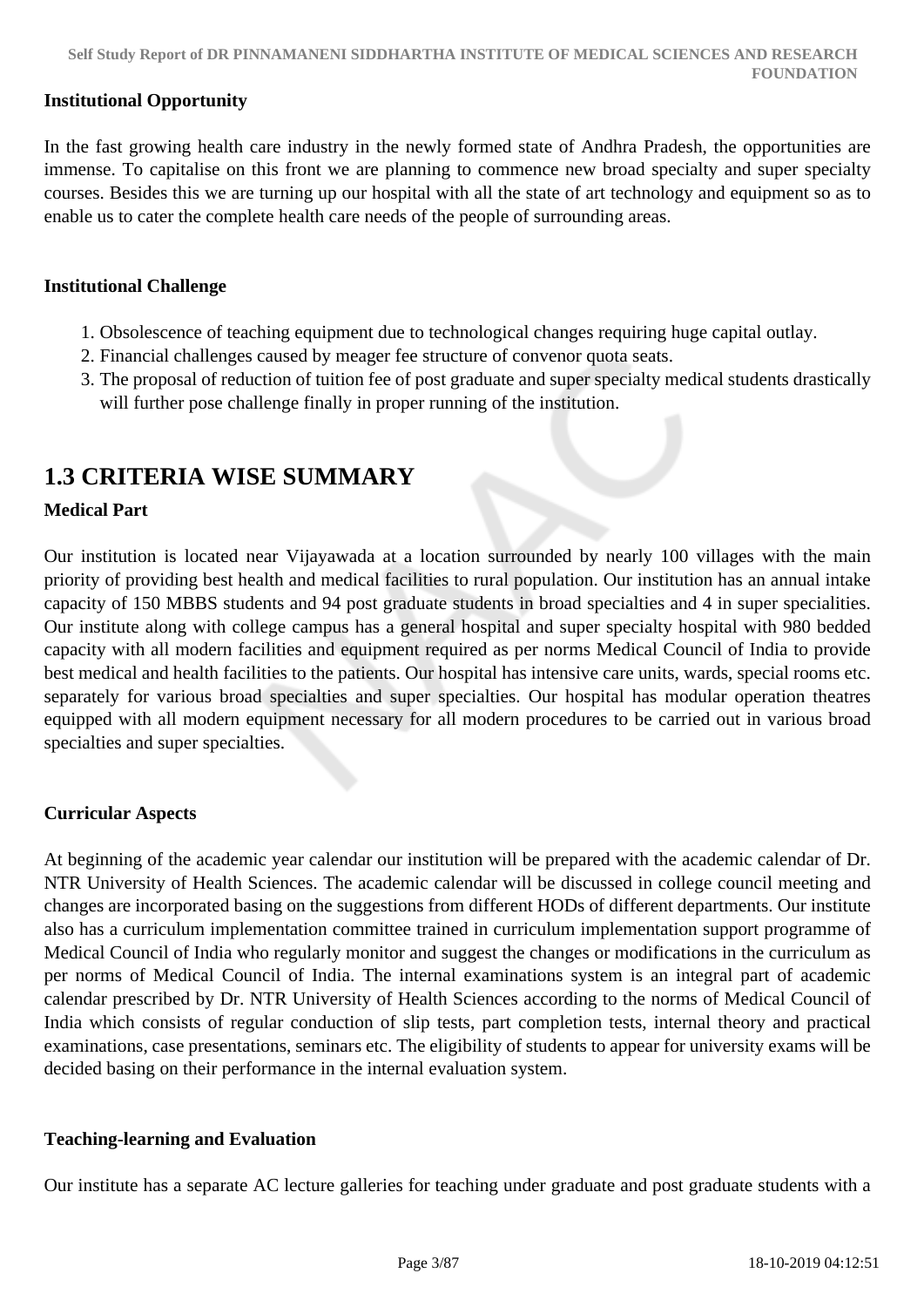**Institutional Opportunity**

In the fast growing health care industry in the newly formed state of Andhra Pradesh, the opportunities are immense. To capitalise on this front we are planning to commence new broad specialty and super specialty courses. Besides this we are turning up our hospital with all the state of art technology and equipment so as to enable us to cater the complete health care needs of the people of surrounding areas.

**Institutional Challenge**

1. Obsolescence of teaching equipment due to technological changes requiring huge capital outlay.
2. Financial challenges caused by meager fee structure of convenor quota seats.
3. The proposal of reduction of tuition fee of post graduate and super specialty medical students drastically will further pose challenge finally in proper running of the institution.

## 1.3 CRITERIA WISE SUMMARY

**Medical Part**

Our institution is located near Vijayawada at a location surrounded by nearly 100 villages with the main priority of providing best health and medical facilities to rural population. Our institution has an annual intake capacity of 150 MBBS students and 94 post graduate students in broad specialties and 4 in super specialities. Our institute along with college campus has a general hospital and super specialty hospital with 980 bedded capacity with all modern facilities and equipment required as per norms Medical Council of India to provide best medical and health facilities to the patients. Our hospital has intensive care units, wards, special rooms etc. separately for various broad specialties and super specialties. Our hospital has modular operation theatres equipped with all modern equipment necessary for all modern procedures to be carried out in various broad specialties and super specialties.

**Curricular Aspects**

At beginning of the academic year calendar our institution will be prepared with the academic calendar of Dr. NTR University of Health Sciences. The academic calendar will be discussed in college council meeting and changes are incorporated basing on the suggestions from different HODs of different departments. Our institute also has a curriculum implementation committee trained in curriculum implementation support programme of Medical Council of India who regularly monitor and suggest the changes or modifications in the curriculum as per norms of Medical Council of India. The internal examinations system is an integral part of academic calendar prescribed by Dr. NTR University of Health Sciences according to the norms of Medical Council of India which consists of regular conduction of slip tests, part completion tests, internal theory and practical examinations, case presentations, seminars etc. The eligibility of students to appear for university exams will be decided basing on their performance in the internal evaluation system.

**Teaching-learning and Evaluation**

Our institute has a separate AC lecture galleries for teaching under graduate and post graduate students with a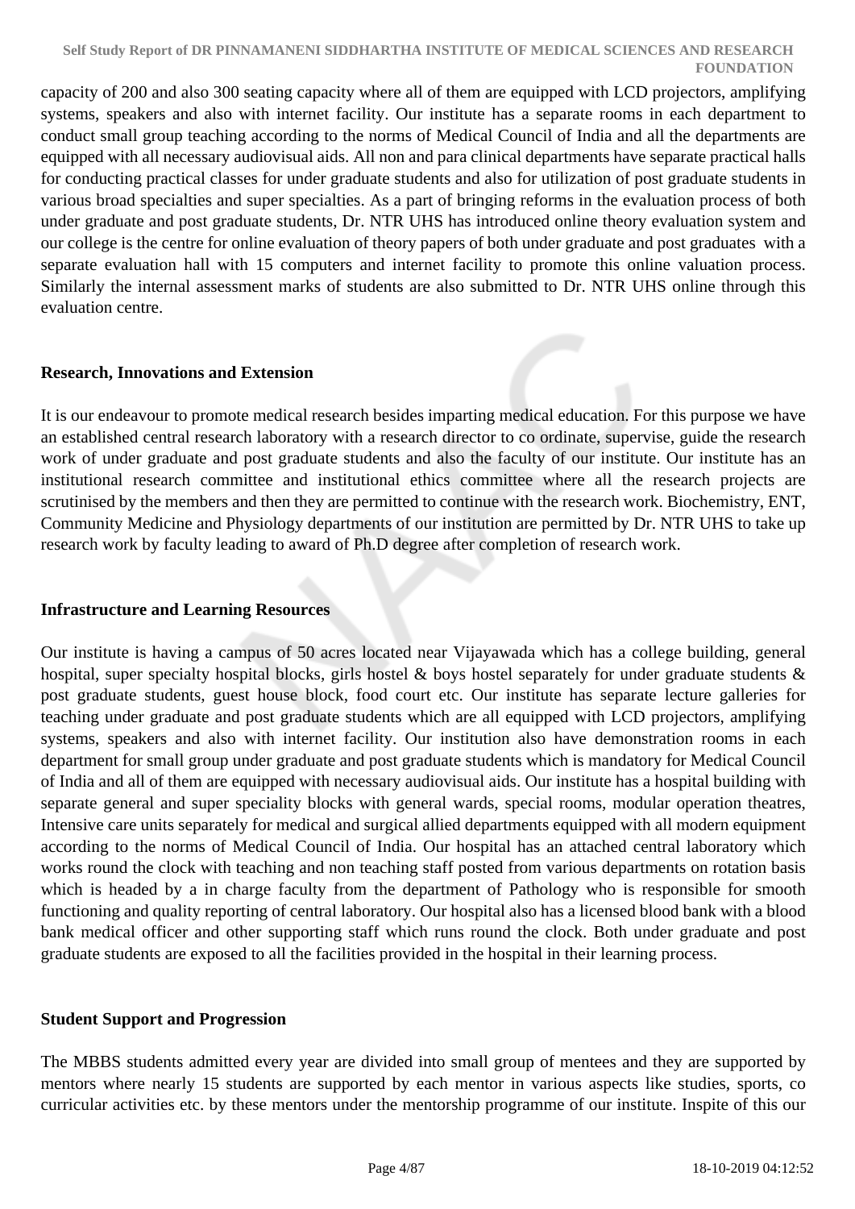capacity of 200 and also 300 seating capacity where all of them are equipped with LCD projectors, amplifying systems, speakers and also with internet facility. Our institute has a separate rooms in each department to conduct small group teaching according to the norms of Medical Council of India and all the departments are equipped with all necessary audiovisual aids. All non and para clinical departments have separate practical halls for conducting practical classes for under graduate students and also for utilization of post graduate students in various broad specialties and super specialties. As a part of bringing reforms in the evaluation process of both under graduate and post graduate students, Dr. NTR UHS has introduced online theory evaluation system and our college is the centre for online evaluation of theory papers of both under graduate and post graduates with a separate evaluation hall with 15 computers and internet facility to promote this online valuation process. Similarly the internal assessment marks of students are also submitted to Dr. NTR UHS online through this evaluation centre.

**Research, Innovations and Extension**

It is our endeavour to promote medical research besides imparting medical education. For this purpose we have an established central research laboratory with a research director to co ordinate, supervise, guide the research work of under graduate and post graduate students and also the faculty of our institute. Our institute has an institutional research committee and institutional ethics committee where all the research projects are scrutinised by the members and then they are permitted to continue with the research work. Biochemistry, ENT, Community Medicine and Physiology departments of our institution are permitted by Dr. NTR UHS to take up research work by faculty leading to award of Ph.D degree after completion of research work.

**Infrastructure and Learning Resources**

Our institute is having a campus of 50 acres located near Vijayawada which has a college building, general hospital, super specialty hospital blocks, girls hostel & boys hostel separately for under graduate students & post graduate students, guest house block, food court etc. Our institute has separate lecture galleries for teaching under graduate and post graduate students which are all equipped with LCD projectors, amplifying systems, speakers and also with internet facility. Our institution also have demonstration rooms in each department for small group under graduate and post graduate students which is mandatory for Medical Council of India and all of them are equipped with necessary audiovisual aids. Our institute has a hospital building with separate general and super speciality blocks with general wards, special rooms, modular operation theatres, Intensive care units separately for medical and surgical allied departments equipped with all modern equipment according to the norms of Medical Council of India. Our hospital has an attached central laboratory which works round the clock with teaching and non teaching staff posted from various departments on rotation basis which is headed by a in charge faculty from the department of Pathology who is responsible for smooth functioning and quality reporting of central laboratory. Our hospital also has a licensed blood bank with a blood bank medical officer and other supporting staff which runs round the clock. Both under graduate and post graduate students are exposed to all the facilities provided in the hospital in their learning process.

**Student Support and Progression**

The MBBS students admitted every year are divided into small group of mentees and they are supported by mentors where nearly 15 students are supported by each mentor in various aspects like studies, sports, co curricular activities etc. by these mentors under the mentorship programme of our institute. Inspite of this our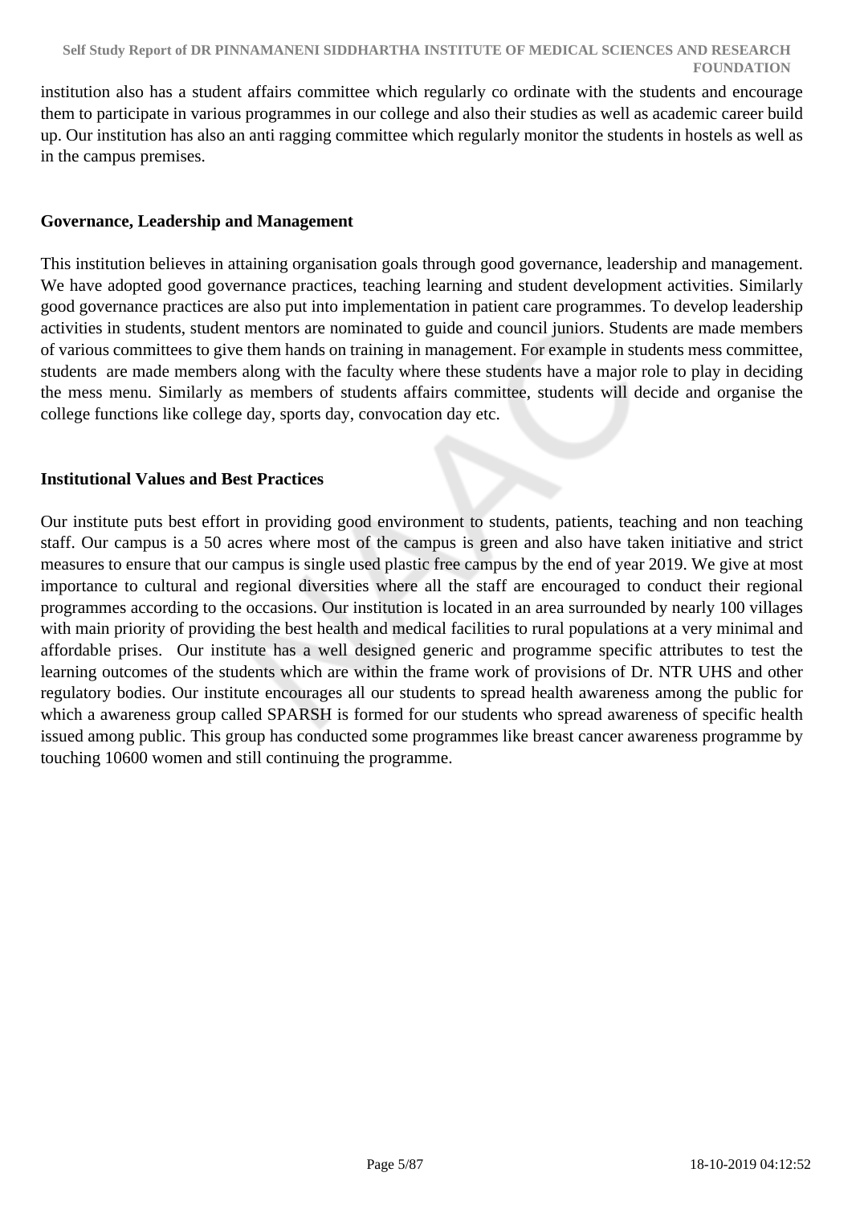institution also has a student affairs committee which regularly co ordinate with the students and encourage them to participate in various programmes in our college and also their studies as well as academic career build up. Our institution has also an anti ragging committee which regularly monitor the students in hostels as well as in the campus premises.

**Governance, Leadership and Management**

This institution believes in attaining organisation goals through good governance, leadership and management. We have adopted good governance practices, teaching learning and student development activities. Similarly good governance practices are also put into implementation in patient care programmes. To develop leadership activities in students, student mentors are nominated to guide and council juniors. Students are made members of various committees to give them hands on training in management. For example in students mess committee, students are made members along with the faculty where these students have a major role to play in deciding the mess menu. Similarly as members of students affairs committee, students will decide and organise the college functions like college day, sports day, convocation day etc.

**Institutional Values and Best Practices**

Our institute puts best effort in providing good environment to students, patients, teaching and non teaching staff. Our campus is a 50 acres where most of the campus is green and also have taken initiative and strict measures to ensure that our campus is single used plastic free campus by the end of year 2019. We give at most importance to cultural and regional diversities where all the staff are encouraged to conduct their regional programmes according to the occasions. Our institution is located in an area surrounded by nearly 100 villages with main priority of providing the best health and medical facilities to rural populations at a very minimal and affordable prises. Our institute has a well designed generic and programme specific attributes to test the learning outcomes of the students which are within the frame work of provisions of Dr. NTR UHS and other regulatory bodies. Our institute encourages all our students to spread health awareness among the public for which a awareness group called SPARSH is formed for our students who spread awareness of specific health issued among public. This group has conducted some programmes like breast cancer awareness programme by touching 10600 women and still continuing the programme.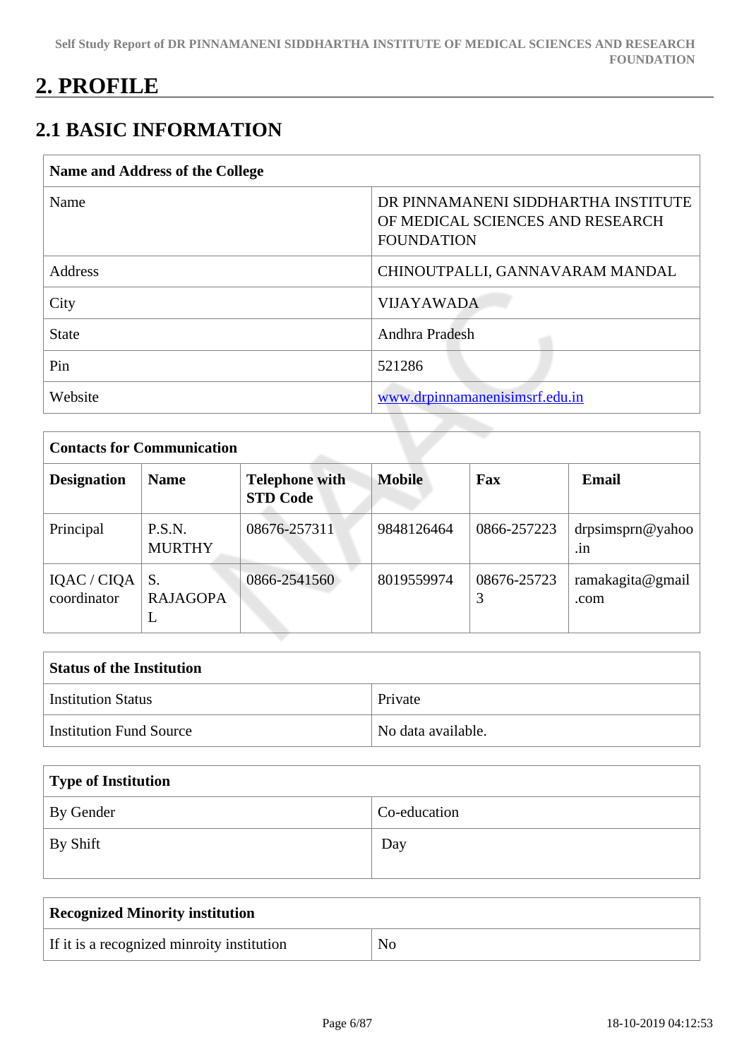# 2. PROFILE

## 2.1 BASIC INFORMATION

| **Name and Address of the College** | |
|---|---|
| Name | DR PINNAMANENI SIDDHARTHA INSTITUTE OF MEDICAL SCIENCES AND RESEARCH FOUNDATION |
| Address | CHINOUTPALLI, GANNAVARAM MANDAL |
| City | VIJAYAWADA |
| State | Andhra Pradesh |
| Pin | 521286 |
| Website | www.drpinnamanenisimsrf.edu.in |

**Contacts for Communication**

| Designation | Name | Telephone with STD Code | Mobile | Fax | Email |
|---|---|---|---|---|---|
| Principal | P.S.N. MURTHY | 08676-257311 | 9848126464 | 0866-257223 | drpsimsprn@yahoo.in |
| IQAC / CIQA coordinator | S. RAJAGOPAL | 0866-2541560 | 8019559974 | 08676-257233 | ramakagita@gmail.com |

| **Status of the Institution** | |
|---|---|
| Institution Status | Private |
| Institution Fund Source | No data available. |

| **Type of Institution** | |
|---|---|
| By Gender | Co-education |
| By Shift | Day |

| **Recognized Minority institution** | |
|---|---|
| If it is a recognized minroity institution | No |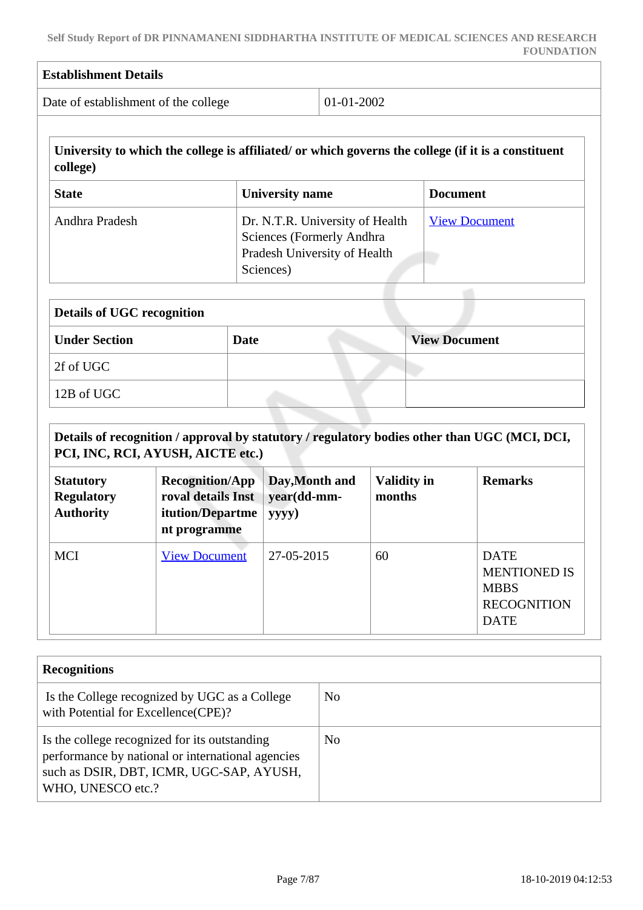| Establishment Details | |
|---|---|
| Date of establishment of the college | 01-01-2002 |

| University to which the college is affiliated/ or which governs the college (if it is a constituent college) | | |
|---|---|---|
| **State** | **University name** | **Document** |
| Andhra Pradesh | Dr. N.T.R. University of Health Sciences (Formerly Andhra Pradesh University of Health Sciences) | View Document |

| Details of UGC recognition | | |
|---|---|---|
| **Under Section** | **Date** | **View Document** |
| 2f of UGC | | |
| 12B of UGC | | |

| Details of recognition / approval by statutory / regulatory bodies other than UGC (MCI, DCI, PCI, INC, RCI, AYUSH, AICTE etc.) | | | | |
|---|---|---|---|---|
| **Statutory Regulatory Authority** | **Recognition/Approval details Institution/Department programme** | **Day,Month and year(dd-mm-yyyy)** | **Validity in months** | **Remarks** |
| MCI | View Document | 27-05-2015 | 60 | DATE MENTIONED IS MBBS RECOGNITION DATE |

| Recognitions | |
|---|---|
| Is the College recognized by UGC as a College with Potential for Excellence(CPE)? | No |
| Is the college recognized for its outstanding performance by national or international agencies such as DSIR, DBT, ICMR, UGC-SAP, AYUSH, WHO, UNESCO etc.? | No |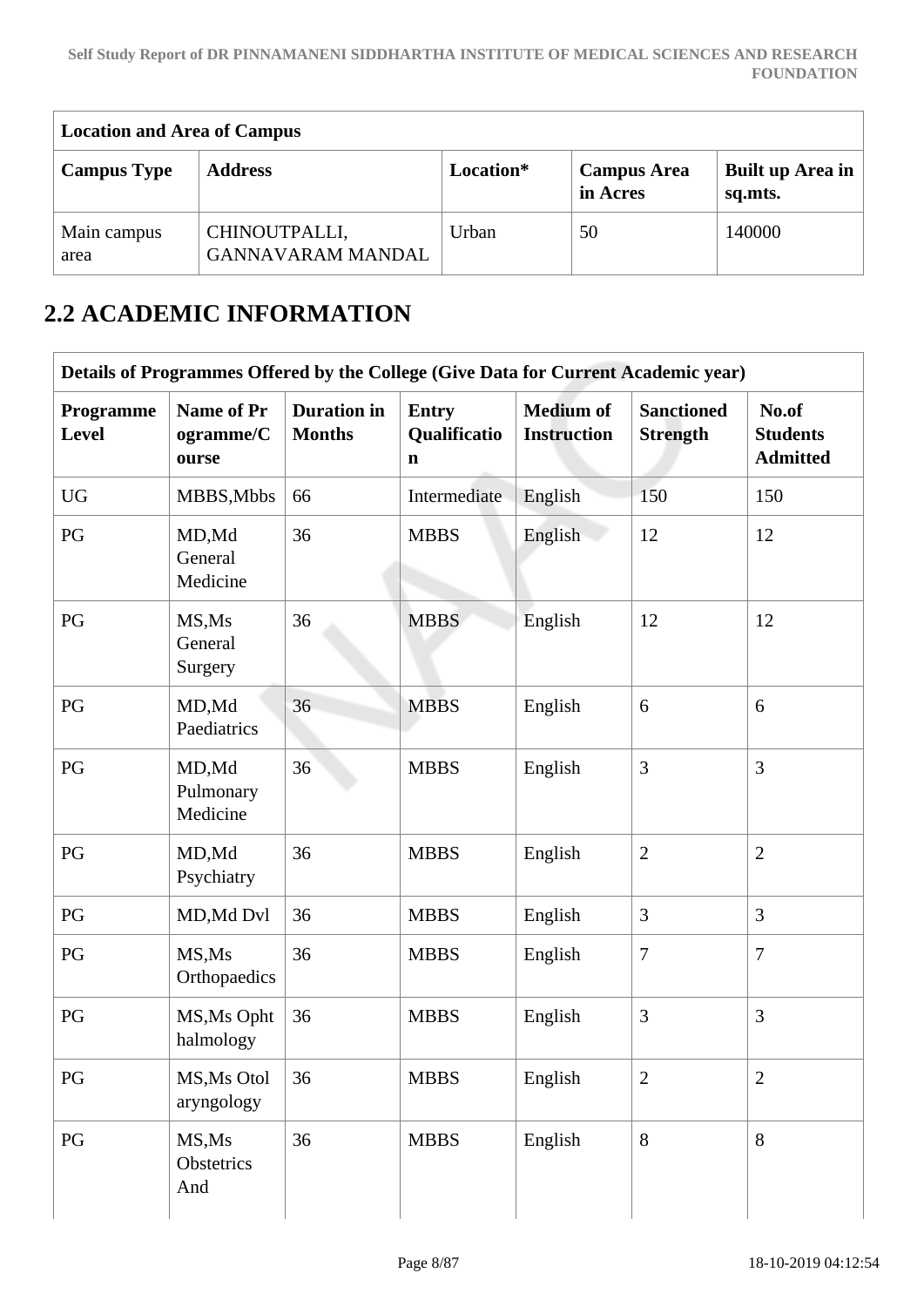| Location and Area of Campus | | | | |
|---|---|---|---|---|
| **Campus Type** | **Address** | **Location*** | **Campus Area in Acres** | **Built up Area in sq.mts.** |
| Main campus area | CHINOUTPALLI, GANNAVARAM MANDAL | Urban | 50 | 140000 |

## 2.2 ACADEMIC INFORMATION

| Details of Programmes Offered by the College (Give Data for Current Academic year) | | | | | | |
|---|---|---|---|---|---|---|
| **Programme Level** | **Name of Programme/Course** | **Duration in Months** | **Entry Qualification** | **Medium of Instruction** | **Sanctioned Strength** | **No.of Students Admitted** |
| UG | MBBS,Mbbs | 66 | Intermediate | English | 150 | 150 |
| PG | MD,Md General Medicine | 36 | MBBS | English | 12 | 12 |
| PG | MS,Ms General Surgery | 36 | MBBS | English | 12 | 12 |
| PG | MD,Md Paediatrics | 36 | MBBS | English | 6 | 6 |
| PG | MD,Md Pulmonary Medicine | 36 | MBBS | English | 3 | 3 |
| PG | MD,Md Psychiatry | 36 | MBBS | English | 2 | 2 |
| PG | MD,Md Dvl | 36 | MBBS | English | 3 | 3 |
| PG | MS,Ms Orthopaedics | 36 | MBBS | English | 7 | 7 |
| PG | MS,Ms Ophthalmology | 36 | MBBS | English | 3 | 3 |
| PG | MS,Ms Otolaryngology | 36 | MBBS | English | 2 | 2 |
| PG | MS,Ms Obstetrics And | 36 | MBBS | English | 8 | 8 |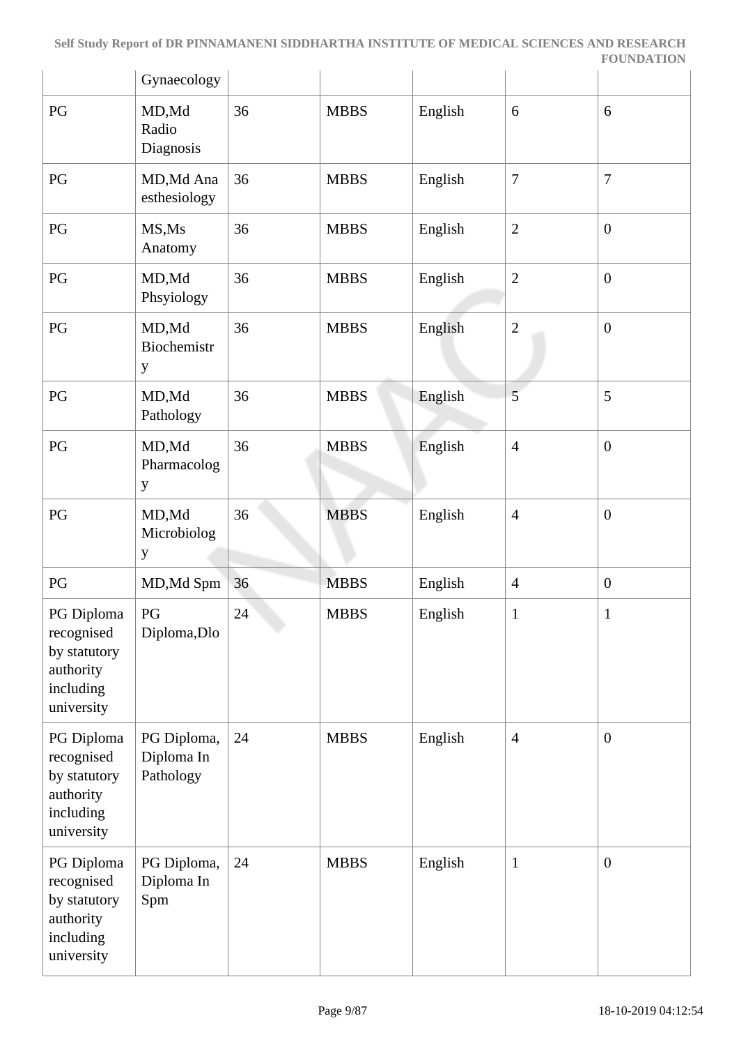| | | | | | | |
|---|---|---|---|---|---|---|
| | Gynaecology | | | | | |
| PG | MD,Md Radio Diagnosis | 36 | MBBS | English | 6 | 6 |
| PG | MD,Md Anaesthesiology | 36 | MBBS | English | 7 | 7 |
| PG | MS,Ms Anatomy | 36 | MBBS | English | 2 | 0 |
| PG | MD,Md Phsyiology | 36 | MBBS | English | 2 | 0 |
| PG | MD,Md Biochemistry | 36 | MBBS | English | 2 | 0 |
| PG | MD,Md Pathology | 36 | MBBS | English | 5 | 5 |
| PG | MD,Md Pharmacology | 36 | MBBS | English | 4 | 0 |
| PG | MD,Md Microbiology | 36 | MBBS | English | 4 | 0 |
| PG | MD,Md Spm | 36 | MBBS | English | 4 | 0 |
| PG Diploma recognised by statutory authority including university | PG Diploma,Dlo | 24 | MBBS | English | 1 | 1 |
| PG Diploma recognised by statutory authority including university | PG Diploma, Diploma In Pathology | 24 | MBBS | English | 4 | 0 |
| PG Diploma recognised by statutory authority including university | PG Diploma, Diploma In Spm | 24 | MBBS | English | 1 | 0 |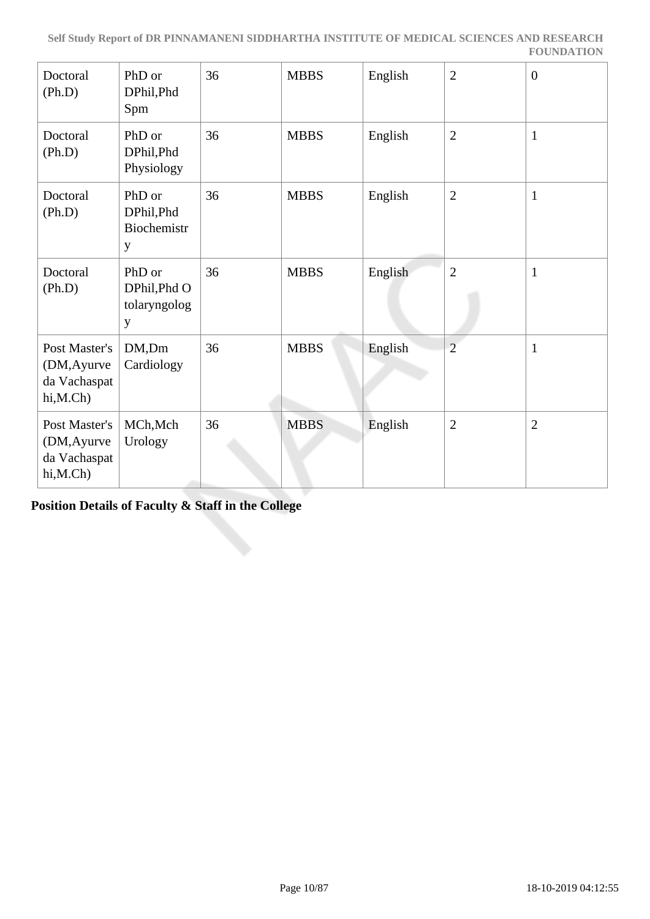| | | | | | | |
|---|---|---|---|---|---|---|
| Doctoral (Ph.D) | PhD or DPhil,Phd Spm | 36 | MBBS | English | 2 | 0 |
| Doctoral (Ph.D) | PhD or DPhil,Phd Physiology | 36 | MBBS | English | 2 | 1 |
| Doctoral (Ph.D) | PhD or DPhil,Phd Biochemistry | 36 | MBBS | English | 2 | 1 |
| Doctoral (Ph.D) | PhD or DPhil,Phd Otolaryngology | 36 | MBBS | English | 2 | 1 |
| Post Master's (DM,Ayurveda Vachaspathi,M.Ch) | DM,Dm Cardiology | 36 | MBBS | English | 2 | 1 |
| Post Master's (DM,Ayurveda Vachaspathi,M.Ch) | MCh,Mch Urology | 36 | MBBS | English | 2 | 2 |

**Position Details of Faculty & Staff in the College**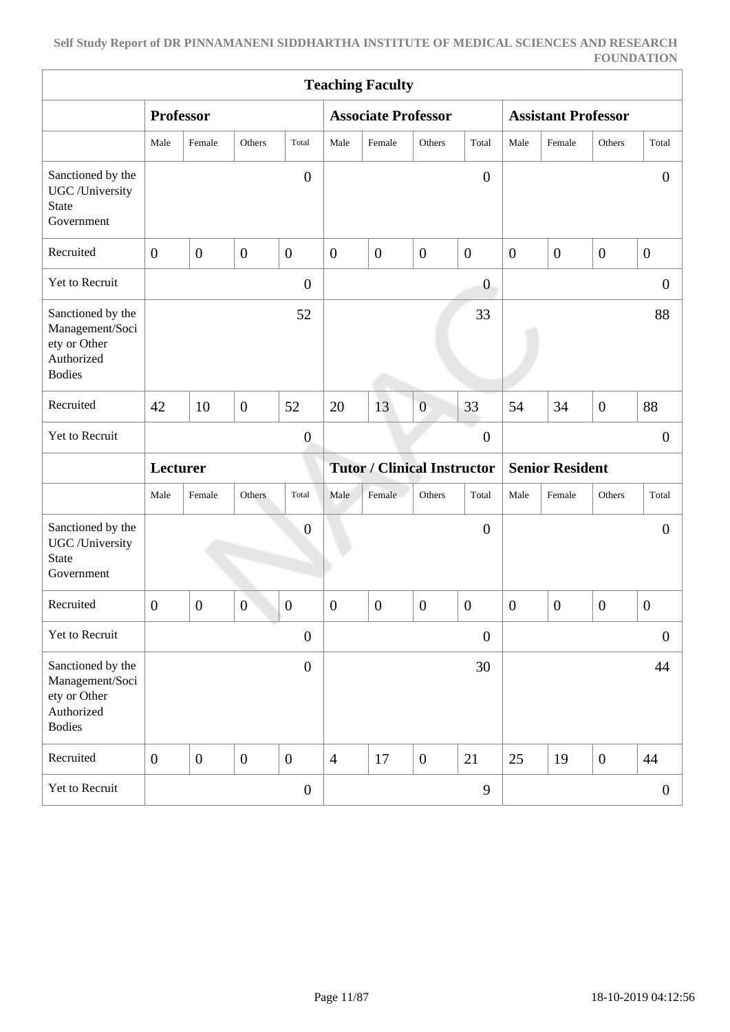| Teaching Faculty | | | | | | | | | | | | |
|---|---|---|---|---|---|---|---|---|---|---|---|---|
| | **Professor** | | | | **Associate Professor** | | | | **Assistant Professor** | | | |
| | Male | Female | Others | Total | Male | Female | Others | Total | Male | Female | Others | Total |
| Sanctioned by the UGC /University State Government | | | | 0 | | | | 0 | | | | 0 |
| Recruited | 0 | 0 | 0 | 0 | 0 | 0 | 0 | 0 | 0 | 0 | 0 | 0 |
| Yet to Recruit | | | | 0 | | | | 0 | | | | 0 |
| Sanctioned by the Management/Society or Other Authorized Bodies | | | | 52 | | | | 33 | | | | 88 |
| Recruited | 42 | 10 | 0 | 52 | 20 | 13 | 0 | 33 | 54 | 34 | 0 | 88 |
| Yet to Recruit | | | | 0 | | | | 0 | | | | 0 |
| | **Lecturer** | | | | **Tutor / Clinical Instructor** | | | | **Senior Resident** | | | |
| | Male | Female | Others | Total | Male | Female | Others | Total | Male | Female | Others | Total |
| Sanctioned by the UGC /University State Government | | | | 0 | | | | 0 | | | | 0 |
| Recruited | 0 | 0 | 0 | 0 | 0 | 0 | 0 | 0 | 0 | 0 | 0 | 0 |
| Yet to Recruit | | | | 0 | | | | 0 | | | | 0 |
| Sanctioned by the Management/Society or Other Authorized Bodies | | | | 0 | | | | 30 | | | | 44 |
| Recruited | 0 | 0 | 0 | 0 | 4 | 17 | 0 | 21 | 25 | 19 | 0 | 44 |
| Yet to Recruit | | | | 0 | | | | 9 | | | | 0 |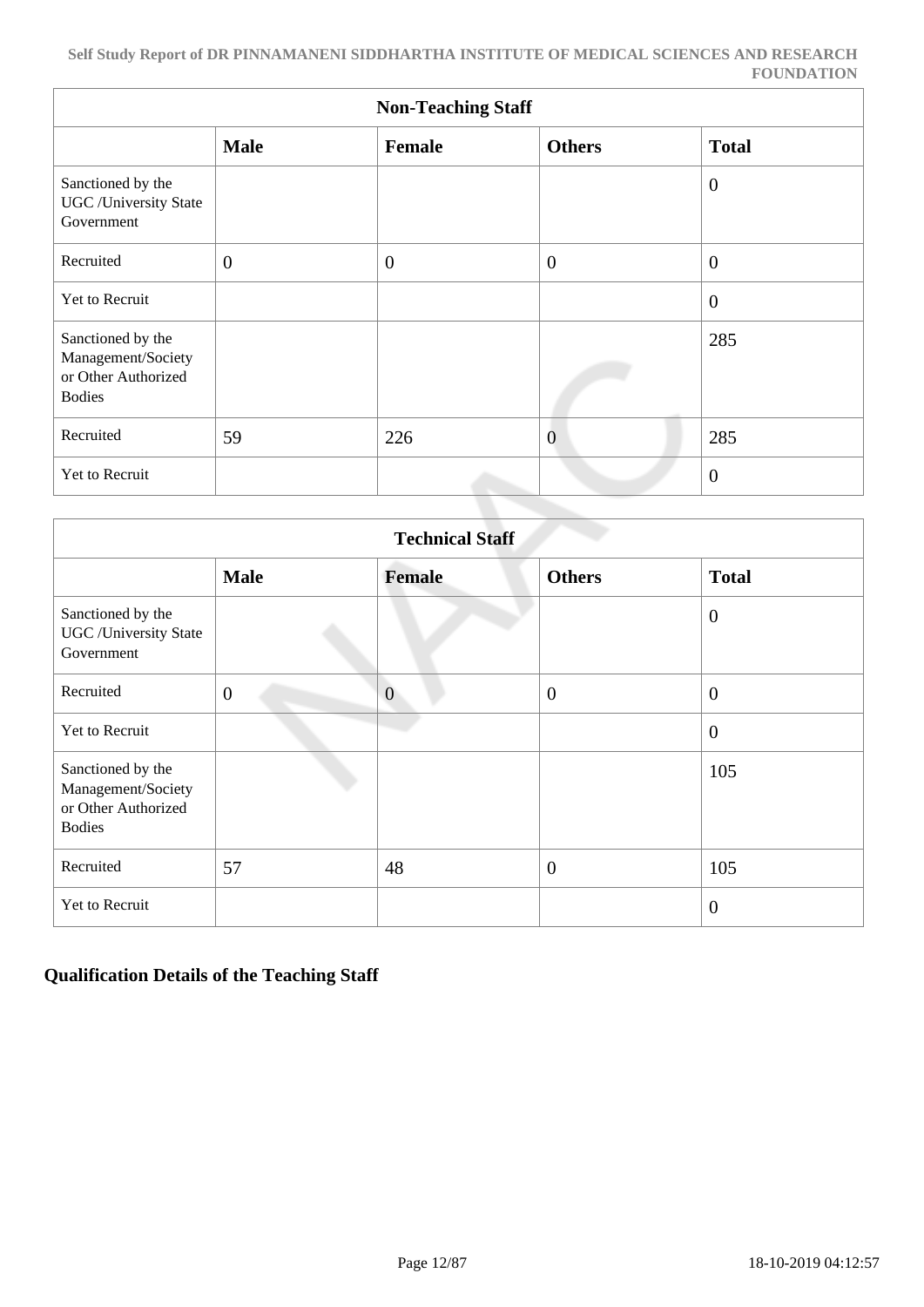| Non-Teaching Staff | | | | |
|---|---|---|---|---|
| | **Male** | **Female** | **Others** | **Total** |
| Sanctioned by the UGC /University State Government | | | | 0 |
| Recruited | 0 | 0 | 0 | 0 |
| Yet to Recruit | | | | 0 |
| Sanctioned by the Management/Society or Other Authorized Bodies | | | | 285 |
| Recruited | 59 | 226 | 0 | 285 |
| Yet to Recruit | | | | 0 |

| Technical Staff | | | | |
|---|---|---|---|---|
| | **Male** | **Female** | **Others** | **Total** |
| Sanctioned by the UGC /University State Government | | | | 0 |
| Recruited | 0 | 0 | 0 | 0 |
| Yet to Recruit | | | | 0 |
| Sanctioned by the Management/Society or Other Authorized Bodies | | | | 105 |
| Recruited | 57 | 48 | 0 | 105 |
| Yet to Recruit | | | | 0 |

## Qualification Details of the Teaching Staff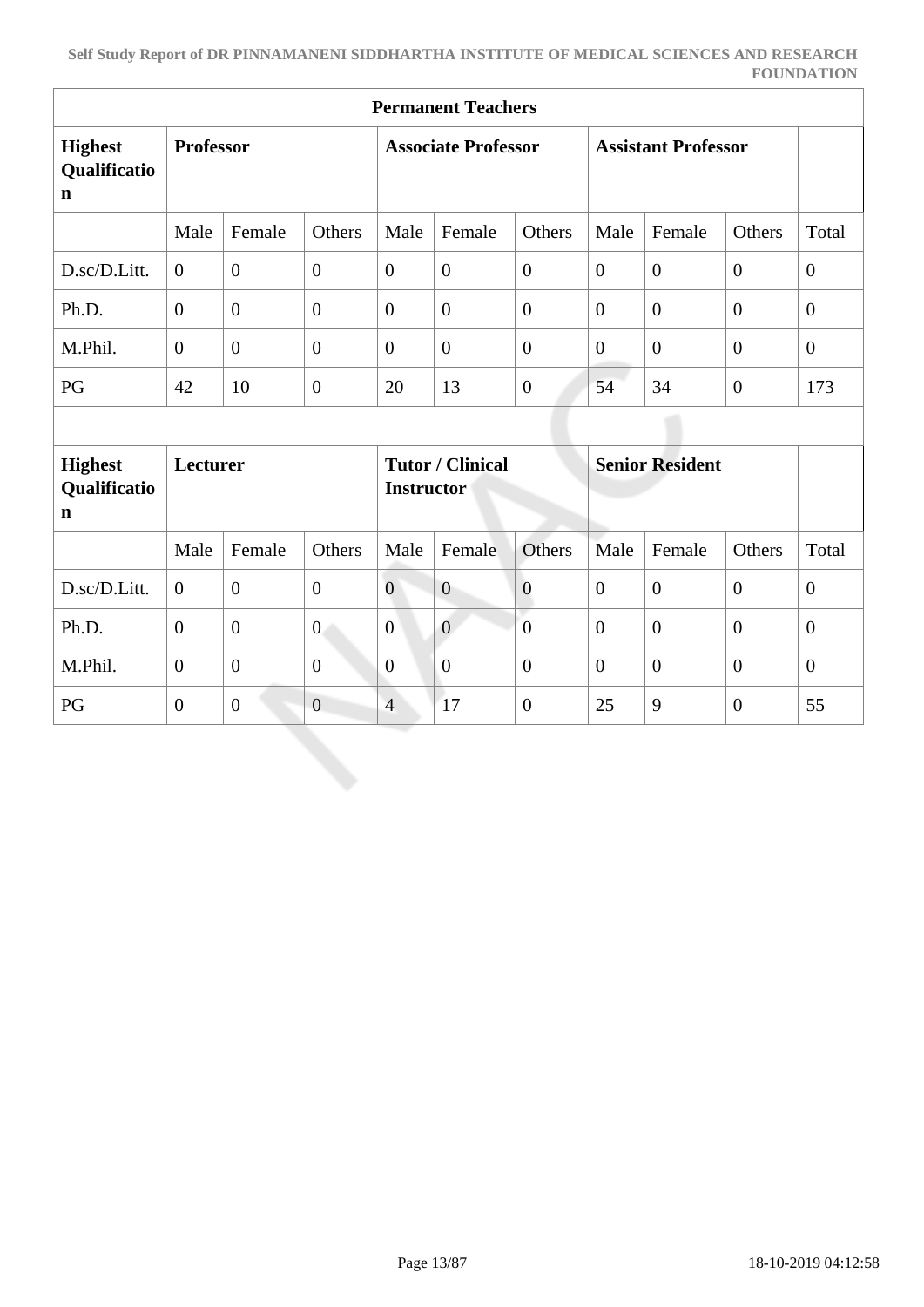| Permanent Teachers | | | | | | | | | | |
|---|---|---|---|---|---|---|---|---|---|---|
| **Highest Qualification** | **Professor** | | | **Associate Professor** | | | **Assistant Professor** | | | |
| | Male | Female | Others | Male | Female | Others | Male | Female | Others | Total |
| D.sc/D.Litt. | 0 | 0 | 0 | 0 | 0 | 0 | 0 | 0 | 0 | 0 |
| Ph.D. | 0 | 0 | 0 | 0 | 0 | 0 | 0 | 0 | 0 | 0 |
| M.Phil. | 0 | 0 | 0 | 0 | 0 | 0 | 0 | 0 | 0 | 0 |
| PG | 42 | 10 | 0 | 20 | 13 | 0 | 54 | 34 | 0 | 173 |
| | | | | | | | | | | |
| **Highest Qualification** | **Lecturer** | | | **Tutor / Clinical Instructor** | | | **Senior Resident** | | | |
| | Male | Female | Others | Male | Female | Others | Male | Female | Others | Total |
| D.sc/D.Litt. | 0 | 0 | 0 | 0 | 0 | 0 | 0 | 0 | 0 | 0 |
| Ph.D. | 0 | 0 | 0 | 0 | 0 | 0 | 0 | 0 | 0 | 0 |
| M.Phil. | 0 | 0 | 0 | 0 | 0 | 0 | 0 | 0 | 0 | 0 |
| PG | 0 | 0 | 0 | 4 | 17 | 0 | 25 | 9 | 0 | 55 |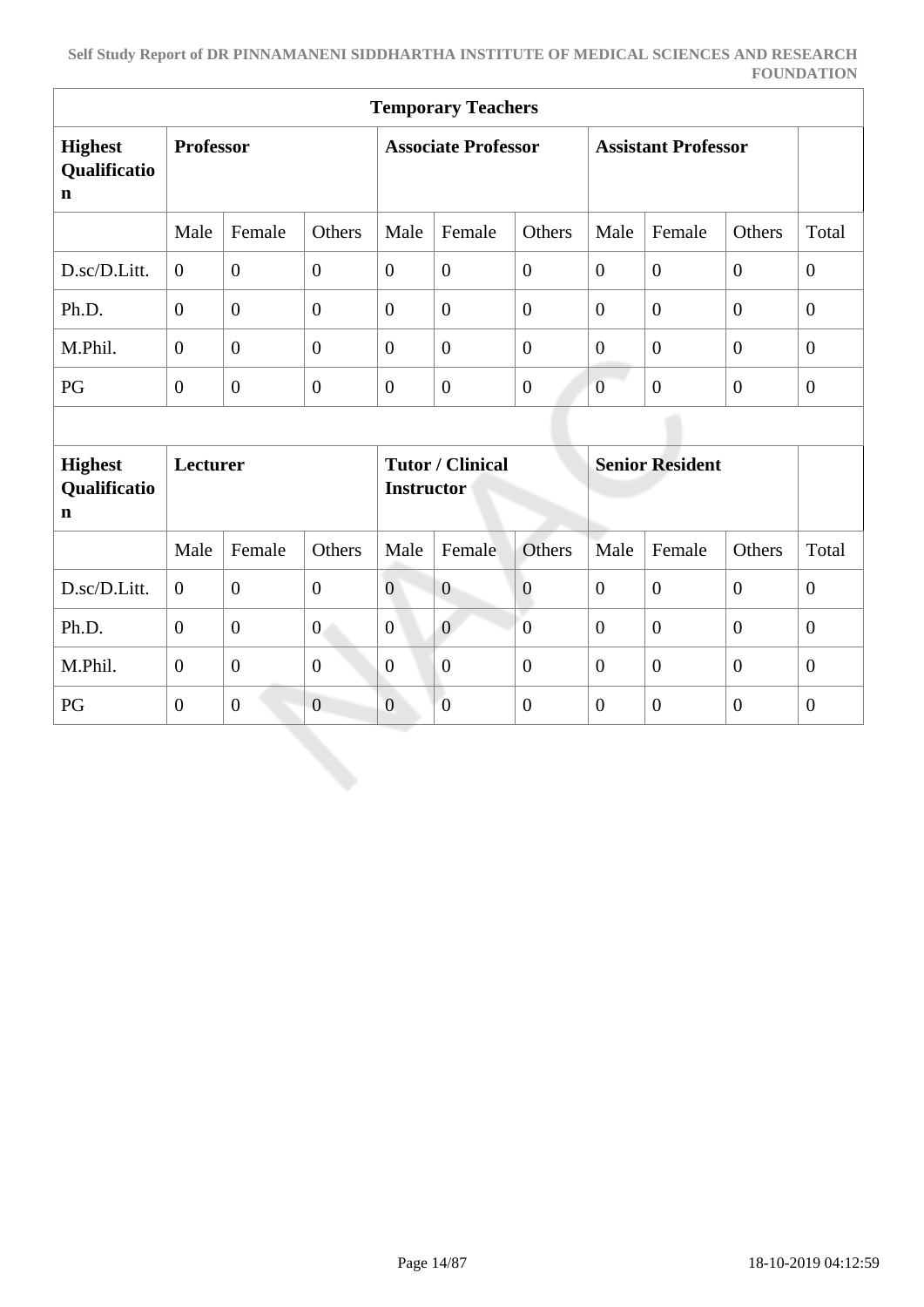| Temporary Teachers | | | | | | | | | |
|---|---|---|---|---|---|---|---|---|---|
| **Highest Qualification** | **Professor** | | | **Associate Professor** | | | **Assistant Professor** | | |
| | Male | Female | Others | Male | Female | Others | Male | Female | Others | Total |
| D.sc/D.Litt. | 0 | 0 | 0 | 0 | 0 | 0 | 0 | 0 | 0 | 0 |
| Ph.D. | 0 | 0 | 0 | 0 | 0 | 0 | 0 | 0 | 0 | 0 |
| M.Phil. | 0 | 0 | 0 | 0 | 0 | 0 | 0 | 0 | 0 | 0 |
| PG | 0 | 0 | 0 | 0 | 0 | 0 | 0 | 0 | 0 | 0 |

| **Highest Qualification** | **Lecturer** | | | **Tutor / Clinical Instructor** | | | **Senior Resident** | | | |
|---|---|---|---|---|---|---|---|---|---|---|
| | Male | Female | Others | Male | Female | Others | Male | Female | Others | Total |
| D.sc/D.Litt. | 0 | 0 | 0 | 0 | 0 | 0 | 0 | 0 | 0 | 0 |
| Ph.D. | 0 | 0 | 0 | 0 | 0 | 0 | 0 | 0 | 0 | 0 |
| M.Phil. | 0 | 0 | 0 | 0 | 0 | 0 | 0 | 0 | 0 | 0 |
| PG | 0 | 0 | 0 | 0 | 0 | 0 | 0 | 0 | 0 | 0 |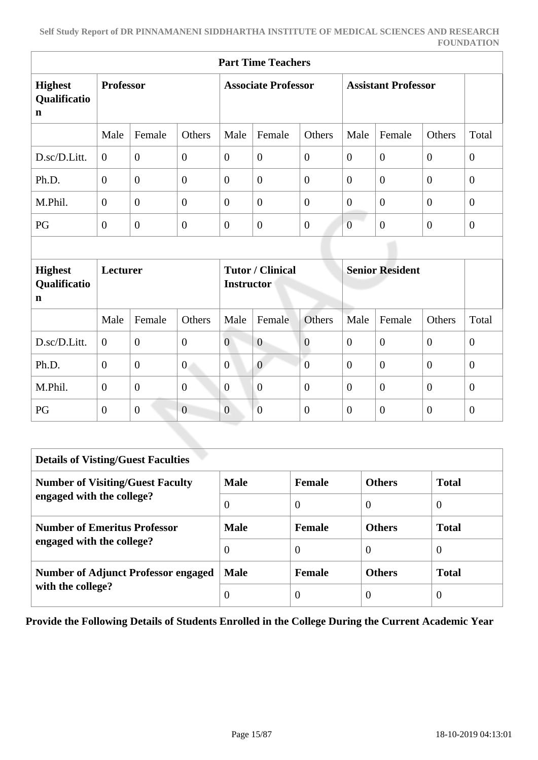| Part Time Teachers | | | | | | | | | | |
|---|---|---|---|---|---|---|---|---|---|---|
| **Highest Qualification** | **Professor** | | | **Associate Professor** | | | **Assistant Professor** | | | |
| | Male | Female | Others | Male | Female | Others | Male | Female | Others | Total |
| D.sc/D.Litt. | 0 | 0 | 0 | 0 | 0 | 0 | 0 | 0 | 0 | 0 |
| Ph.D. | 0 | 0 | 0 | 0 | 0 | 0 | 0 | 0 | 0 | 0 |
| M.Phil. | 0 | 0 | 0 | 0 | 0 | 0 | 0 | 0 | 0 | 0 |
| PG | 0 | 0 | 0 | 0 | 0 | 0 | 0 | 0 | 0 | 0 |
| | | | | | | | | | | |
| **Highest Qualification** | **Lecturer** | | | **Tutor / Clinical Instructor** | | | **Senior Resident** | | | |
| | Male | Female | Others | Male | Female | Others | Male | Female | Others | Total |
| D.sc/D.Litt. | 0 | 0 | 0 | 0 | 0 | 0 | 0 | 0 | 0 | 0 |
| Ph.D. | 0 | 0 | 0 | 0 | 0 | 0 | 0 | 0 | 0 | 0 |
| M.Phil. | 0 | 0 | 0 | 0 | 0 | 0 | 0 | 0 | 0 | 0 |
| PG | 0 | 0 | 0 | 0 | 0 | 0 | 0 | 0 | 0 | 0 |

| Details of Visting/Guest Faculties | | | | |
|---|---|---|---|---|
| **Number of Visiting/Guest Faculty engaged with the college?** | **Male** | **Female** | **Others** | **Total** |
| | 0 | 0 | 0 | 0 |
| **Number of Emeritus Professor engaged with the college?** | **Male** | **Female** | **Others** | **Total** |
| | 0 | 0 | 0 | 0 |
| **Number of Adjunct Professor engaged with the college?** | **Male** | **Female** | **Others** | **Total** |
| | 0 | 0 | 0 | 0 |

**Provide the Following Details of Students Enrolled in the College During the Current Academic Year**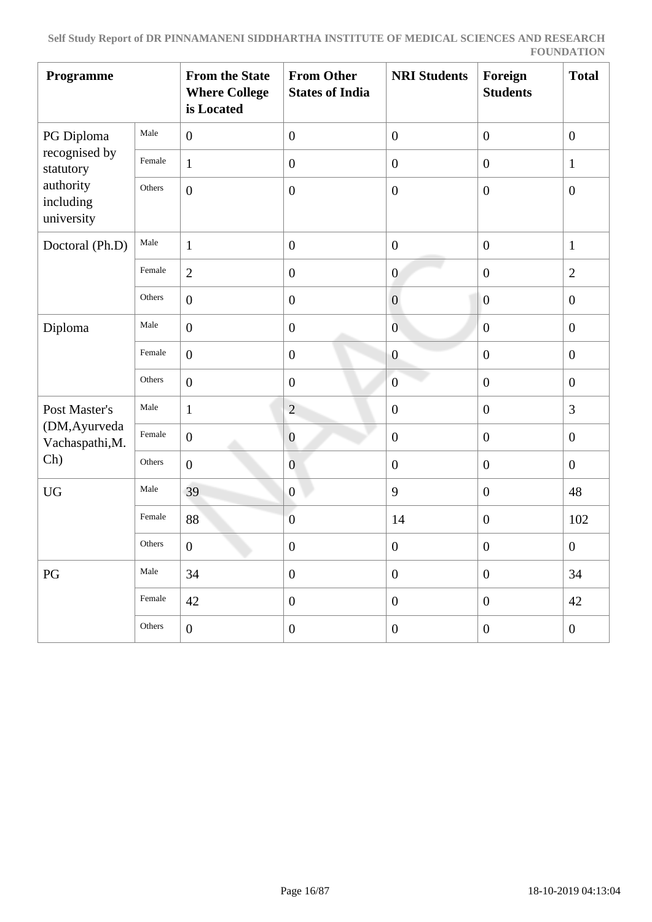| Programme | | From the State Where College is Located | From Other States of India | NRI Students | Foreign Students | Total |
|---|---|---|---|---|---|---|
| PG Diploma recognised by statutory authority including university | Male | 0 | 0 | 0 | 0 | 0 |
| | Female | 1 | 0 | 0 | 0 | 1 |
| | Others | 0 | 0 | 0 | 0 | 0 |
| Doctoral (Ph.D) | Male | 1 | 0 | 0 | 0 | 1 |
| | Female | 2 | 0 | 0 | 0 | 2 |
| | Others | 0 | 0 | 0 | 0 | 0 |
| Diploma | Male | 0 | 0 | 0 | 0 | 0 |
| | Female | 0 | 0 | 0 | 0 | 0 |
| | Others | 0 | 0 | 0 | 0 | 0 |
| Post Master's (DM,Ayurveda Vachaspathi,M.Ch) | Male | 1 | 2 | 0 | 0 | 3 |
| | Female | 0 | 0 | 0 | 0 | 0 |
| | Others | 0 | 0 | 0 | 0 | 0 |
| UG | Male | 39 | 0 | 9 | 0 | 48 |
| | Female | 88 | 0 | 14 | 0 | 102 |
| | Others | 0 | 0 | 0 | 0 | 0 |
| PG | Male | 34 | 0 | 0 | 0 | 34 |
| | Female | 42 | 0 | 0 | 0 | 42 |
| | Others | 0 | 0 | 0 | 0 | 0 |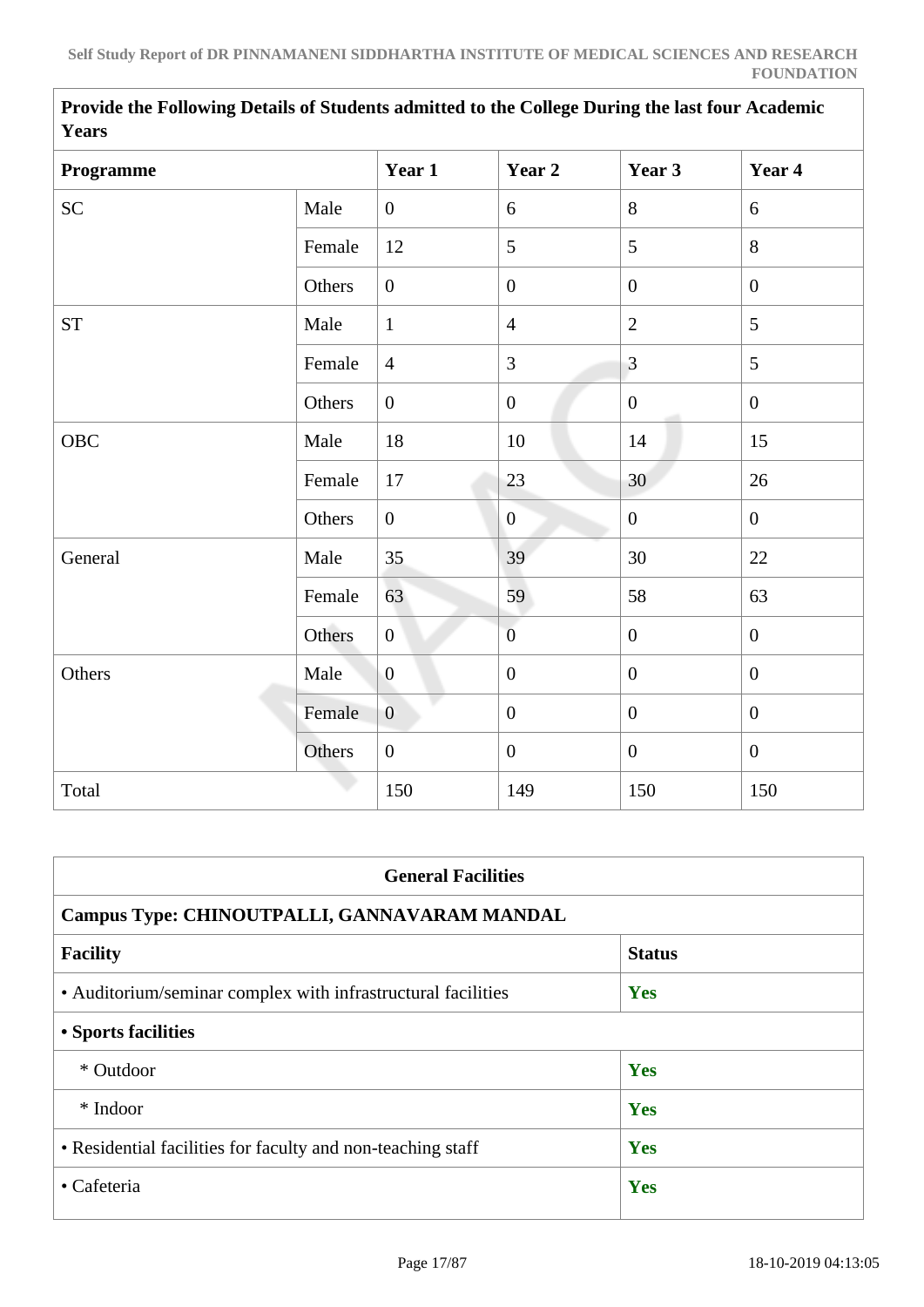| Provide the Following Details of Students admitted to the College During the last four Academic Years | | | | | |
|---|---|---|---|---|---|
| **Programme** | | **Year 1** | **Year 2** | **Year 3** | **Year 4** |
| SC | Male | 0 | 6 | 8 | 6 |
| | Female | 12 | 5 | 5 | 8 |
| | Others | 0 | 0 | 0 | 0 |
| ST | Male | 1 | 4 | 2 | 5 |
| | Female | 4 | 3 | 3 | 5 |
| | Others | 0 | 0 | 0 | 0 |
| OBC | Male | 18 | 10 | 14 | 15 |
| | Female | 17 | 23 | 30 | 26 |
| | Others | 0 | 0 | 0 | 0 |
| General | Male | 35 | 39 | 30 | 22 |
| | Female | 63 | 59 | 58 | 63 |
| | Others | 0 | 0 | 0 | 0 |
| Others | Male | 0 | 0 | 0 | 0 |
| | Female | 0 | 0 | 0 | 0 |
| | Others | 0 | 0 | 0 | 0 |
| Total | | 150 | 149 | 150 | 150 |

| General Facilities | |
|---|---|
| **Campus Type: CHINOUTPALLI, GANNAVARAM MANDAL** | |
| **Facility** | **Status** |
| • Auditorium/seminar complex with infrastructural facilities | **Yes** |
| **• Sports facilities** | |
| * Outdoor | **Yes** |
| * Indoor | **Yes** |
| • Residential facilities for faculty and non-teaching staff | **Yes** |
| • Cafeteria | **Yes** |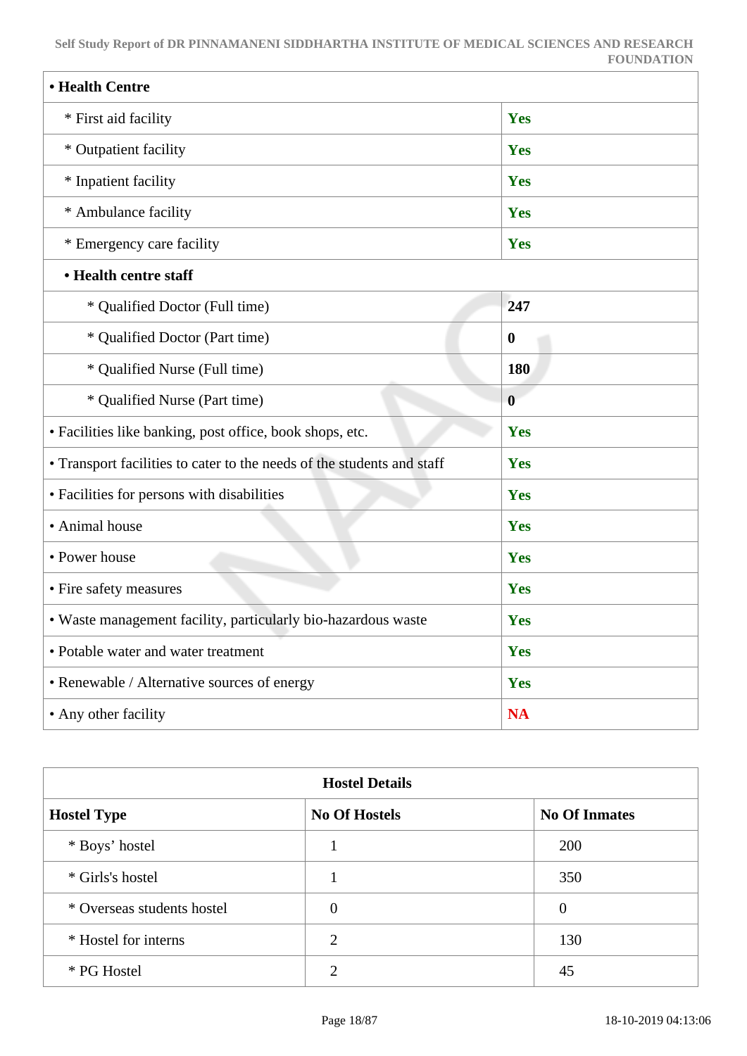| • Health Centre | |
|---|---|
| * First aid facility | Yes |
| * Outpatient facility | Yes |
| * Inpatient facility | Yes |
| * Ambulance facility | Yes |
| * Emergency care facility | Yes |
| • Health centre staff | |
| * Qualified Doctor (Full time) | 247 |
| * Qualified Doctor (Part time) | 0 |
| * Qualified Nurse (Full time) | 180 |
| * Qualified Nurse (Part time) | 0 |
| • Facilities like banking, post office, book shops, etc. | Yes |
| • Transport facilities to cater to the needs of the students and staff | Yes |
| • Facilities for persons with disabilities | Yes |
| • Animal house | Yes |
| • Power house | Yes |
| • Fire safety measures | Yes |
| • Waste management facility, particularly bio-hazardous waste | Yes |
| • Potable water and water treatment | Yes |
| • Renewable / Alternative sources of energy | Yes |
| • Any other facility | NA |

| Hostel Details | | |
|---|---|---|
| **Hostel Type** | **No Of Hostels** | **No Of Inmates** |
| * Boys' hostel | 1 | 200 |
| * Girls's hostel | 1 | 350 |
| * Overseas students hostel | 0 | 0 |
| * Hostel for interns | 2 | 130 |
| * PG Hostel | 2 | 45 |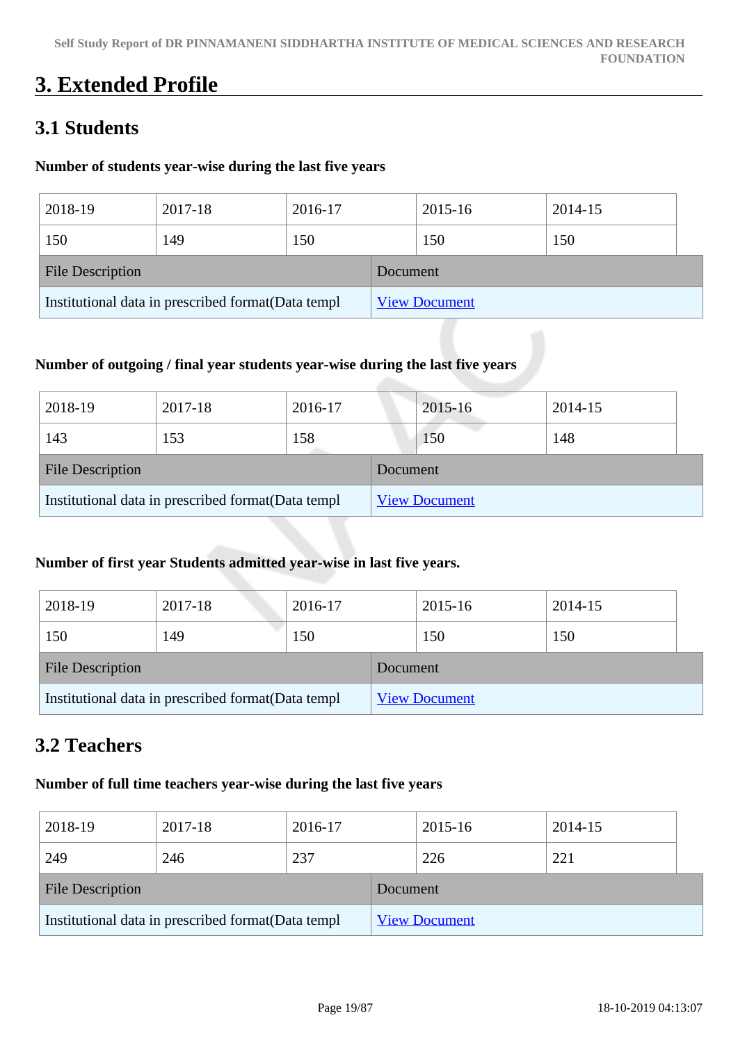# 3. Extended Profile

## 3.1 Students

**Number of students year-wise during the last five years**

| 2018-19 | 2017-18 | 2016-17 | 2015-16 | 2014-15 |
|---|---|---|---|---|
| 150 | 149 | 150 | 150 | 150 |

| File Description | Document |
|---|---|
| Institutional data in prescribed format(Data templ | View Document |

**Number of outgoing / final year students year-wise during the last five years**

| 2018-19 | 2017-18 | 2016-17 | 2015-16 | 2014-15 |
|---|---|---|---|---|
| 143 | 153 | 158 | 150 | 148 |

| File Description | Document |
|---|---|
| Institutional data in prescribed format(Data templ | View Document |

**Number of first year Students admitted year-wise in last five years.**

| 2018-19 | 2017-18 | 2016-17 | 2015-16 | 2014-15 |
|---|---|---|---|---|
| 150 | 149 | 150 | 150 | 150 |

| File Description | Document |
|---|---|
| Institutional data in prescribed format(Data templ | View Document |

## 3.2 Teachers

**Number of full time teachers year-wise during the last five years**

| 2018-19 | 2017-18 | 2016-17 | 2015-16 | 2014-15 |
|---|---|---|---|---|
| 249 | 246 | 237 | 226 | 221 |

| File Description | Document |
|---|---|
| Institutional data in prescribed format(Data templ | View Document |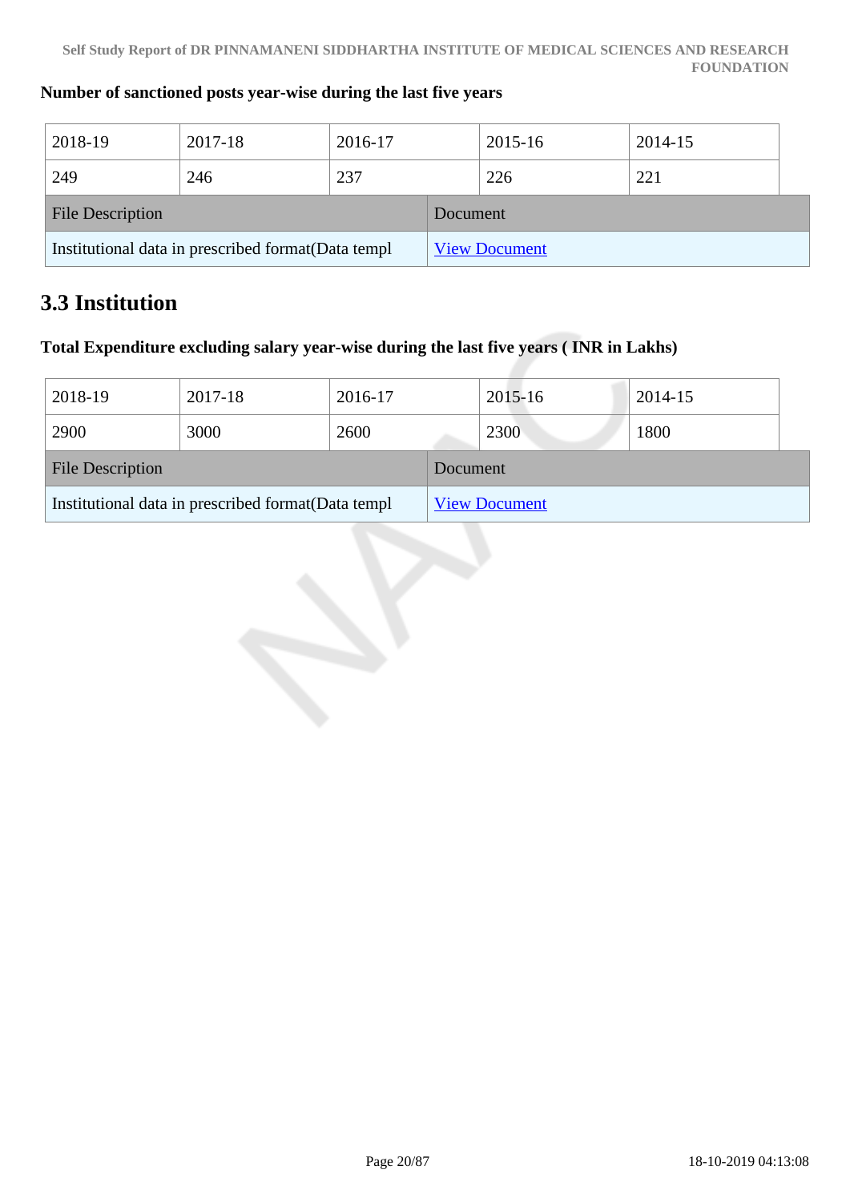**Number of sanctioned posts year-wise during the last five years**

| 2018-19 | 2017-18 | 2016-17 | 2015-16 | 2014-15 |
|---|---|---|---|---|
| 249 | 246 | 237 | 226 | 221 |

| File Description | Document |
|---|---|
| Institutional data in prescribed format(Data templ | View Document |

## 3.3 Institution

**Total Expenditure excluding salary year-wise during the last five years ( INR in Lakhs)**

| 2018-19 | 2017-18 | 2016-17 | 2015-16 | 2014-15 |
|---|---|---|---|---|
| 2900 | 3000 | 2600 | 2300 | 1800 |

| File Description | Document |
|---|---|
| Institutional data in prescribed format(Data templ | View Document |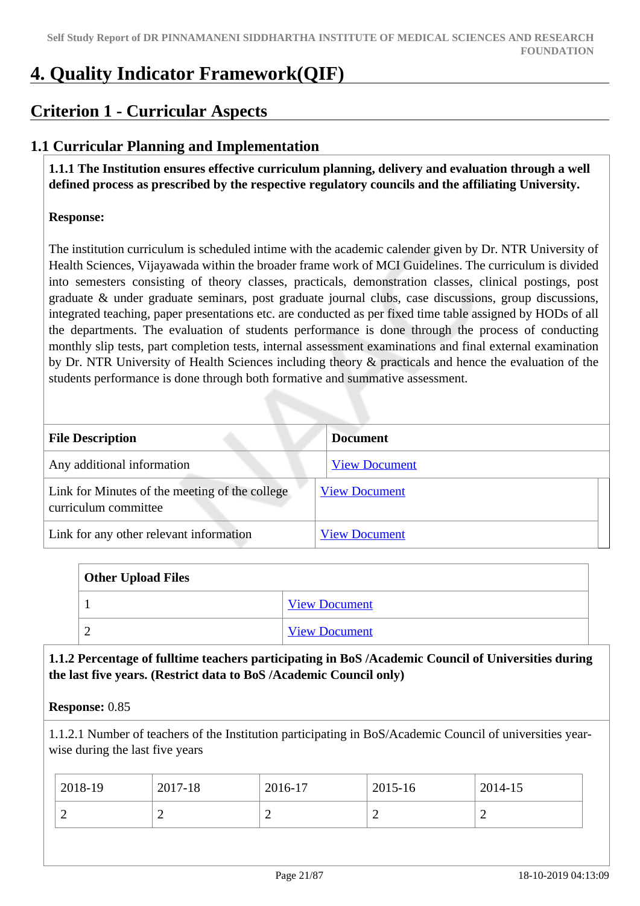# 4. Quality Indicator Framework(QIF)

## Criterion 1 - Curricular Aspects

### 1.1 Curricular Planning and Implementation

**1.1.1 The Institution ensures effective curriculum planning, delivery and evaluation through a well defined process as prescribed by the respective regulatory councils and the affiliating University.**

**Response:**

The institution curriculum is scheduled intime with the academic calender given by Dr. NTR University of Health Sciences, Vijayawada within the broader frame work of MCI Guidelines. The curriculum is divided into semesters consisting of theory classes, practicals, demonstration classes, clinical postings, post graduate & under graduate seminars, post graduate journal clubs, case discussions, group discussions, integrated teaching, paper presentations etc. are conducted as per fixed time table assigned by HODs of all the departments. The evaluation of students performance is done through the process of conducting monthly slip tests, part completion tests, internal assessment examinations and final external examination by Dr. NTR University of Health Sciences including theory & practicals and hence the evaluation of the students performance is done through both formative and summative assessment.

| File Description | Document |
|---|---|
| Any additional information | View Document |
| Link for Minutes of the meeting of the college curriculum committee | View Document |
| Link for any other relevant information | View Document |

| Other Upload Files | |
|---|---|
| 1 | View Document |
| 2 | View Document |

**1.1.2 Percentage of fulltime teachers participating in BoS /Academic Council of Universities during the last five years. (Restrict data to BoS /Academic Council only)**

**Response:** 0.85

1.1.2.1 Number of teachers of the Institution participating in BoS/Academic Council of universities year-wise during the last five years

| 2018-19 | 2017-18 | 2016-17 | 2015-16 | 2014-15 |
|---|---|---|---|---|
| 2 | 2 | 2 | 2 | 2 |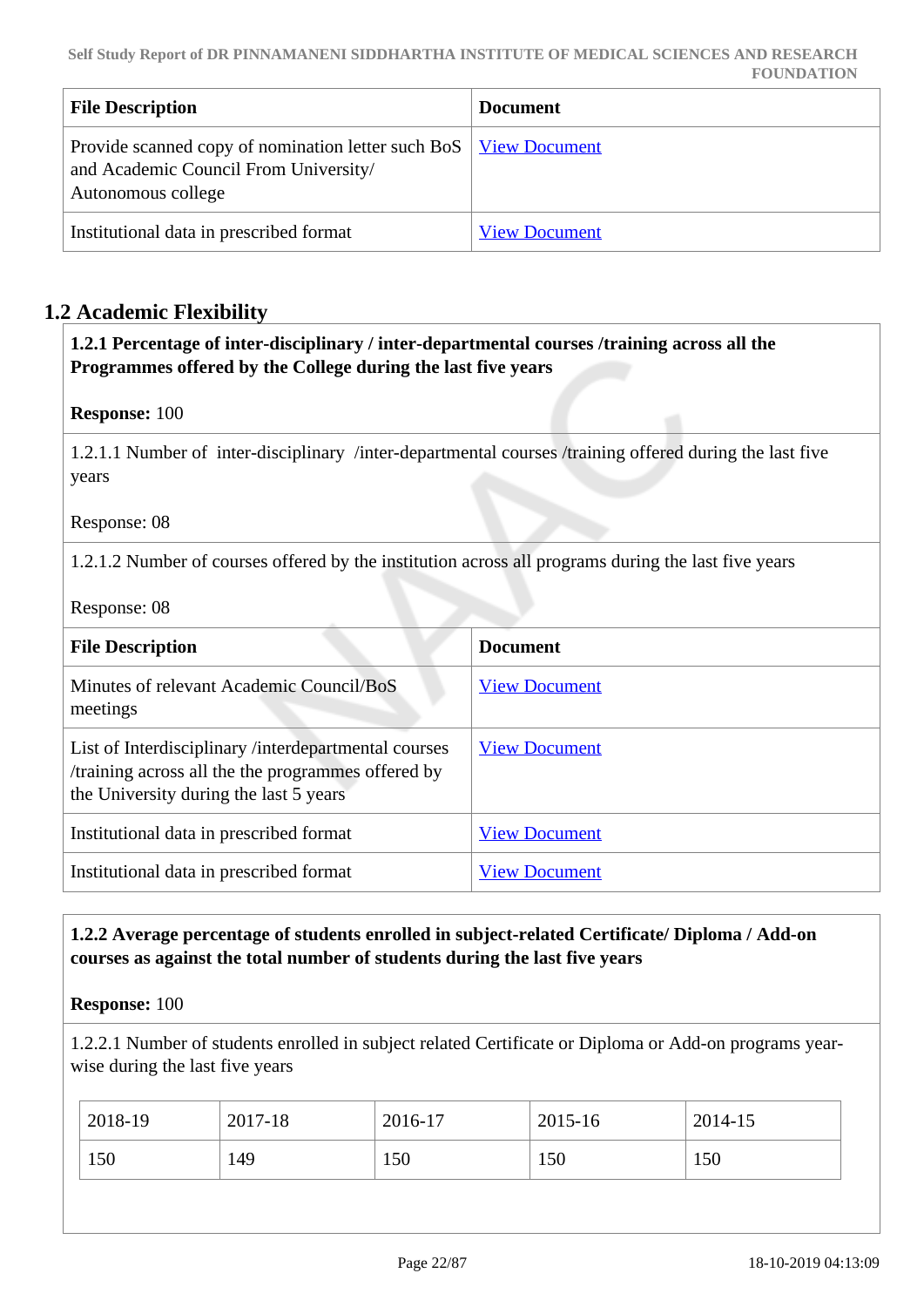| File Description | Document |
| --- | --- |
| Provide scanned copy of nomination letter such BoS and Academic Council From University/ Autonomous college | View Document |
| Institutional data in prescribed format | View Document |

## 1.2 Academic Flexibility

**1.2.1 Percentage of inter-disciplinary / inter-departmental courses /training across all the Programmes offered by the College during the last five years**

**Response:** 100

1.2.1.1 Number of inter-disciplinary /inter-departmental courses /training offered during the last five years

Response: 08

1.2.1.2 Number of courses offered by the institution across all programs during the last five years

Response: 08

| File Description | Document |
| --- | --- |
| Minutes of relevant Academic Council/BoS meetings | View Document |
| List of Interdisciplinary /interdepartmental courses /training across all the the programmes offered by the University during the last 5 years | View Document |
| Institutional data in prescribed format | View Document |
| Institutional data in prescribed format | View Document |

**1.2.2 Average percentage of students enrolled in subject-related Certificate/ Diploma / Add-on courses as against the total number of students during the last five years**

**Response:** 100

1.2.2.1 Number of students enrolled in subject related Certificate or Diploma or Add-on programs year-wise during the last five years

| 2018-19 | 2017-18 | 2016-17 | 2015-16 | 2014-15 |
| --- | --- | --- | --- | --- |
| 150 | 149 | 150 | 150 | 150 |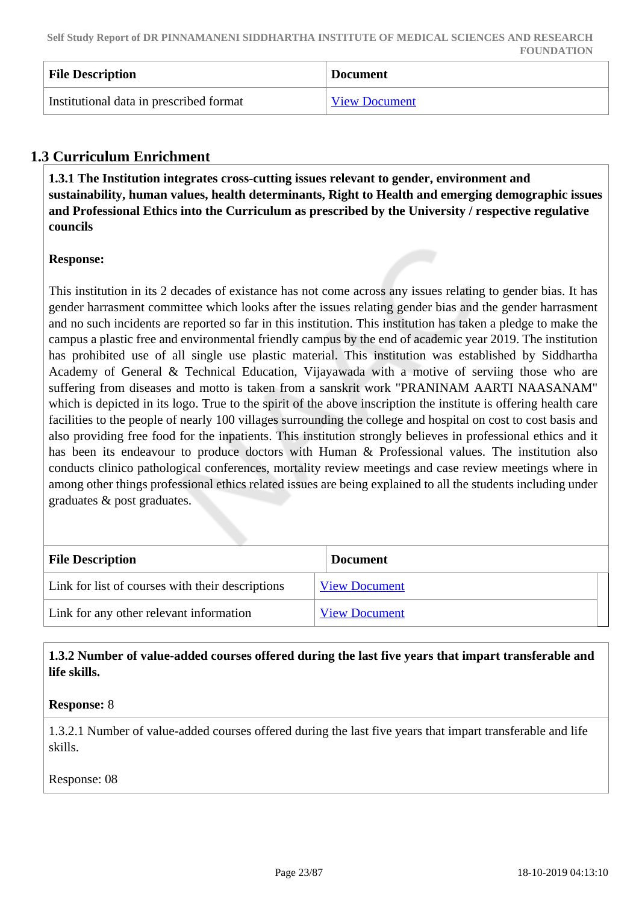| File Description | Document |
| --- | --- |
| Institutional data in prescribed format | View Document |

## 1.3 Curriculum Enrichment

**1.3.1 The Institution integrates cross-cutting issues relevant to gender, environment and sustainability, human values, health determinants, Right to Health and emerging demographic issues and Professional Ethics into the Curriculum as prescribed by the University / respective regulative councils**

**Response:**

This institution in its 2 decades of existance has not come across any issues relating to gender bias. It has gender harrasment committee which looks after the issues relating gender bias and the gender harrasment and no such incidents are reported so far in this institution. This institution has taken a pledge to make the campus a plastic free and environmental friendly campus by the end of academic year 2019. The institution has prohibited use of all single use plastic material. This institution was established by Siddhartha Academy of General & Technical Education, Vijayawada with a motive of serviing those who are suffering from diseases and motto is taken from a sanskrit work "PRANINAM AARTI NAASANAM" which is depicted in its logo. True to the spirit of the above inscription the institute is offering health care facilities to the people of nearly 100 villages surrounding the college and hospital on cost to cost basis and also providing free food for the inpatients. This institution strongly believes in professional ethics and it has been its endeavour to produce doctors with Human & Professional values. The institution also conducts clinico pathological conferences, mortality review meetings and case review meetings where in among other things professional ethics related issues are being explained to all the students including under graduates & post graduates.

| File Description | Document |
| --- | --- |
| Link for list of courses with their descriptions | View Document |
| Link for any other relevant information | View Document |

**1.3.2 Number of value-added courses offered during the last five years that impart transferable and life skills.**

**Response:** 8

1.3.2.1 Number of value-added courses offered during the last five years that impart transferable and life skills.

Response: 08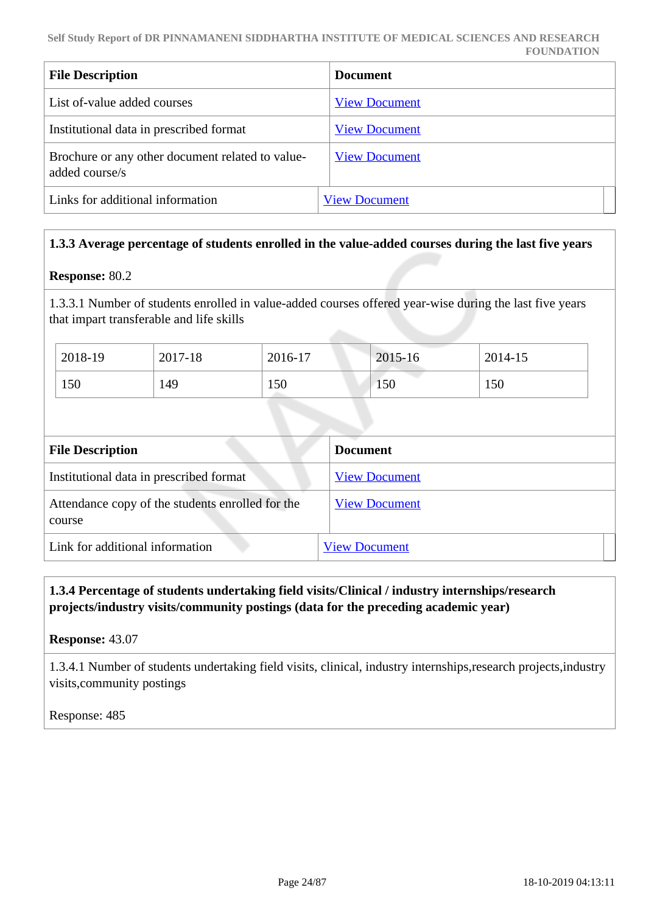| File Description | Document |
| --- | --- |
| List of-value added courses | View Document |
| Institutional data in prescribed format | View Document |
| Brochure or any other document related to value-added course/s | View Document |
| Links for additional information | View Document |

**1.3.3 Average percentage of students enrolled in the value-added courses during the last five years**

**Response:** 80.2

1.3.3.1 Number of students enrolled in value-added courses offered year-wise during the last five years that impart transferable and life skills

| 2018-19 | 2017-18 | 2016-17 | 2015-16 | 2014-15 |
| --- | --- | --- | --- | --- |
| 150 | 149 | 150 | 150 | 150 |

| File Description | Document |
| --- | --- |
| Institutional data in prescribed format | View Document |
| Attendance copy of the students enrolled for the course | View Document |
| Link for additional information | View Document |

**1.3.4 Percentage of students undertaking field visits/Clinical / industry internships/research projects/industry visits/community postings (data for the preceding academic year)**

**Response:** 43.07

1.3.4.1 Number of students undertaking field visits, clinical, industry internships,research projects,industry visits,community postings

Response: 485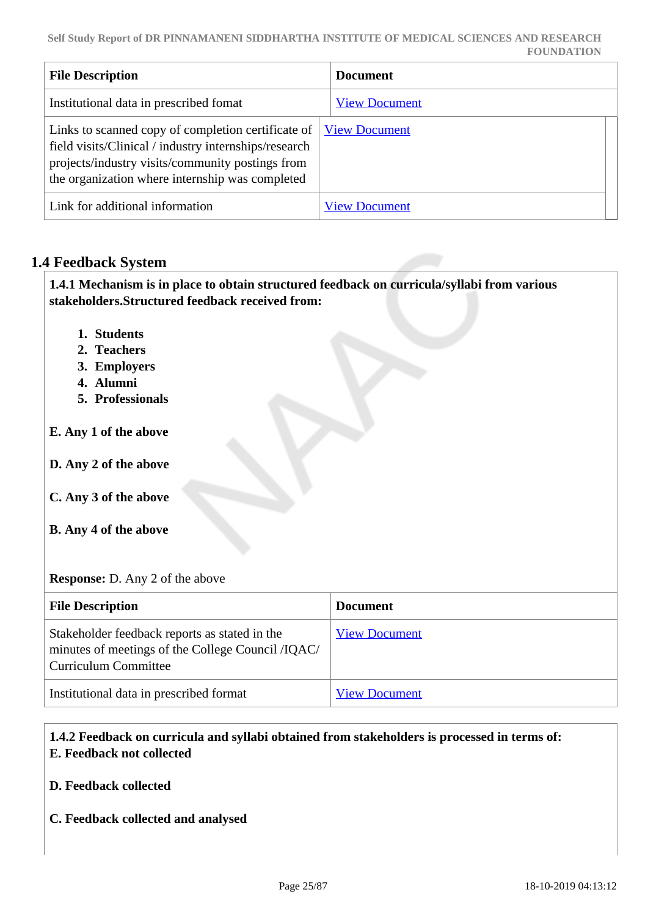| File Description | Document |
|---|---|
| Institutional data in prescribed fomat | View Document |
| Links to scanned copy of completion certificate of field visits/Clinical / industry internships/research projects/industry visits/community postings from the organization where internship was completed | View Document |
| Link for additional information | View Document |

## 1.4 Feedback System

**1.4.1 Mechanism is in place to obtain structured feedback on curricula/syllabi from various stakeholders.Structured feedback received from:**

1. **Students**
2. **Teachers**
3. **Employers**
4. **Alumni**
5. **Professionals**

**E. Any 1 of the above**

**D. Any 2 of the above**

**C. Any 3 of the above**

**B. Any 4 of the above**

**Response:** D. Any 2 of the above

| File Description | Document |
|---|---|
| Stakeholder feedback reports as stated in the minutes of meetings of the College Council /IQAC/ Curriculum Committee | View Document |
| Institutional data in prescribed format | View Document |

**1.4.2 Feedback on curricula and syllabi obtained from stakeholders is processed in terms of:**
**E. Feedback not collected**

**D. Feedback collected**

**C. Feedback collected and analysed**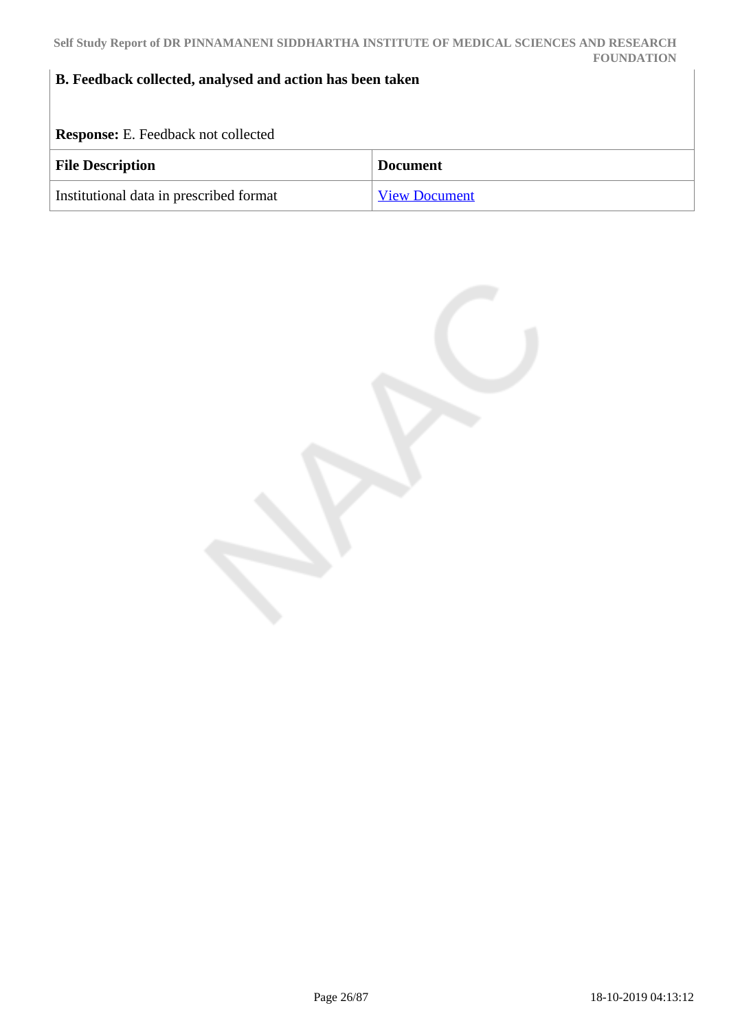**B. Feedback collected, analysed and action has been taken**

**Response:** E. Feedback not collected

| File Description | Document |
|---|---|
| Institutional data in prescribed format | View Document |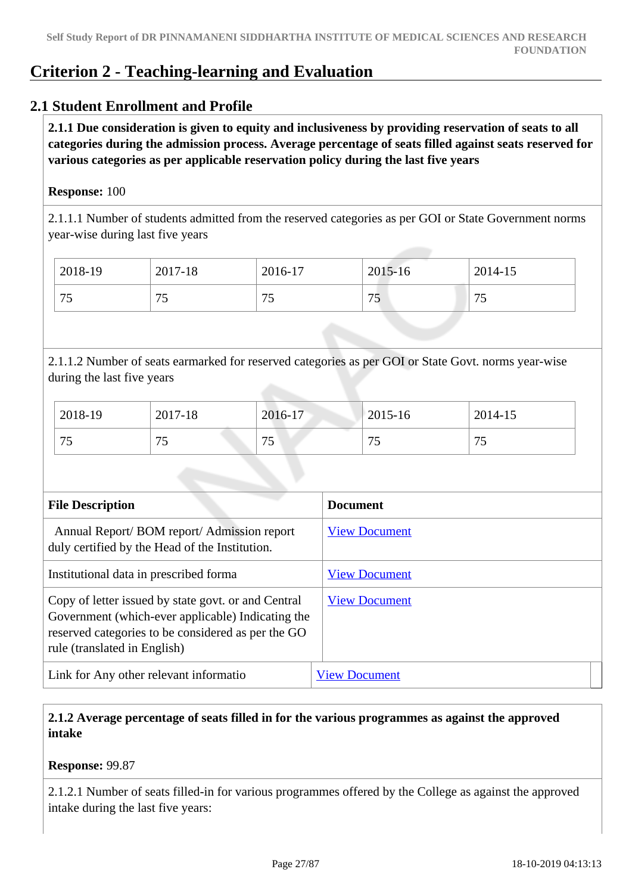# Criterion 2 - Teaching-learning and Evaluation

## 2.1 Student Enrollment and Profile

**2.1.1 Due consideration is given to equity and inclusiveness by providing reservation of seats to all categories during the admission process. Average percentage of seats filled against seats reserved for various categories as per applicable reservation policy during the last five years**

**Response:** 100

2.1.1.1 Number of students admitted from the reserved categories as per GOI or State Government norms year-wise during last five years

| 2018-19 | 2017-18 | 2016-17 | 2015-16 | 2014-15 |
|---|---|---|---|---|
| 75 | 75 | 75 | 75 | 75 |

2.1.1.2 Number of seats earmarked for reserved categories as per GOI or State Govt. norms year-wise during the last five years

| 2018-19 | 2017-18 | 2016-17 | 2015-16 | 2014-15 |
|---|---|---|---|---|
| 75 | 75 | 75 | 75 | 75 |

| File Description | Document |
|---|---|
| Annual Report/ BOM report/ Admission report duly certified by the Head of the Institution. | View Document |
| Institutional data in prescribed forma | View Document |
| Copy of letter issued by state govt. or and Central Government (which-ever applicable) Indicating the reserved categories to be considered as per the GO rule (translated in English) | View Document |
| Link for Any other relevant informatio | View Document |

**2.1.2 Average percentage of seats filled in for the various programmes as against the approved intake**

**Response:** 99.87

2.1.2.1 Number of seats filled-in for various programmes offered by the College as against the approved intake during the last five years: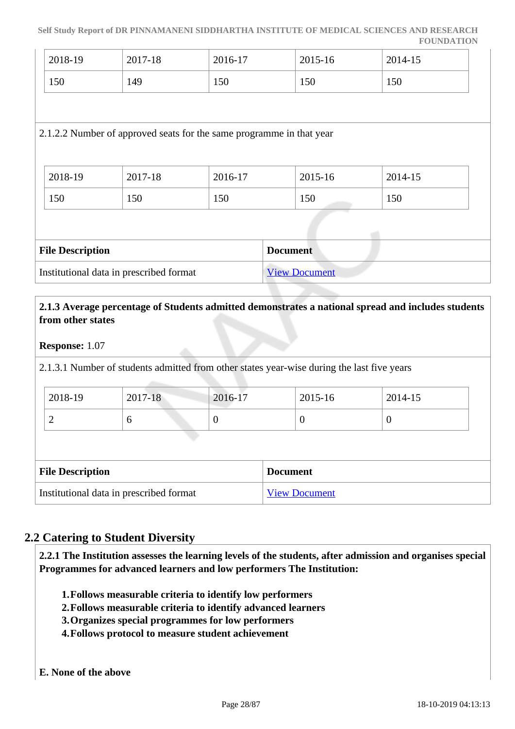| 2018-19 | 2017-18 | 2016-17 | 2015-16 | 2014-15 |
|---|---|---|---|---|
| 150 | 149 | 150 | 150 | 150 |

2.1.2.2 Number of approved seats for the same programme in that year

| 2018-19 | 2017-18 | 2016-17 | 2015-16 | 2014-15 |
|---|---|---|---|---|
| 150 | 150 | 150 | 150 | 150 |

| File Description | Document |
|---|---|
| Institutional data in prescribed format | View Document |

**2.1.3 Average percentage of Students admitted demonstrates a national spread and includes students from other states**

**Response:** 1.07

2.1.3.1 Number of students admitted from other states year-wise during the last five years

| 2018-19 | 2017-18 | 2016-17 | 2015-16 | 2014-15 |
|---|---|---|---|---|
| 2 | 6 | 0 | 0 | 0 |

| File Description | Document |
|---|---|
| Institutional data in prescribed format | View Document |

## 2.2 Catering to Student Diversity

**2.2.1 The Institution assesses the learning levels of the students, after admission and organises special Programmes for advanced learners and low performers The Institution:**

1. **Follows measurable criteria to identify low performers**
2. **Follows measurable criteria to identify advanced learners**
3. **Organizes special programmes for low performers**
4. **Follows protocol to measure student achievement**

**E. None of the above**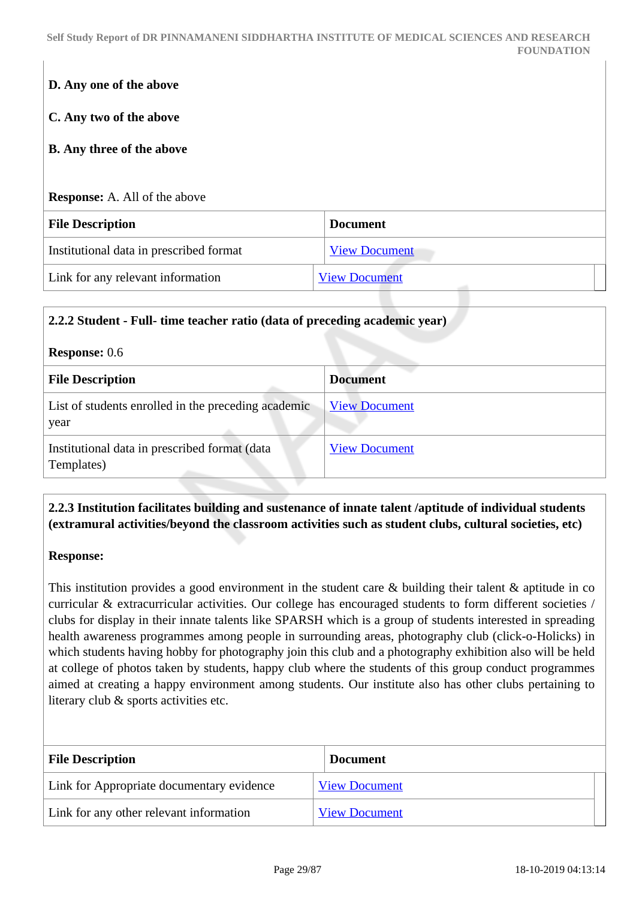**D. Any one of the above**

**C. Any two of the above**

**B. Any three of the above**

**Response:** A. All of the above

| File Description | Document |
|---|---|
| Institutional data in prescribed format | View Document |
| Link for any relevant information | View Document |

**2.2.2 Student - Full- time teacher ratio (data of preceding academic year)**

**Response:** 0.6

| File Description | Document |
|---|---|
| List of students enrolled in the preceding academic year | View Document |
| Institutional data in prescribed format (data Templates) | View Document |

**2.2.3 Institution facilitates building and sustenance of innate talent /aptitude of individual students (extramural activities/beyond the classroom activities such as student clubs, cultural societies, etc)**

**Response:**

This institution provides a good environment in the student care & building their talent & aptitude in co curricular & extracurricular activities. Our college has encouraged students to form different societies / clubs for display in their innate talents like SPARSH which is a group of students interested in spreading health awareness programmes among people in surrounding areas, photography club (click-o-Holicks) in which students having hobby for photography join this club and a photography exhibition also will be held at college of photos taken by students, happy club where the students of this group conduct programmes aimed at creating a happy environment among students. Our institute also has other clubs pertaining to literary club & sports activities etc.

| File Description | Document |
|---|---|
| Link for Appropriate documentary evidence | View Document |
| Link for any other relevant information | View Document |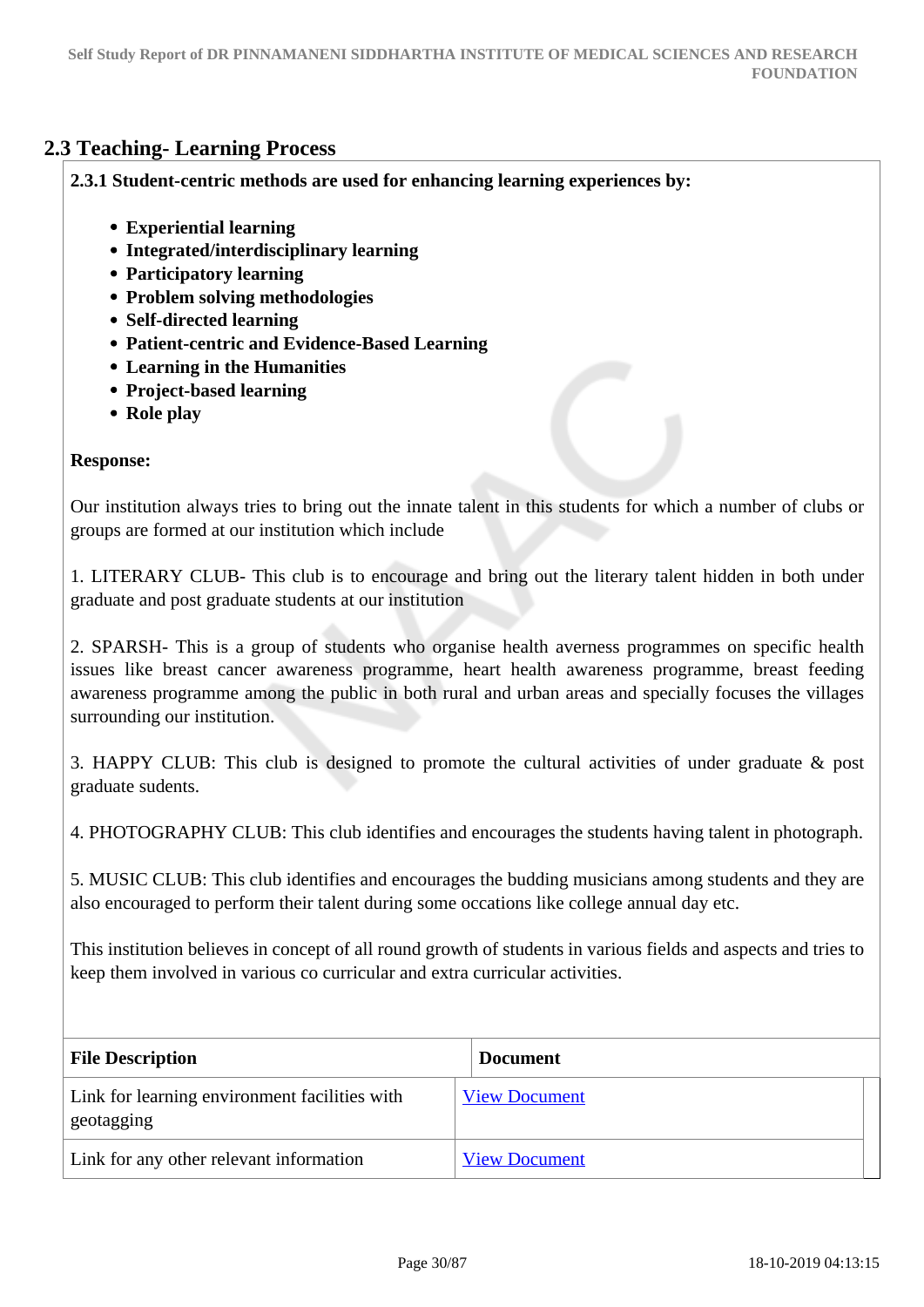## 2.3 Teaching- Learning Process

**2.3.1 Student-centric methods are used for enhancing learning experiences by:**

- **Experiential learning**
- **Integrated/interdisciplinary learning**
- **Participatory learning**
- **Problem solving methodologies**
- **Self-directed learning**
- **Patient-centric and Evidence-Based Learning**
- **Learning in the Humanities**
- **Project-based learning**
- **Role play**

**Response:**

Our institution always tries to bring out the innate talent in this students for which a number of clubs or groups are formed at our institution which include

1. LITERARY CLUB- This club is to encourage and bring out the literary talent hidden in both under graduate and post graduate students at our institution

2. SPARSH- This is a group of students who organise health averness programmes on specific health issues like breast cancer awareness programme, heart health awareness programme, breast feeding awareness programme among the public in both rural and urban areas and specially focuses the villages surrounding our institution.

3. HAPPY CLUB: This club is designed to promote the cultural activities of under graduate & post graduate sudents.

4. PHOTOGRAPHY CLUB: This club identifies and encourages the students having talent in photograph.

5. MUSIC CLUB: This club identifies and encourages the budding musicians among students and they are also encouraged to perform their talent during some occasions like college annual day etc.

This institution believes in concept of all round growth of students in various fields and aspects and tries to keep them involved in various co curricular and extra curricular activities.

| File Description | Document |
|---|---|
| Link for learning environment facilities with geotagging | View Document |
| Link for any other relevant information | View Document |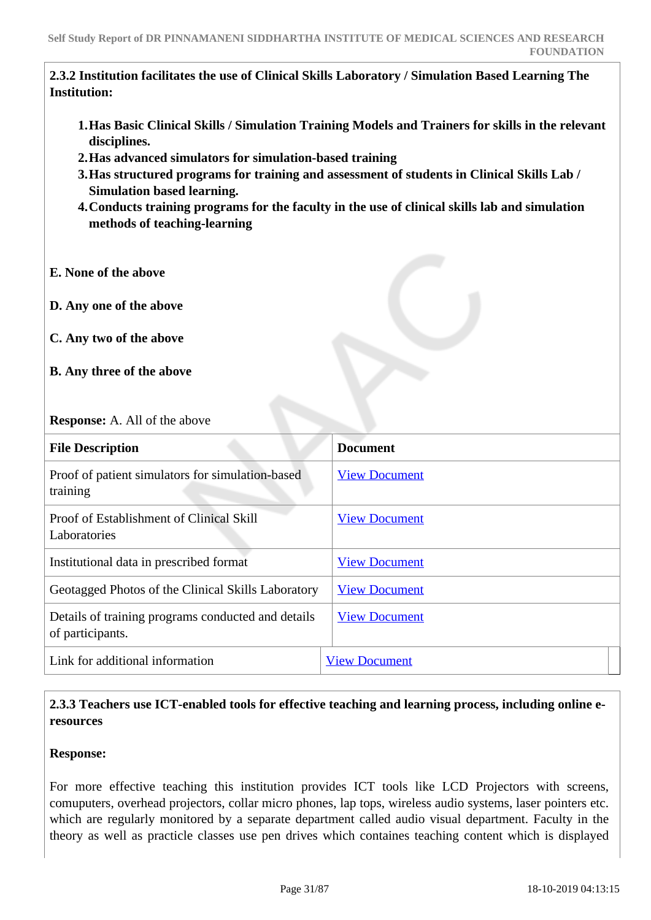**2.3.2 Institution facilitates the use of Clinical Skills Laboratory / Simulation Based Learning The Institution:**

1. **Has Basic Clinical Skills / Simulation Training Models and Trainers for skills in the relevant disciplines.**
2. **Has advanced simulators for simulation-based training**
3. **Has structured programs for training and assessment of students in Clinical Skills Lab / Simulation based learning.**
4. **Conducts training programs for the faculty in the use of clinical skills lab and simulation methods of teaching-learning**

**E. None of the above**

**D. Any one of the above**

**C. Any two of the above**

**B. Any three of the above**

**Response:** A. All of the above

| File Description | Document |
|---|---|
| Proof of patient simulators for simulation-based training | View Document |
| Proof of Establishment of Clinical Skill Laboratories | View Document |
| Institutional data in prescribed format | View Document |
| Geotagged Photos of the Clinical Skills Laboratory | View Document |
| Details of training programs conducted and details of participants. | View Document |
| Link for additional information | View Document |

**2.3.3 Teachers use ICT-enabled tools for effective teaching and learning process, including online e-resources**

**Response:**

For more effective teaching this institution provides ICT tools like LCD Projectors with screens, comuputers, overhead projectors, collar micro phones, lap tops, wireless audio systems, laser pointers etc. which are regularly monitored by a separate department called audio visual department. Faculty in the theory as well as practicle classes use pen drives which containes teaching content which is displayed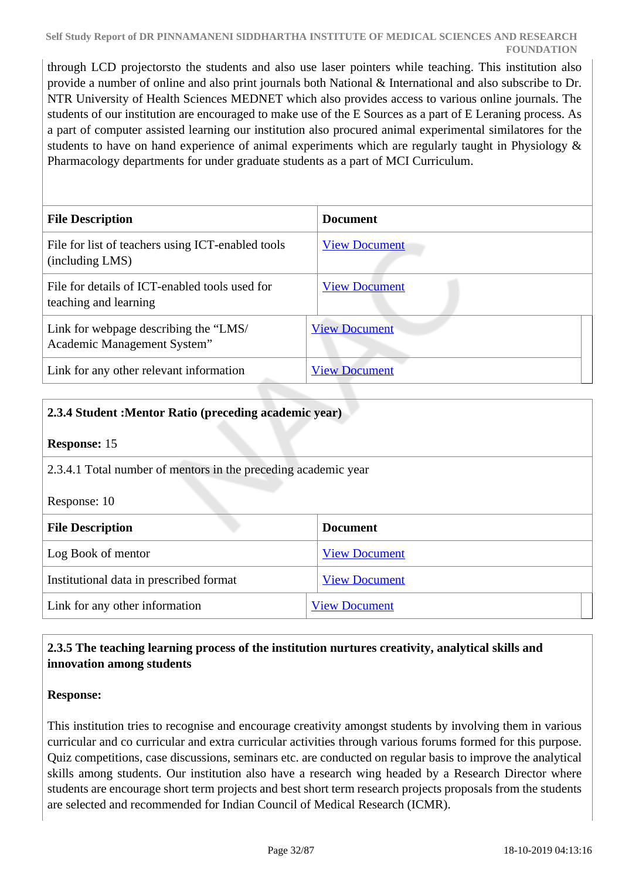through LCD projectorsto the students and also use laser pointers while teaching. This institution also provide a number of online and also print journals both National & International and also subscribe to Dr. NTR University of Health Sciences MEDNET which also provides access to various online journals. The students of our institution are encouraged to make use of the E Sources as a part of E Leraning process. As a part of computer assisted learning our institution also procured animal experimental similatores for the students to have on hand experience of animal experiments which are regularly taught in Physiology & Pharmacology departments for under graduate students as a part of MCI Curriculum.

| File Description | Document |
|---|---|
| File for list of teachers using ICT-enabled tools (including LMS) | View Document |
| File for details of ICT-enabled tools used for teaching and learning | View Document |
| Link for webpage describing the “LMS/ Academic Management System” | View Document |
| Link for any other relevant information | View Document |

**2.3.4 Student :Mentor Ratio (preceding academic year)**

**Response:** 15

2.3.4.1 Total number of mentors in the preceding academic year

Response: 10

| File Description | Document |
|---|---|
| Log Book of mentor | View Document |
| Institutional data in prescribed format | View Document |
| Link for any other information | View Document |

**2.3.5 The teaching learning process of the institution nurtures creativity, analytical skills and innovation among students**

**Response:**

This institution tries to recognise and encourage creativity amongst students by involving them in various curricular and co curricular and extra curricular activities through various forums formed for this purpose. Quiz competitions, case discussions, seminars etc. are conducted on regular basis to improve the analytical skills among students. Our institution also have a research wing headed by a Research Director where students are encourage short term projects and best short term research projects proposals from the students are selected and recommended for Indian Council of Medical Research (ICMR).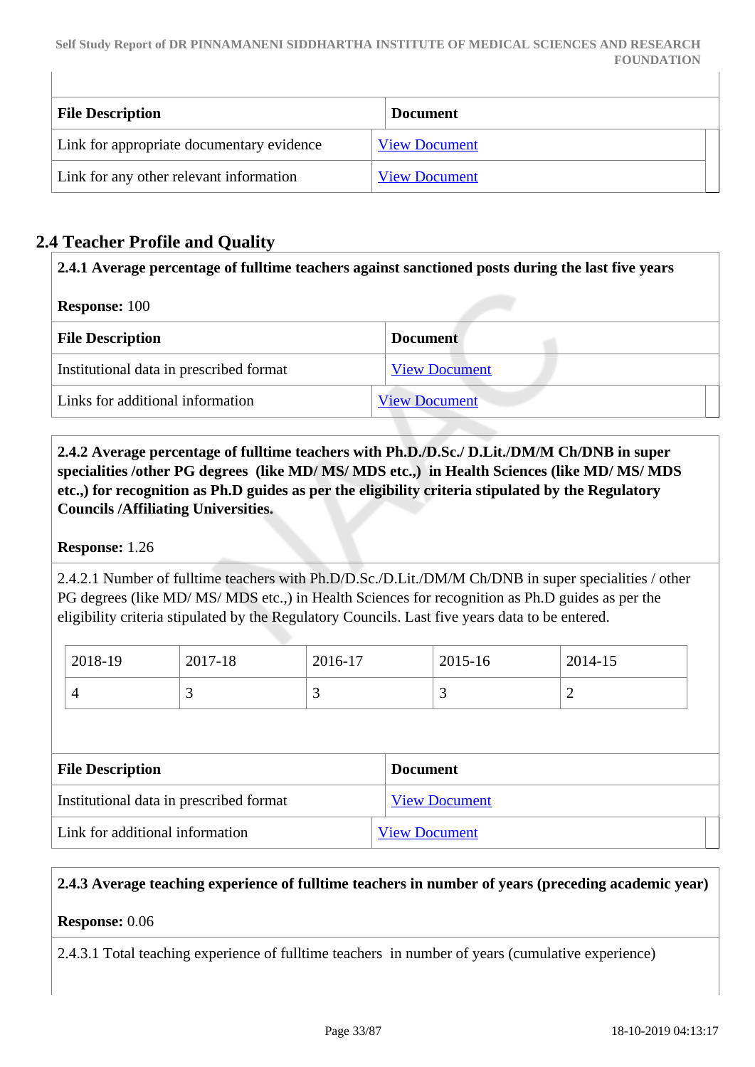| File Description | Document |
|---|---|
| Link for appropriate documentary evidence | View Document |
| Link for any other relevant information | View Document |

## 2.4 Teacher Profile and Quality

**2.4.1 Average percentage of fulltime teachers against sanctioned posts during the last five years**

**Response:** 100

| File Description | Document |
|---|---|
| Institutional data in prescribed format | View Document |
| Links for additional information | View Document |

**2.4.2 Average percentage of fulltime teachers with Ph.D./D.Sc./ D.Lit./DM/M Ch/DNB in super specialities /other PG degrees (like MD/ MS/ MDS etc.,) in Health Sciences (like MD/ MS/ MDS etc.,) for recognition as Ph.D guides as per the eligibility criteria stipulated by the Regulatory Councils /Affiliating Universities.**

**Response:** 1.26

2.4.2.1 Number of fulltime teachers with Ph.D/D.Sc./D.Lit./DM/M Ch/DNB in super specialities / other PG degrees (like MD/ MS/ MDS etc.,) in Health Sciences for recognition as Ph.D guides as per the eligibility criteria stipulated by the Regulatory Councils. Last five years data to be entered.

| 2018-19 | 2017-18 | 2016-17 | 2015-16 | 2014-15 |
|---|---|---|---|---|
| 4 | 3 | 3 | 3 | 2 |

| File Description | Document |
|---|---|
| Institutional data in prescribed format | View Document |
| Link for additional information | View Document |

**2.4.3 Average teaching experience of fulltime teachers in number of years (preceding academic year)**

**Response:** 0.06

2.4.3.1 Total teaching experience of fulltime teachers in number of years (cumulative experience)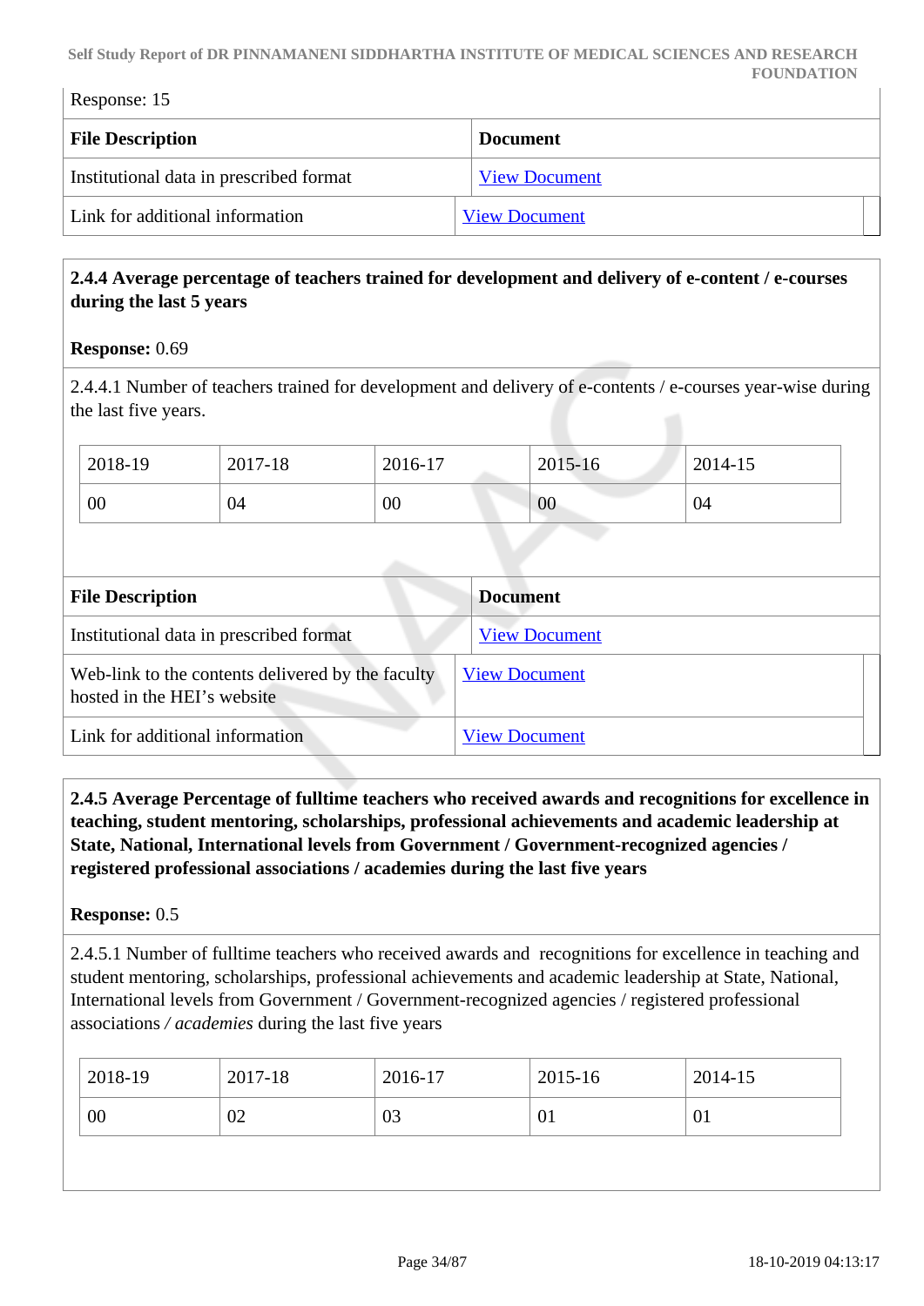Response: 15

| File Description | Document |
|---|---|
| Institutional data in prescribed format | View Document |
| Link for additional information | View Document |

**2.4.4 Average percentage of teachers trained for development and delivery of e-content / e-courses during the last 5 years**

**Response:** 0.69

2.4.4.1 Number of teachers trained for development and delivery of e-contents / e-courses year-wise during the last five years.

| 2018-19 | 2017-18 | 2016-17 | 2015-16 | 2014-15 |
|---|---|---|---|---|
| 00 | 04 | 00 | 00 | 04 |

| File Description | Document |
|---|---|
| Institutional data in prescribed format | View Document |
| Web-link to the contents delivered by the faculty hosted in the HEI's website | View Document |
| Link for additional information | View Document |

**2.4.5 Average Percentage of fulltime teachers who received awards and recognitions for excellence in teaching, student mentoring, scholarships, professional achievements and academic leadership at State, National, International levels from Government / Government-recognized agencies / registered professional associations / academies during the last five years**

**Response:** 0.5

2.4.5.1 Number of fulltime teachers who received awards and recognitions for excellence in teaching and student mentoring, scholarships, professional achievements and academic leadership at State, National, International levels from Government / Government-recognized agencies / registered professional associations / *academies* during the last five years

| 2018-19 | 2017-18 | 2016-17 | 2015-16 | 2014-15 |
|---|---|---|---|---|
| 00 | 02 | 03 | 01 | 01 |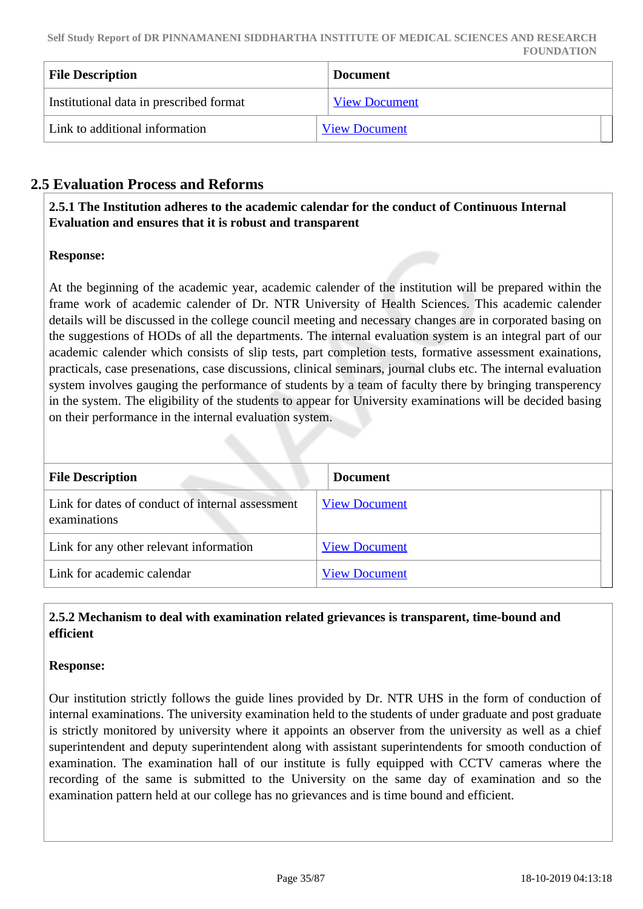| File Description | Document |
|---|---|
| Institutional data in prescribed format | View Document |
| Link to additional information | View Document |

## 2.5 Evaluation Process and Reforms

**2.5.1 The Institution adheres to the academic calendar for the conduct of Continuous Internal Evaluation and ensures that it is robust and transparent**

**Response:**

At the beginning of the academic year, academic calender of the institution will be prepared within the frame work of academic calender of Dr. NTR University of Health Sciences. This academic calender details will be discussed in the college council meeting and necessary changes are in corporated basing on the suggestions of HODs of all the departments. The internal evaluation system is an integral part of our academic calender which consists of slip tests, part completion tests, formative assessment exainations, practicals, case presenations, case discussions, clinical seminars, journal clubs etc. The internal evaluation system involves gauging the performance of students by a team of faculty there by bringing transperency in the system. The eligibility of the students to appear for University examinations will be decided basing on their performance in the internal evaluation system.

| File Description | Document |
|---|---|
| Link for dates of conduct of internal assessment examinations | View Document |
| Link for any other relevant information | View Document |
| Link for academic calendar | View Document |

**2.5.2 Mechanism to deal with examination related grievances is transparent, time-bound and efficient**

**Response:**

Our institution strictly follows the guide lines provided by Dr. NTR UHS in the form of conduction of internal examinations. The university examination held to the students of under graduate and post graduate is strictly monitored by university where it appoints an observer from the university as well as a chief superintendent and deputy superintendent along with assistant superintendents for smooth conduction of examination. The examination hall of our institute is fully equipped with CCTV cameras where the recording of the same is submitted to the University on the same day of examination and so the examination pattern held at our college has no grievances and is time bound and efficient.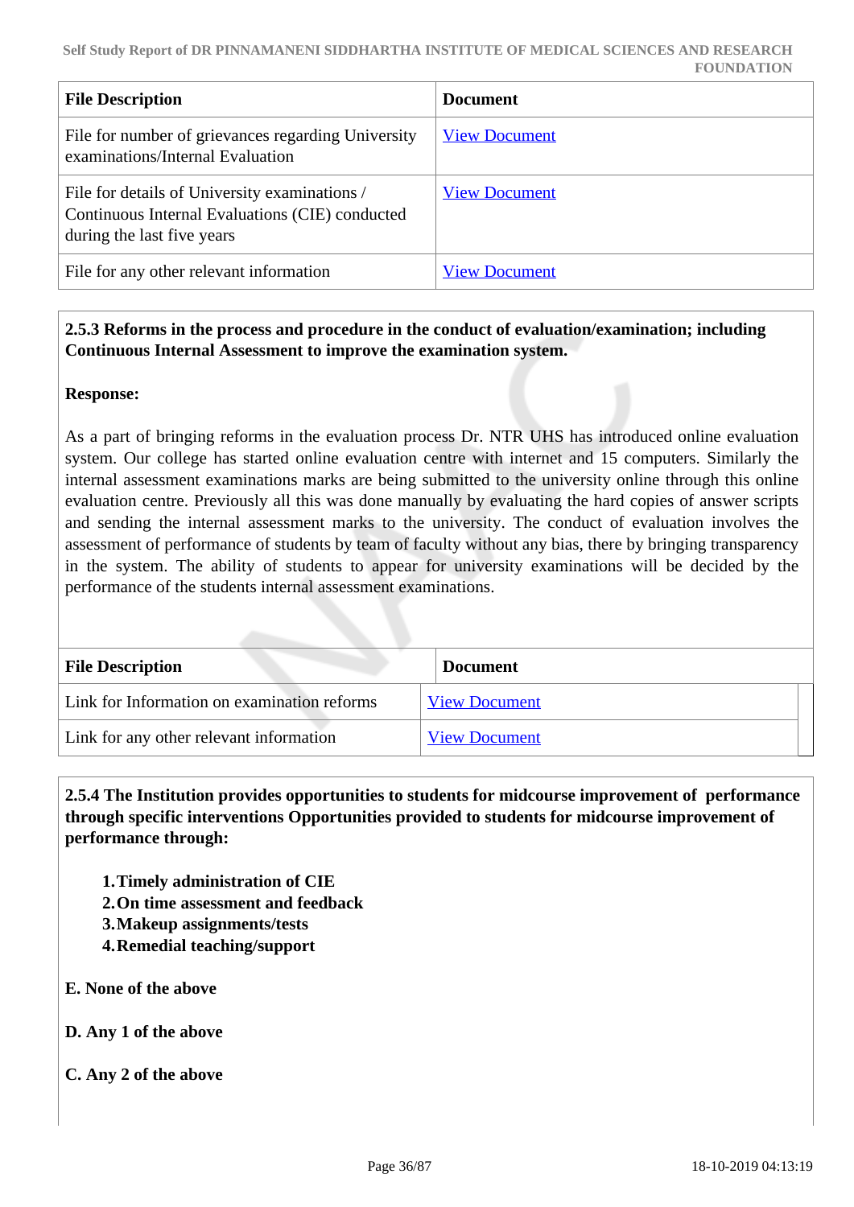| File Description | Document |
| --- | --- |
| File for number of grievances regarding University examinations/Internal Evaluation | View Document |
| File for details of University examinations / Continuous Internal Evaluations (CIE) conducted during the last five years | View Document |
| File for any other relevant information | View Document |

**2.5.3 Reforms in the process and procedure in the conduct of evaluation/examination; including Continuous Internal Assessment to improve the examination system.**

**Response:**

As a part of bringing reforms in the evaluation process Dr. NTR UHS has introduced online evaluation system. Our college has started online evaluation centre with internet and 15 computers. Similarly the internal assessment examinations marks are being submitted to the university online through this online evaluation centre. Previously all this was done manually by evaluating the hard copies of answer scripts and sending the internal assessment marks to the university. The conduct of evaluation involves the assessment of performance of students by team of faculty without any bias, there by bringing transparency in the system. The ability of students to appear for university examinations will be decided by the performance of the students internal assessment examinations.

| File Description | Document |
| --- | --- |
| Link for Information on examination reforms | View Document |
| Link for any other relevant information | View Document |

**2.5.4 The Institution provides opportunities to students for midcourse improvement of performance through specific interventions Opportunities provided to students for midcourse improvement of performance through:**

1. **Timely administration of CIE**
2. **On time assessment and feedback**
3. **Makeup assignments/tests**
4. **Remedial teaching/support**

**E. None of the above**

**D. Any 1 of the above**

**C. Any 2 of the above**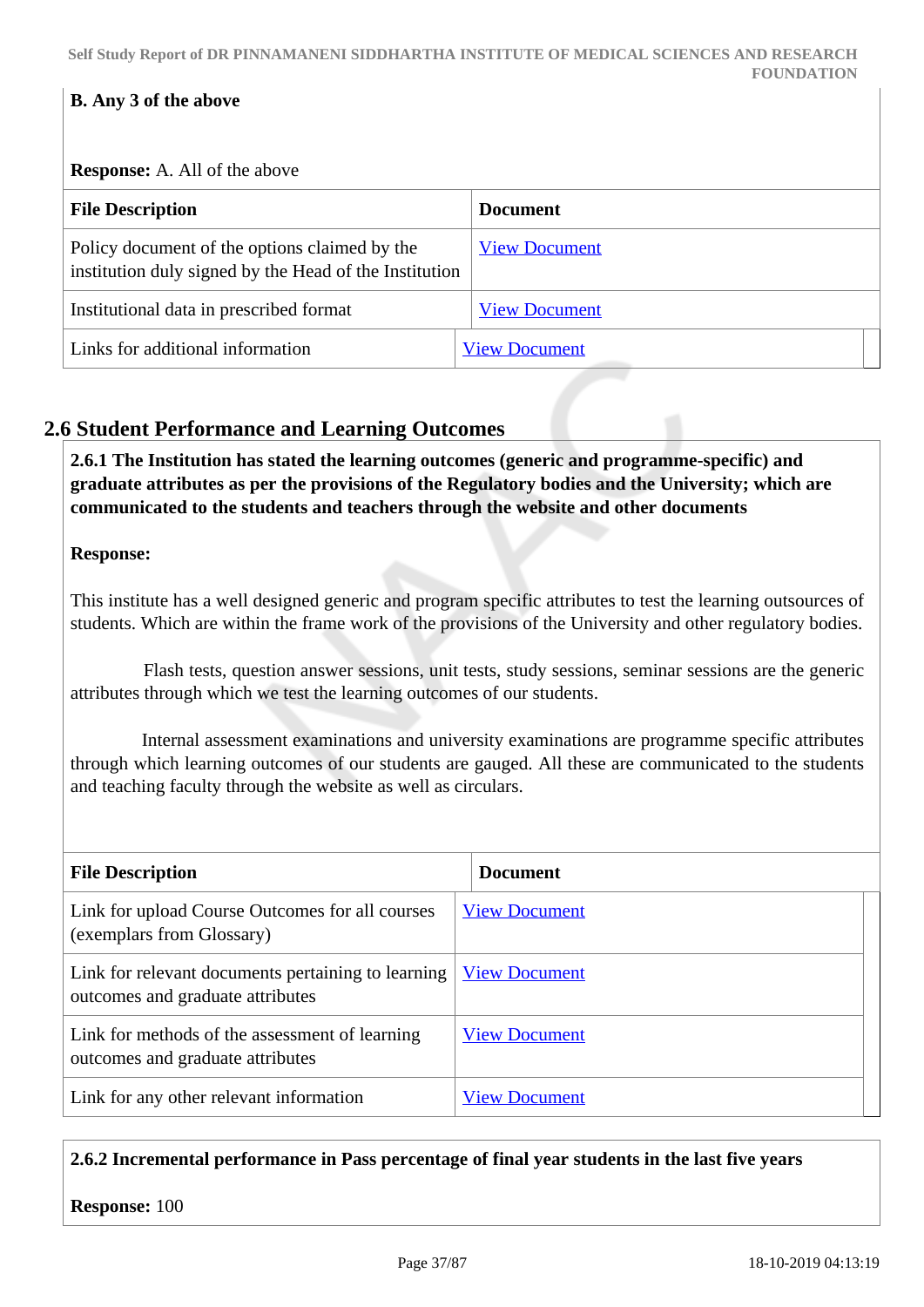**B. Any 3 of the above**

**Response:** A. All of the above

| File Description | Document |
| --- | --- |
| Policy document of the options claimed by the institution duly signed by the Head of the Institution | View Document |
| Institutional data in prescribed format | View Document |
| Links for additional information | View Document |

## 2.6 Student Performance and Learning Outcomes

**2.6.1 The Institution has stated the learning outcomes (generic and programme-specific) and graduate attributes as per the provisions of the Regulatory bodies and the University; which are communicated to the students and teachers through the website and other documents**

**Response:**

This institute has a well designed generic and program specific attributes to test the learning outsources of students. Which are within the frame work of the provisions of the University and other regulatory bodies.

Flash tests, question answer sessions, unit tests, study sessions, seminar sessions are the generic attributes through which we test the learning outcomes of our students.

Internal assessment examinations and university examinations are programme specific attributes through which learning outcomes of our students are gauged. All these are communicated to the students and teaching faculty through the website as well as circulars.

| File Description | Document |
| --- | --- |
| Link for upload Course Outcomes for all courses (exemplars from Glossary) | View Document |
| Link for relevant documents pertaining to learning outcomes and graduate attributes | View Document |
| Link for methods of the assessment of learning outcomes and graduate attributes | View Document |
| Link for any other relevant information | View Document |

**2.6.2 Incremental performance in Pass percentage of final year students in the last five years**

**Response:** 100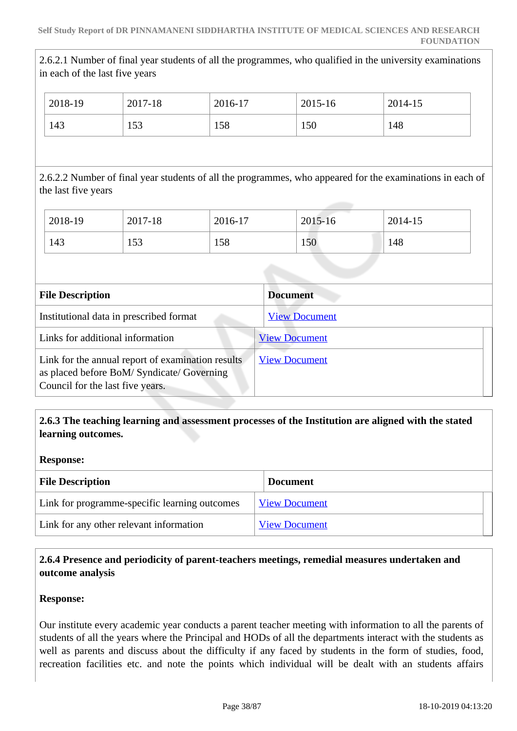2.6.2.1 Number of final year students of all the programmes, who qualified in the university examinations in each of the last five years

| 2018-19 | 2017-18 | 2016-17 | 2015-16 | 2014-15 |
|---|---|---|---|---|
| 143 | 153 | 158 | 150 | 148 |

2.6.2.2 Number of final year students of all the programmes, who appeared for the examinations in each of the last five years

| 2018-19 | 2017-18 | 2016-17 | 2015-16 | 2014-15 |
|---|---|---|---|---|
| 143 | 153 | 158 | 150 | 148 |

| File Description | Document |
|---|---|
| Institutional data in prescribed format | View Document |
| Links for additional information | View Document |
| Link for the annual report of examination results as placed before BoM/ Syndicate/ Governing Council for the last five years. | View Document |

**2.6.3 The teaching learning and assessment processes of the Institution are aligned with the stated learning outcomes.**

**Response:**

| File Description | Document |
|---|---|
| Link for programme-specific learning outcomes | View Document |
| Link for any other relevant information | View Document |

**2.6.4 Presence and periodicity of parent-teachers meetings, remedial measures undertaken and outcome analysis**

**Response:**

Our institute every academic year conducts a parent teacher meeting with information to all the parents of students of all the years where the Principal and HODs of all the departments interact with the students as well as parents and discuss about the difficulty if any faced by students in the form of studies, food, recreation facilities etc. and note the points which individual will be dealt with an students affairs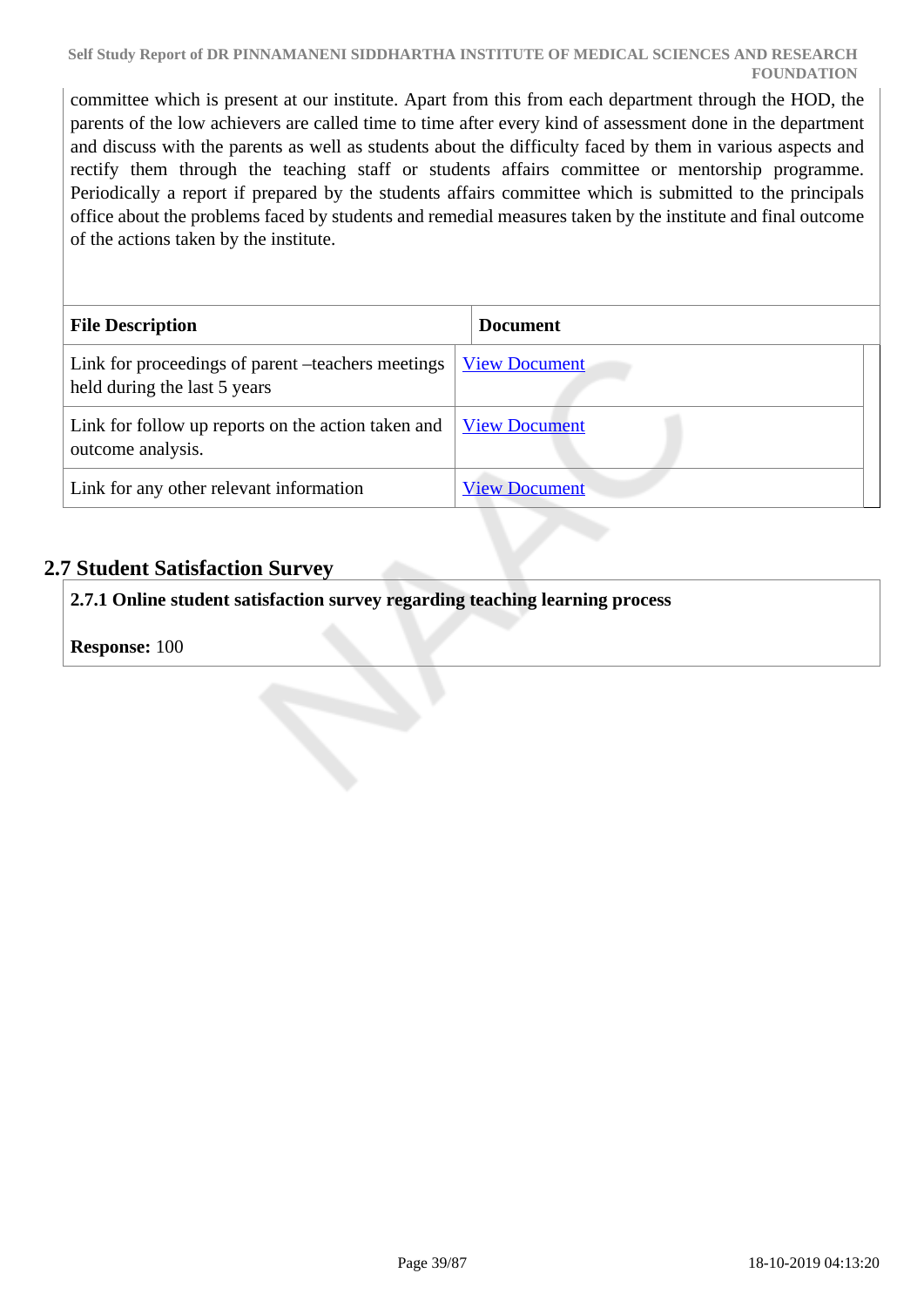committee which is present at our institute. Apart from this from each department through the HOD, the parents of the low achievers are called time to time after every kind of assessment done in the department and discuss with the parents as well as students about the difficulty faced by them in various aspects and rectify them through the teaching staff or students affairs committee or mentorship programme. Periodically a report if prepared by the students affairs committee which is submitted to the principals office about the problems faced by students and remedial measures taken by the institute and final outcome of the actions taken by the institute.

| File Description | Document |
|---|---|
| Link for proceedings of parent –teachers meetings held during the last 5 years | View Document |
| Link for follow up reports on the action taken and outcome analysis. | View Document |
| Link for any other relevant information | View Document |

## 2.7 Student Satisfaction Survey

**2.7.1 Online student satisfaction survey regarding teaching learning process**

**Response:** 100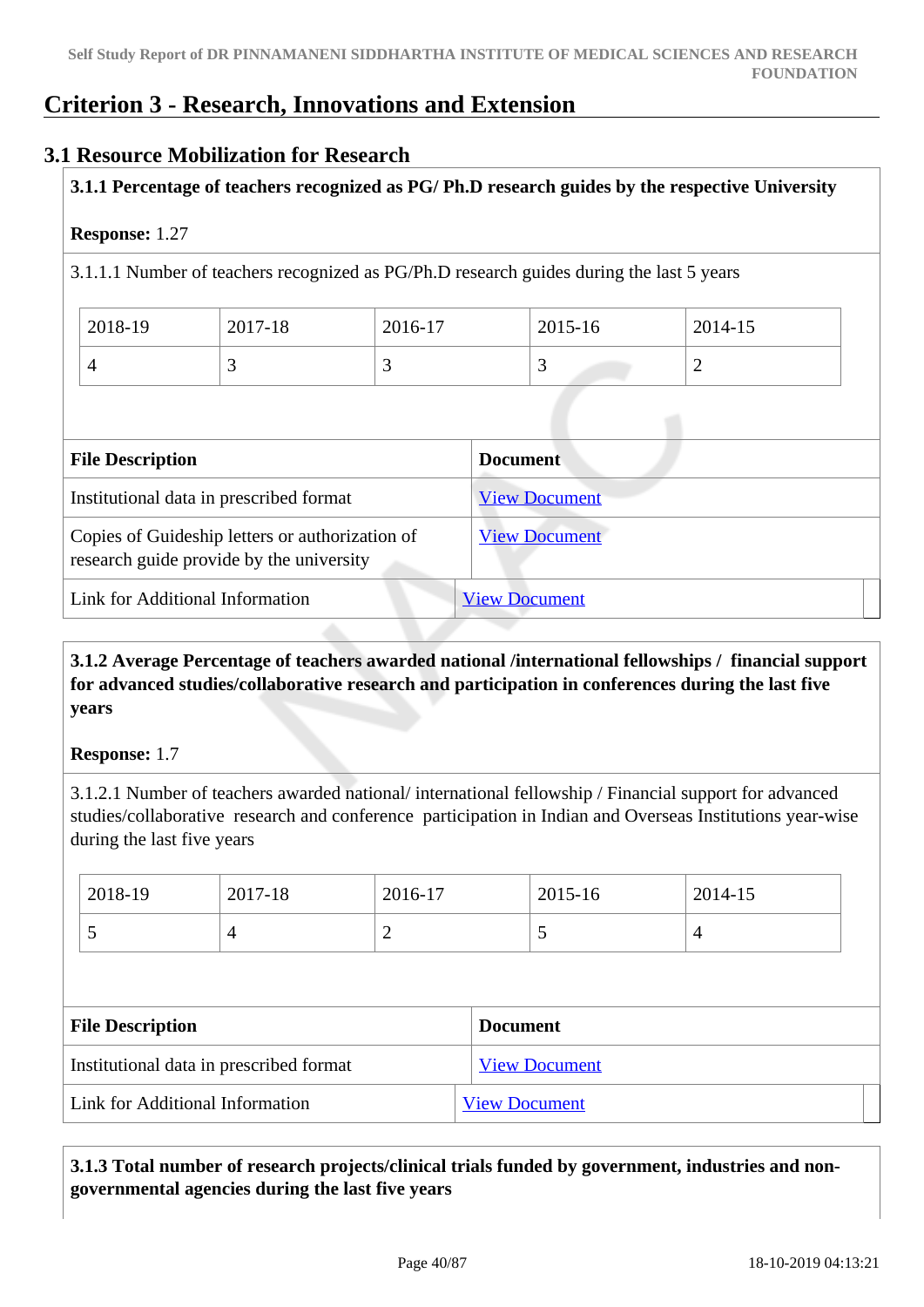# Criterion 3 - Research, Innovations and Extension

## 3.1 Resource Mobilization for Research

**3.1.1 Percentage of teachers recognized as PG/ Ph.D research guides by the respective University**

**Response:** 1.27

3.1.1.1 Number of teachers recognized as PG/Ph.D research guides during the last 5 years

| 2018-19 | 2017-18 | 2016-17 | 2015-16 | 2014-15 |
|---|---|---|---|---|
| 4 | 3 | 3 | 3 | 2 |

| File Description | Document |
|---|---|
| Institutional data in prescribed format | View Document |
| Copies of Guideship letters or authorization of research guide provide by the university | View Document |
| Link for Additional Information | View Document |

**3.1.2 Average Percentage of teachers awarded national /international fellowships / financial support for advanced studies/collaborative research and participation in conferences during the last five years**

**Response:** 1.7

3.1.2.1 Number of teachers awarded national/ international fellowship / Financial support for advanced studies/collaborative research and conference participation in Indian and Overseas Institutions year-wise during the last five years

| 2018-19 | 2017-18 | 2016-17 | 2015-16 | 2014-15 |
|---|---|---|---|---|
| 5 | 4 | 2 | 5 | 4 |

| File Description | Document |
|---|---|
| Institutional data in prescribed format | View Document |
| Link for Additional Information | View Document |

**3.1.3 Total number of research projects/clinical trials funded by government, industries and non-governmental agencies during the last five years**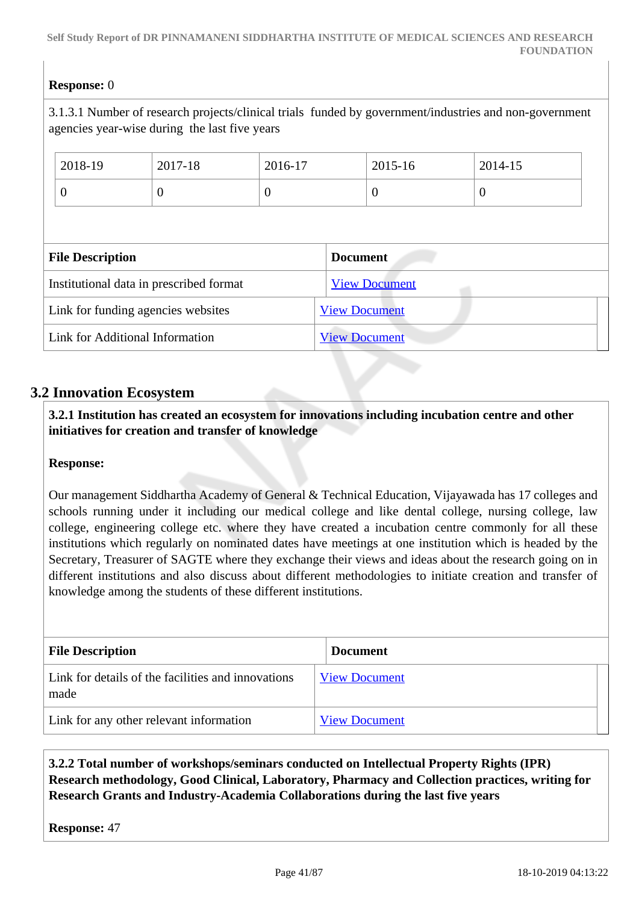**Response:** 0

3.1.3.1 Number of research projects/clinical trials funded by government/industries and non-government agencies year-wise during the last five years

| 2018-19 | 2017-18 | 2016-17 | 2015-16 | 2014-15 |
|---|---|---|---|---|
| 0 | 0 | 0 | 0 | 0 |

| File Description | Document |
|---|---|
| Institutional data in prescribed format | View Document |
| Link for funding agencies websites | View Document |
| Link for Additional Information | View Document |

## 3.2 Innovation Ecosystem

**3.2.1 Institution has created an ecosystem for innovations including incubation centre and other initiatives for creation and transfer of knowledge**

**Response:**

Our management Siddhartha Academy of General & Technical Education, Vijayawada has 17 colleges and schools running under it including our medical college and like dental college, nursing college, law college, engineering college etc. where they have created a incubation centre commonly for all these institutions which regularly on nominated dates have meetings at one institution which is headed by the Secretary, Treasurer of SAGTE where they exchange their views and ideas about the research going on in different institutions and also discuss about different methodologies to initiate creation and transfer of knowledge among the students of these different institutions.

| File Description | Document |
|---|---|
| Link for details of the facilities and innovations made | View Document |
| Link for any other relevant information | View Document |

**3.2.2 Total number of workshops/seminars conducted on Intellectual Property Rights (IPR) Research methodology, Good Clinical, Laboratory, Pharmacy and Collection practices, writing for Research Grants and Industry-Academia Collaborations during the last five years**

**Response:** 47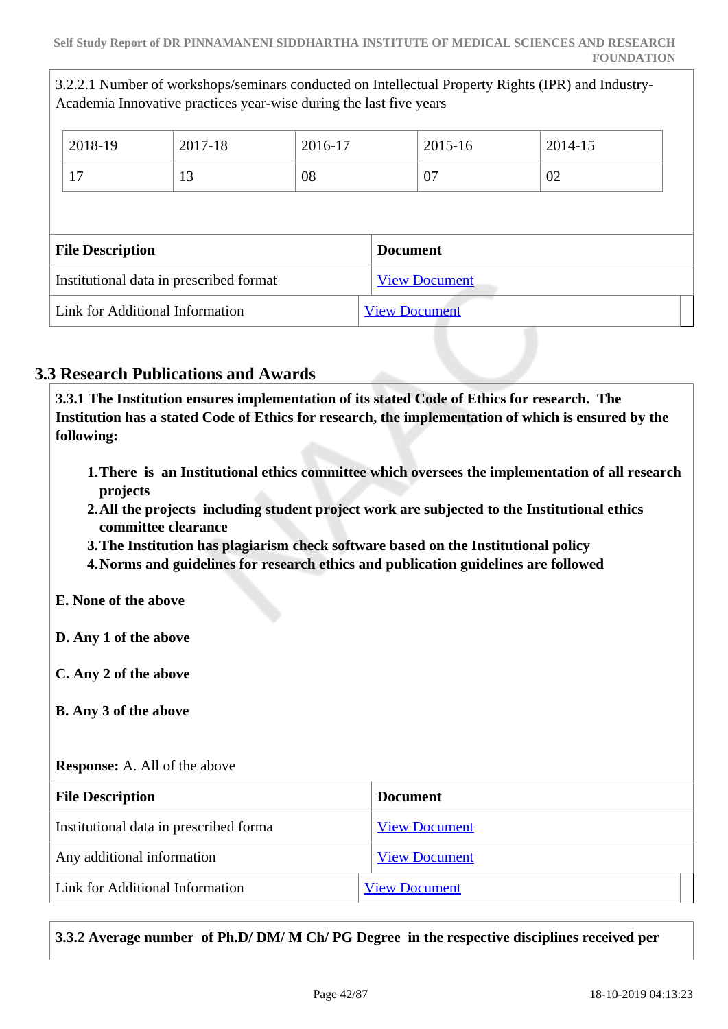3.2.2.1 Number of workshops/seminars conducted on Intellectual Property Rights (IPR) and Industry-Academia Innovative practices year-wise during the last five years

| 2018-19 | 2017-18 | 2016-17 | 2015-16 | 2014-15 |
|---|---|---|---|---|
| 17 | 13 | 08 | 07 | 02 |

| File Description | Document |
|---|---|
| Institutional data in prescribed format | View Document |
| Link for Additional Information | View Document |

## 3.3 Research Publications and Awards

**3.3.1 The Institution ensures implementation of its stated Code of Ethics for research. The Institution has a stated Code of Ethics for research, the implementation of which is ensured by the following:**

1. **There is an Institutional ethics committee which oversees the implementation of all research projects**
2. **All the projects including student project work are subjected to the Institutional ethics committee clearance**
3. **The Institution has plagiarism check software based on the Institutional policy**
4. **Norms and guidelines for research ethics and publication guidelines are followed**

**E. None of the above**

**D. Any 1 of the above**

**C. Any 2 of the above**

**B. Any 3 of the above**

**Response:** A. All of the above

| File Description | Document |
|---|---|
| Institutional data in prescribed forma | View Document |
| Any additional information | View Document |
| Link for Additional Information | View Document |

**3.3.2 Average number of Ph.D/ DM/ M Ch/ PG Degree in the respective disciplines received per**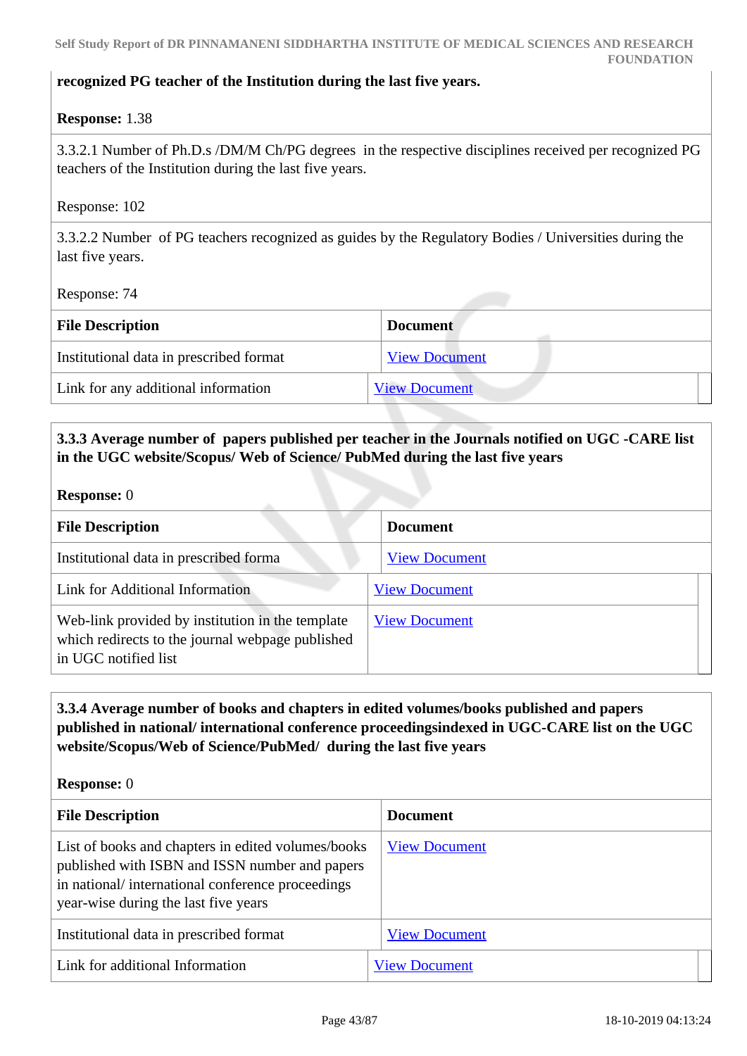**recognized PG teacher of the Institution during the last five years.**

**Response:** 1.38

3.3.2.1 Number of Ph.D.s /DM/M Ch/PG degrees in the respective disciplines received per recognized PG teachers of the Institution during the last five years.

Response: 102

3.3.2.2 Number of PG teachers recognized as guides by the Regulatory Bodies / Universities during the last five years.

Response: 74

| File Description | Document |
|---|---|
| Institutional data in prescribed format | View Document |
| Link for any additional information | View Document |

**3.3.3 Average number of papers published per teacher in the Journals notified on UGC -CARE list in the UGC website/Scopus/ Web of Science/ PubMed during the last five years**

**Response:** 0

| File Description | Document |
|---|---|
| Institutional data in prescribed forma | View Document |
| Link for Additional Information | View Document |
| Web-link provided by institution in the template which redirects to the journal webpage published in UGC notified list | View Document |

**3.3.4 Average number of books and chapters in edited volumes/books published and papers published in national/ international conference proceedingsindexed in UGC-CARE list on the UGC website/Scopus/Web of Science/PubMed/ during the last five years**

**Response:** 0

| File Description | Document |
|---|---|
| List of books and chapters in edited volumes/books published with ISBN and ISSN number and papers in national/ international conference proceedings year-wise during the last five years | View Document |
| Institutional data in prescribed format | View Document |
| Link for additional Information | View Document |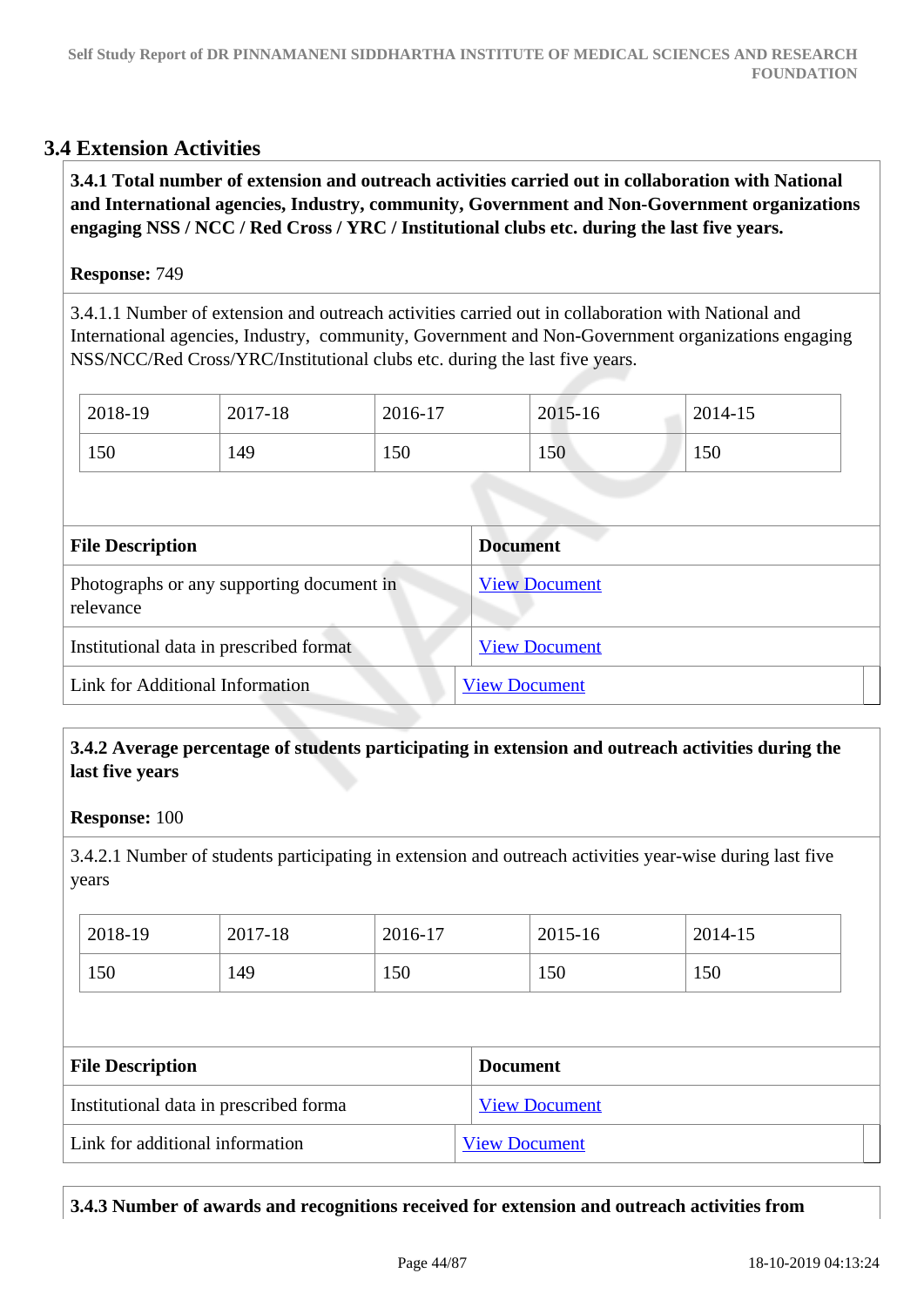## 3.4 Extension Activities

**3.4.1 Total number of extension and outreach activities carried out in collaboration with National and International agencies, Industry, community, Government and Non-Government organizations engaging NSS / NCC / Red Cross / YRC / Institutional clubs etc. during the last five years.**

**Response:** 749

3.4.1.1 Number of extension and outreach activities carried out in collaboration with National and International agencies, Industry, community, Government and Non-Government organizations engaging NSS/NCC/Red Cross/YRC/Institutional clubs etc. during the last five years.

| 2018-19 | 2017-18 | 2016-17 | 2015-16 | 2014-15 |
|---|---|---|---|---|
| 150 | 149 | 150 | 150 | 150 |

| File Description | Document |
|---|---|
| Photographs or any supporting document in relevance | View Document |
| Institutional data in prescribed format | View Document |
| Link for Additional Information | View Document |

**3.4.2 Average percentage of students participating in extension and outreach activities during the last five years**

**Response:** 100

3.4.2.1 Number of students participating in extension and outreach activities year-wise during last five years

| 2018-19 | 2017-18 | 2016-17 | 2015-16 | 2014-15 |
|---|---|---|---|---|
| 150 | 149 | 150 | 150 | 150 |

| File Description | Document |
|---|---|
| Institutional data in prescribed forma | View Document |
| Link for additional information | View Document |

**3.4.3 Number of awards and recognitions received for extension and outreach activities from**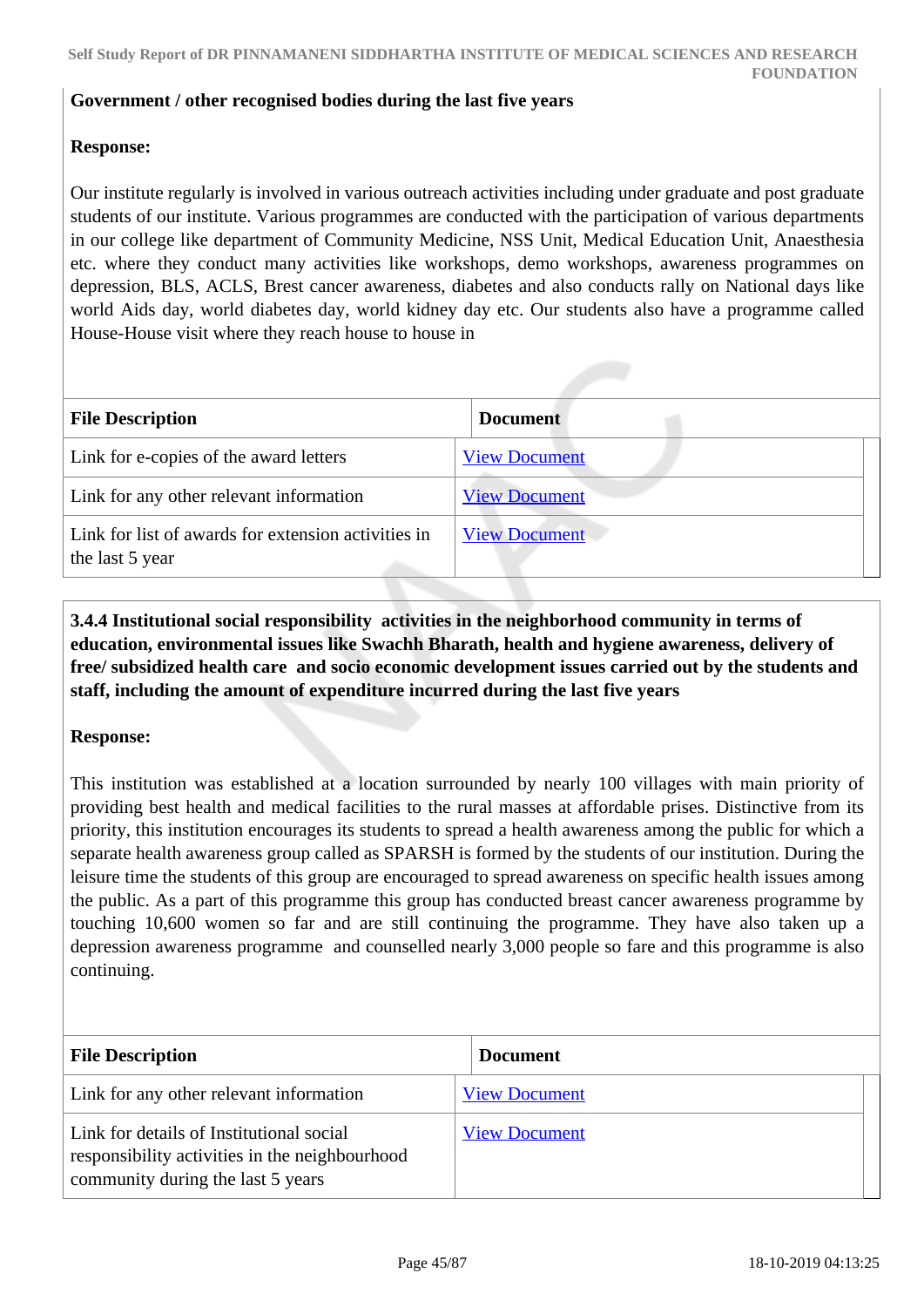**Government / other recognised bodies during the last five years**

**Response:**

Our institute regularly is involved in various outreach activities including under graduate and post graduate students of our institute. Various programmes are conducted with the participation of various departments in our college like department of Community Medicine, NSS Unit, Medical Education Unit, Anaesthesia etc. where they conduct many activities like workshops, demo workshops, awareness programmes on depression, BLS, ACLS, Brest cancer awareness, diabetes and also conducts rally on National days like world Aids day, world diabetes day, world kidney day etc. Our students also have a programme called House-House visit where they reach house to house in

| File Description | Document |
|---|---|
| Link for e-copies of the award letters | View Document |
| Link for any other relevant information | View Document |
| Link for list of awards for extension activities in the last 5 year | View Document |

**3.4.4 Institutional social responsibility activities in the neighborhood community in terms of education, environmental issues like Swachh Bharath, health and hygiene awareness, delivery of free/ subsidized health care and socio economic development issues carried out by the students and staff, including the amount of expenditure incurred during the last five years**

**Response:**

This institution was established at a location surrounded by nearly 100 villages with main priority of providing best health and medical facilities to the rural masses at affordable prises. Distinctive from its priority, this institution encourages its students to spread a health awareness among the public for which a separate health awareness group called as SPARSH is formed by the students of our institution. During the leisure time the students of this group are encouraged to spread awareness on specific health issues among the public. As a part of this programme this group has conducted breast cancer awareness programme by touching 10,600 women so far and are still continuing the programme. They have also taken up a depression awareness programme and counselled nearly 3,000 people so fare and this programme is also continuing.

| File Description | Document |
|---|---|
| Link for any other relevant information | View Document |
| Link for details of Institutional social responsibility activities in the neighbourhood community during the last 5 years | View Document |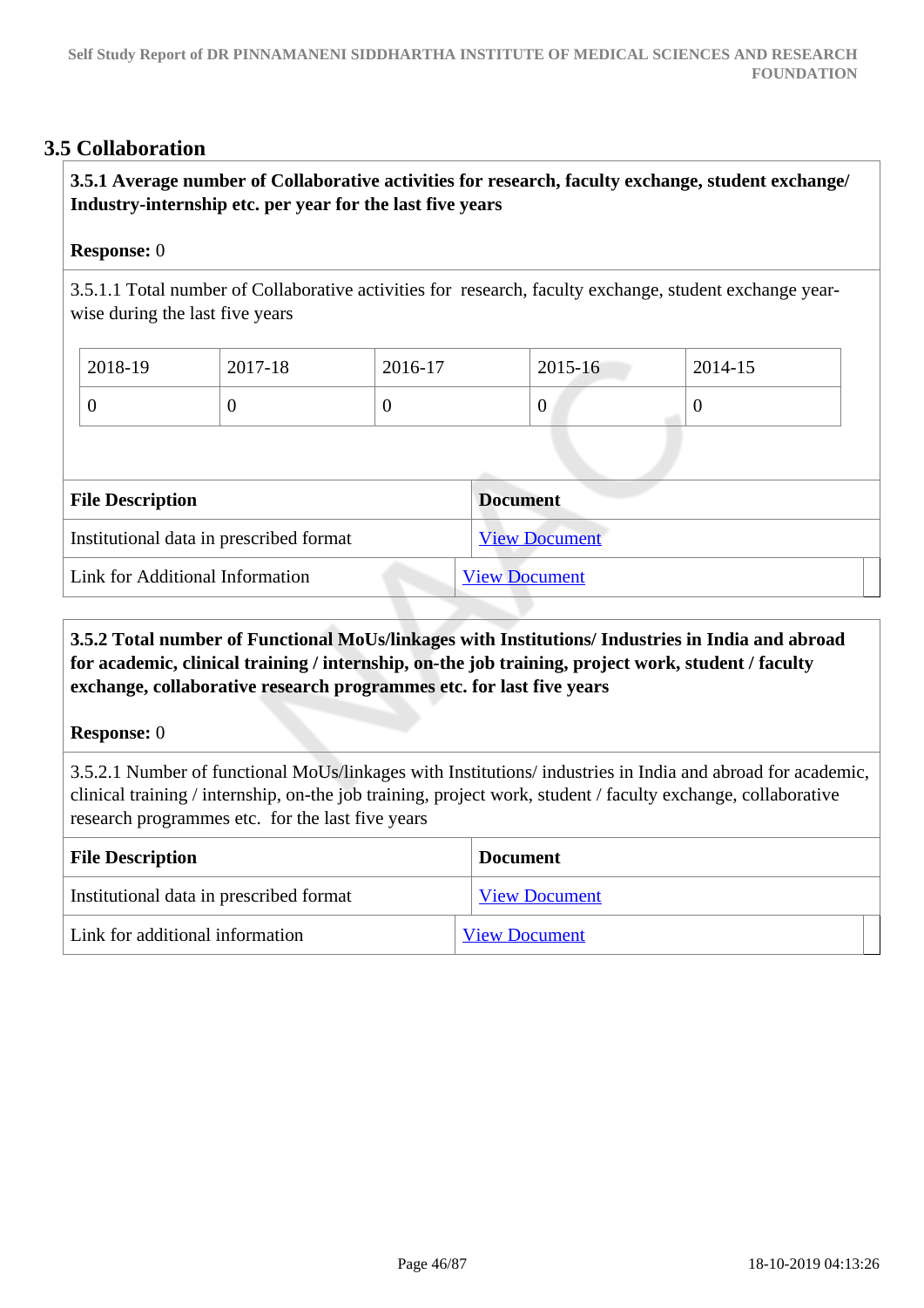## 3.5 Collaboration

**3.5.1 Average number of Collaborative activities for research, faculty exchange, student exchange/ Industry-internship etc. per year for the last five years**

**Response:** 0

3.5.1.1 Total number of Collaborative activities for research, faculty exchange, student exchange year-wise during the last five years

| 2018-19 | 2017-18 | 2016-17 | 2015-16 | 2014-15 |
|---|---|---|---|---|
| 0 | 0 | 0 | 0 | 0 |

| File Description | Document |
|---|---|
| Institutional data in prescribed format | View Document |
| Link for Additional Information | View Document |

**3.5.2 Total number of Functional MoUs/linkages with Institutions/ Industries in India and abroad for academic, clinical training / internship, on-the job training, project work, student / faculty exchange, collaborative research programmes etc. for last five years**

**Response:** 0

3.5.2.1 Number of functional MoUs/linkages with Institutions/ industries in India and abroad for academic, clinical training / internship, on-the job training, project work, student / faculty exchange, collaborative research programmes etc. for the last five years

| File Description | Document |
|---|---|
| Institutional data in prescribed format | View Document |
| Link for additional information | View Document |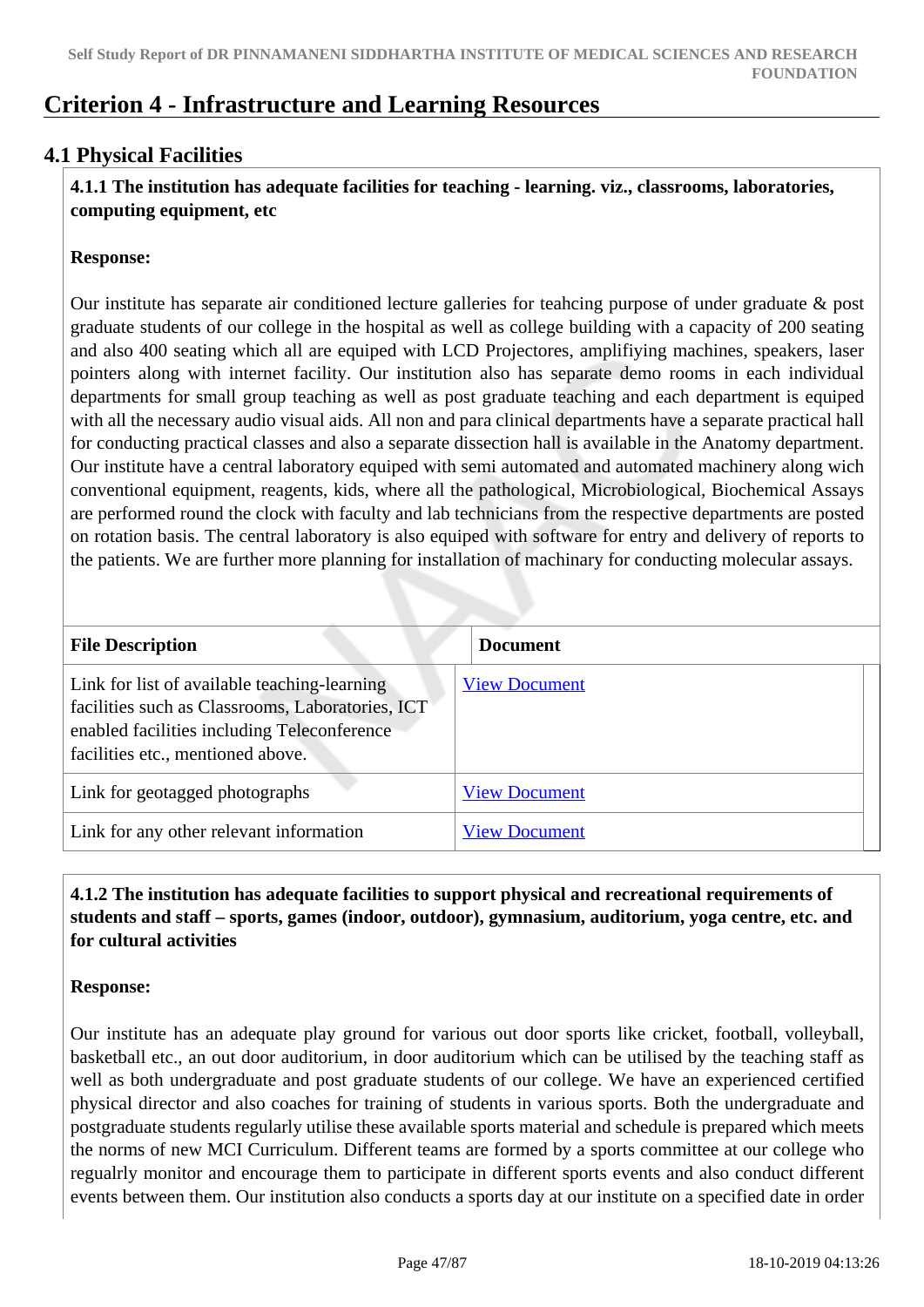# Criterion 4 - Infrastructure and Learning Resources

## 4.1 Physical Facilities

**4.1.1 The institution has adequate facilities for teaching - learning. viz., classrooms, laboratories, computing equipment, etc**

**Response:**

Our institute has separate air conditioned lecture galleries for teahcing purpose of under graduate & post graduate students of our college in the hospital as well as college building with a capacity of 200 seating and also 400 seating which all are equiped with LCD Projectores, amplifiying machines, speakers, laser pointers along with internet facility. Our institution also has separate demo rooms in each individual departments for small group teaching as well as post graduate teaching and each department is equiped with all the necessary audio visual aids. All non and para clinical departments have a separate practical hall for conducting practical classes and also a separate dissection hall is available in the Anatomy department. Our institute have a central laboratory equiped with semi automated and automated machinery along wich conventional equipment, reagents, kids, where all the pathological, Microbiological, Biochemical Assays are performed round the clock with faculty and lab technicians from the respective departments are posted on rotation basis. The central laboratory is also equiped with software for entry and delivery of reports to the patients. We are further more planning for installation of machinary for conducting molecular assays.

| File Description | Document |
|---|---|
| Link for list of available teaching-learning facilities such as Classrooms, Laboratories, ICT enabled facilities including Teleconference facilities etc., mentioned above. | View Document |
| Link for geotagged photographs | View Document |
| Link for any other relevant information | View Document |

**4.1.2 The institution has adequate facilities to support physical and recreational requirements of students and staff – sports, games (indoor, outdoor), gymnasium, auditorium, yoga centre, etc. and for cultural activities**

**Response:**

Our institute has an adequate play ground for various out door sports like cricket, football, volleyball, basketball etc., an out door auditorium, in door auditorium which can be utilised by the teaching staff as well as both undergraduate and post graduate students of our college. We have an experienced certified physical director and also coaches for training of students in various sports. Both the undergraduate and postgraduate students regularly utilise these available sports material and schedule is prepared which meets the norms of new MCI Curriculum. Different teams are formed by a sports committee at our college who regualrly monitor and encourage them to participate in different sports events and also conduct different events between them. Our institution also conducts a sports day at our institute on a specified date in order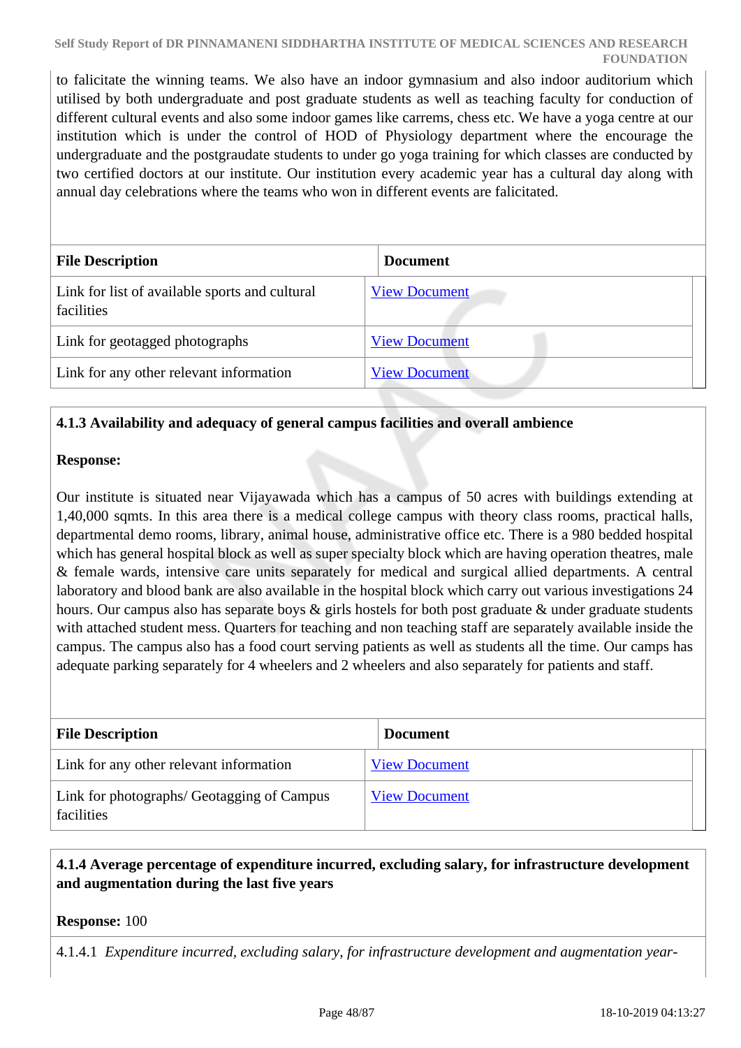to falicitate the winning teams. We also have an indoor gymnasium and also indoor auditorium which utilised by both undergraduate and post graduate students as well as teaching faculty for conduction of different cultural events and also some indoor games like carrems, chess etc. We have a yoga centre at our institution which is under the control of HOD of Physiology department where the encourage the undergraduate and the postgraudate students to under go yoga training for which classes are conducted by two certified doctors at our institute. Our institution every academic year has a cultural day along with annual day celebrations where the teams who won in different events are falicitated.

| File Description | Document |
|---|---|
| Link for list of available sports and cultural facilities | View Document |
| Link for geotagged photographs | View Document |
| Link for any other relevant information | View Document |

**4.1.3 Availability and adequacy of general campus facilities and overall ambience**

**Response:**

Our institute is situated near Vijayawada which has a campus of 50 acres with buildings extending at 1,40,000 sqmts. In this area there is a medical college campus with theory class rooms, practical halls, departmental demo rooms, library, animal house, administrative office etc. There is a 980 bedded hospital which has general hospital block as well as super specialty block which are having operation theatres, male & female wards, intensive care units separately for medical and surgical allied departments. A central laboratory and blood bank are also available in the hospital block which carry out various investigations 24 hours. Our campus also has separate boys & girls hostels for both post graduate & under graduate students with attached student mess. Quarters for teaching and non teaching staff are separately available inside the campus. The campus also has a food court serving patients as well as students all the time. Our camps has adequate parking separately for 4 wheelers and 2 wheelers and also separately for patients and staff.

| File Description | Document |
|---|---|
| Link for any other relevant information | View Document |
| Link for photographs/ Geotagging of Campus facilities | View Document |

**4.1.4 Average percentage of expenditure incurred, excluding salary, for infrastructure development and augmentation during the last five years**

**Response:** 100

4.1.4.1 *Expenditure incurred, excluding salary, for infrastructure development and augmentation year-*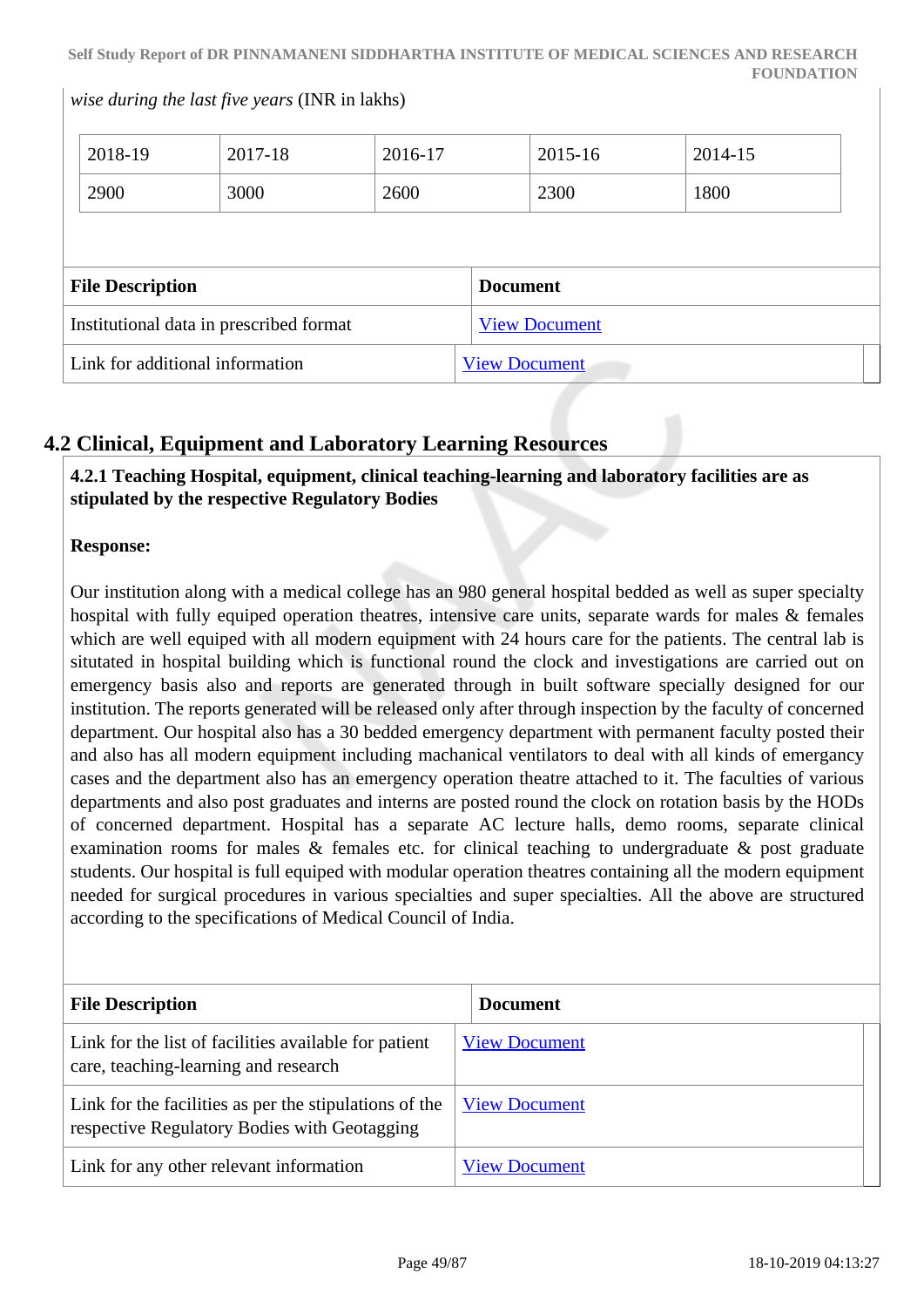*wise during the last five years* (INR in lakhs)

| 2018-19 | 2017-18 | 2016-17 | 2015-16 | 2014-15 |
|---|---|---|---|---|
| 2900 | 3000 | 2600 | 2300 | 1800 |

| File Description | Document |
|---|---|
| Institutional data in prescribed format | View Document |
| Link for additional information | View Document |

## 4.2 Clinical, Equipment and Laboratory Learning Resources

**4.2.1 Teaching Hospital, equipment, clinical teaching-learning and laboratory facilities are as stipulated by the respective Regulatory Bodies**

**Response:**

Our institution along with a medical college has an 980 general hospital bedded as well as super specialty hospital with fully equiped operation theatres, intensive care units, separate wards for males & females which are well equiped with all modern equipment with 24 hours care for the patients. The central lab is situtated in hospital building which is functional round the clock and investigations are carried out on emergency basis also and reports are generated through in built software specially designed for our institution. The reports generated will be released only after through inspection by the faculty of concerned department. Our hospital also has a 30 bedded emergency department with permanent faculty posted their and also has all modern equipment including machanical ventilators to deal with all kinds of emergancy cases and the department also has an emergency operation theatre attached to it. The faculties of various departments and also post graduates and interns are posted round the clock on rotation basis by the HODs of concerned department. Hospital has a separate AC lecture halls, demo rooms, separate clinical examination rooms for males & females etc. for clinical teaching to undergraduate & post graduate students. Our hospital is full equiped with modular operation theatres containing all the modern equipment needed for surgical procedures in various specialties and super specialties. All the above are structured according to the specifications of Medical Council of India.

| File Description | Document |
|---|---|
| Link for the list of facilities available for patient care, teaching-learning and research | View Document |
| Link for the facilities as per the stipulations of the respective Regulatory Bodies with Geotagging | View Document |
| Link for any other relevant information | View Document |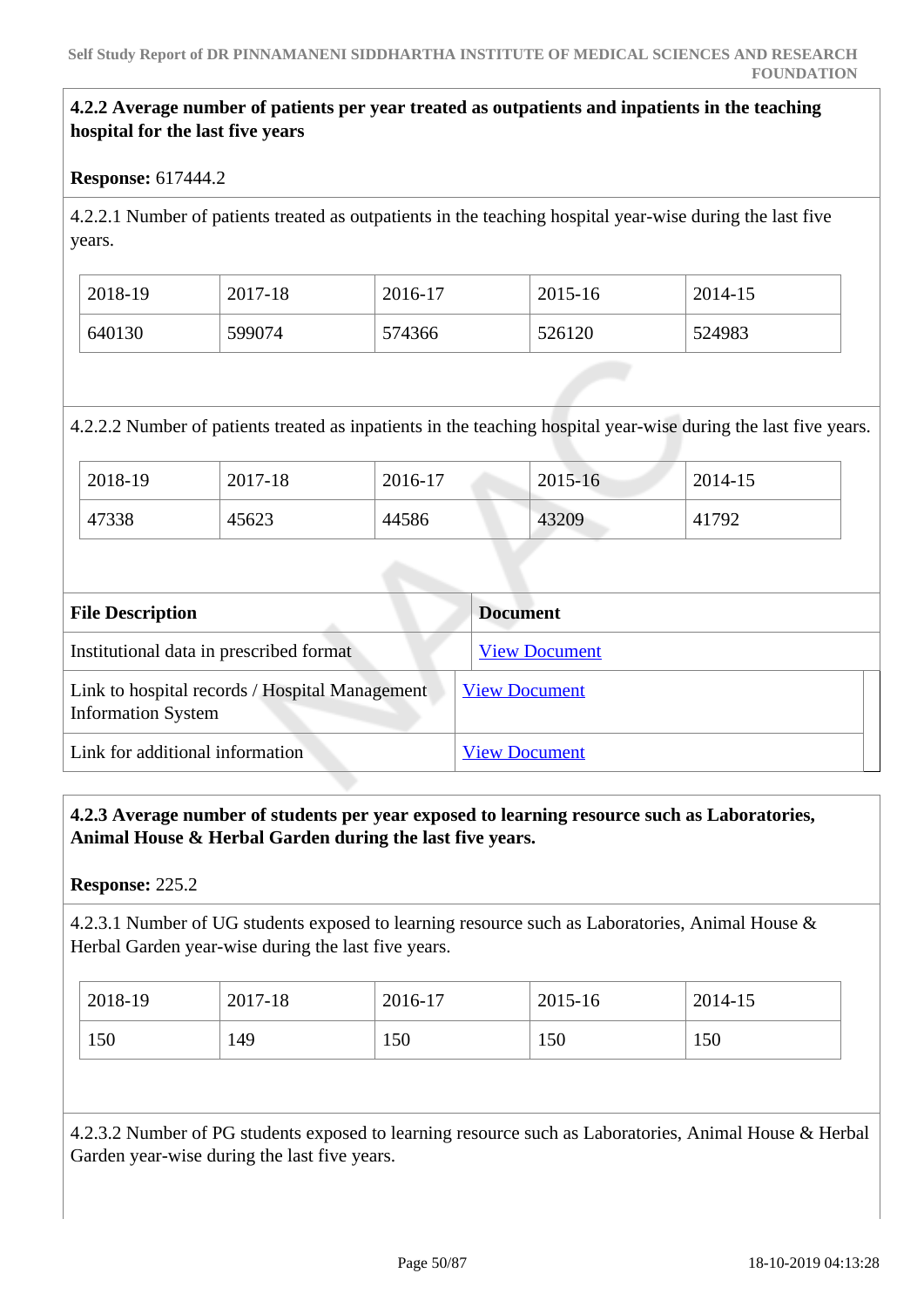**4.2.2 Average number of patients per year treated as outpatients and inpatients in the teaching hospital for the last five years**

**Response:** 617444.2

4.2.2.1 Number of patients treated as outpatients in the teaching hospital year-wise during the last five years.

| 2018-19 | 2017-18 | 2016-17 | 2015-16 | 2014-15 |
|---|---|---|---|---|
| 640130 | 599074 | 574366 | 526120 | 524983 |

4.2.2.2 Number of patients treated as inpatients in the teaching hospital year-wise during the last five years.

| 2018-19 | 2017-18 | 2016-17 | 2015-16 | 2014-15 |
|---|---|---|---|---|
| 47338 | 45623 | 44586 | 43209 | 41792 |

| File Description | Document |
|---|---|
| Institutional data in prescribed format | View Document |
| Link to hospital records / Hospital Management Information System | View Document |
| Link for additional information | View Document |

**4.2.3 Average number of students per year exposed to learning resource such as Laboratories, Animal House & Herbal Garden during the last five years.**

**Response:** 225.2

4.2.3.1 Number of UG students exposed to learning resource such as Laboratories, Animal House & Herbal Garden year-wise during the last five years.

| 2018-19 | 2017-18 | 2016-17 | 2015-16 | 2014-15 |
|---|---|---|---|---|
| 150 | 149 | 150 | 150 | 150 |

4.2.3.2 Number of PG students exposed to learning resource such as Laboratories, Animal House & Herbal Garden year-wise during the last five years.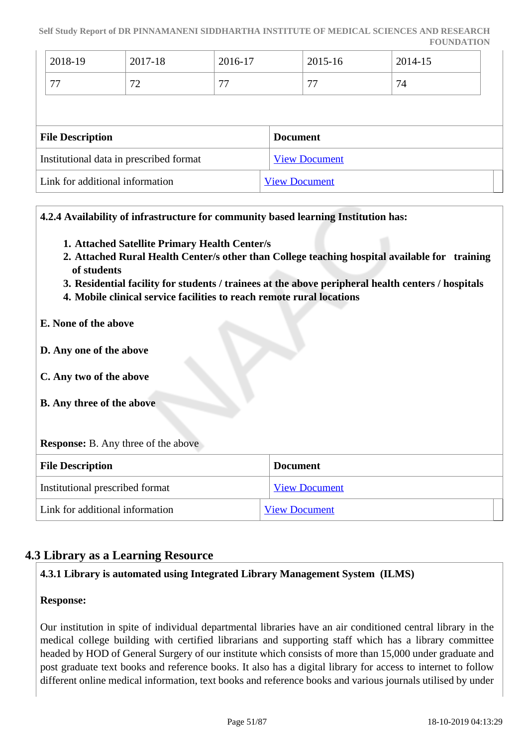| 2018-19 | 2017-18 | 2016-17 | 2015-16 | 2014-15 |
|---|---|---|---|---|
| 77 | 72 | 77 | 77 | 74 |

| File Description | Document |
|---|---|
| Institutional data in prescribed format | View Document |
| Link for additional information | View Document |

**4.2.4 Availability of infrastructure for community based learning Institution has:**

1. **Attached Satellite Primary Health Center/s**
2. **Attached Rural Health Center/s other than College teaching hospital available for training of students**
3. **Residential facility for students / trainees at the above peripheral health centers / hospitals**
4. **Mobile clinical service facilities to reach remote rural locations**

**E. None of the above**

**D. Any one of the above**

**C. Any two of the above**

**B. Any three of the above**

**Response:** B. Any three of the above

| File Description | Document |
|---|---|
| Institutional prescribed format | View Document |
| Link for additional information | View Document |

## 4.3 Library as a Learning Resource

**4.3.1 Library is automated using Integrated Library Management System (ILMS)**

**Response:**

Our institution in spite of individual departmental libraries have an air conditioned central library in the medical college building with certified librarians and supporting staff which has a library committee headed by HOD of General Surgery of our institute which consists of more than 15,000 under graduate and post graduate text books and reference books. It also has a digital library for access to internet to follow different online medical information, text books and reference books and various journals utilised by under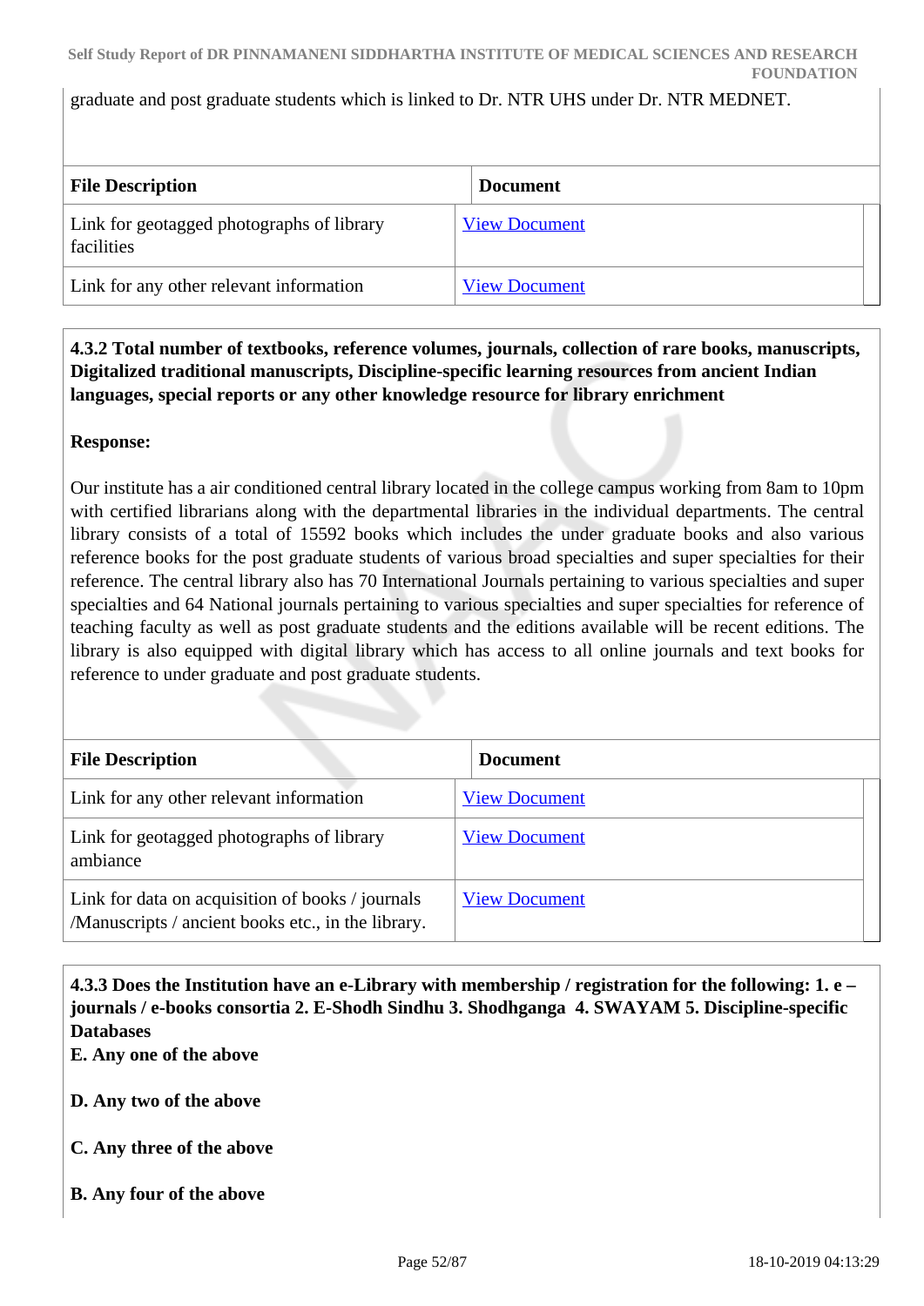graduate and post graduate students which is linked to Dr. NTR UHS under Dr. NTR MEDNET.

| File Description | Document |
|---|---|
| Link for geotagged photographs of library facilities | View Document |
| Link for any other relevant information | View Document |

**4.3.2 Total number of textbooks, reference volumes, journals, collection of rare books, manuscripts, Digitalized traditional manuscripts, Discipline-specific learning resources from ancient Indian languages, special reports or any other knowledge resource for library enrichment**

**Response:**

Our institute has a air conditioned central library located in the college campus working from 8am to 10pm with certified librarians along with the departmental libraries in the individual departments. The central library consists of a total of 15592 books which includes the under graduate books and also various reference books for the post graduate students of various broad specialties and super specialties for their reference. The central library also has 70 International Journals pertaining to various specialties and super specialties and 64 National journals pertaining to various specialties and super specialties for reference of teaching faculty as well as post graduate students and the editions available will be recent editions. The library is also equipped with digital library which has access to all online journals and text books for reference to under graduate and post graduate students.

| File Description | Document |
|---|---|
| Link for any other relevant information | View Document |
| Link for geotagged photographs of library ambiance | View Document |
| Link for data on acquisition of books / journals /Manuscripts / ancient books etc., in the library. | View Document |

**4.3.3 Does the Institution have an e-Library with membership / registration for the following: 1. e – journals / e-books consortia 2. E-Shodh Sindhu 3. Shodhganga 4. SWAYAM 5. Discipline-specific Databases**

**E. Any one of the above**

**D. Any two of the above**

**C. Any three of the above**

**B. Any four of the above**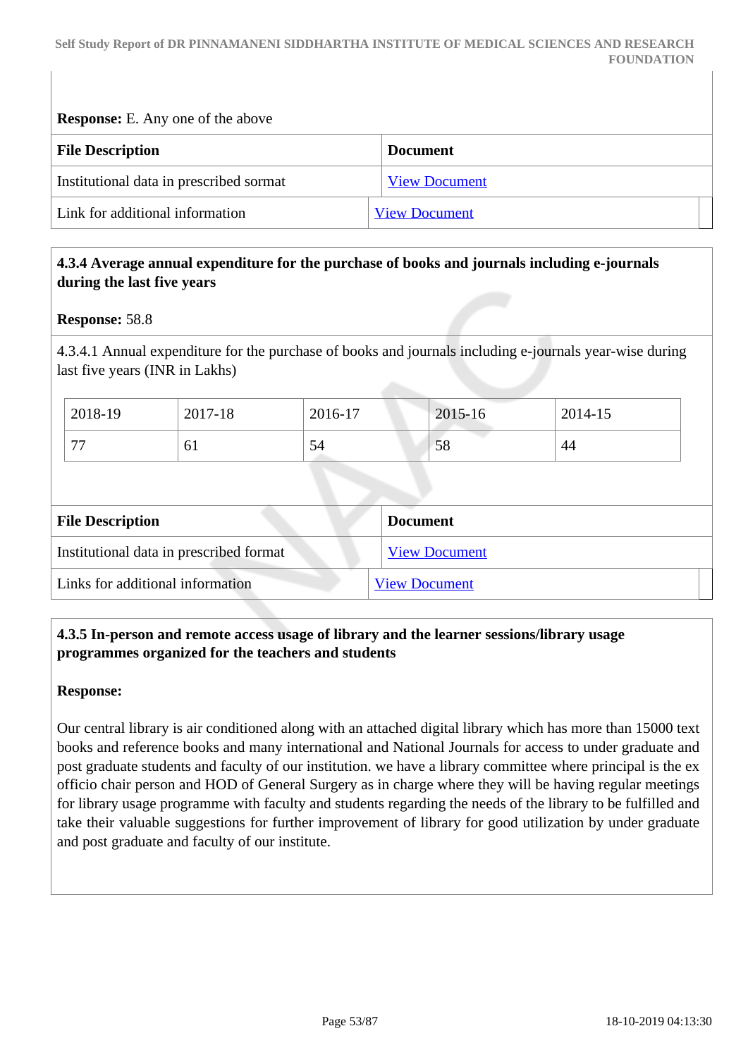**Response:** E. Any one of the above

| File Description | Document |
|---|---|
| Institutional data in prescribed sormat | View Document |
| Link for additional information | View Document |

**4.3.4 Average annual expenditure for the purchase of books and journals including e-journals during the last five years**

**Response:** 58.8

4.3.4.1 Annual expenditure for the purchase of books and journals including e-journals year-wise during last five years (INR in Lakhs)

| 2018-19 | 2017-18 | 2016-17 | 2015-16 | 2014-15 |
|---|---|---|---|---|
| 77 | 61 | 54 | 58 | 44 |

| File Description | Document |
|---|---|
| Institutional data in prescribed format | View Document |
| Links for additional information | View Document |

**4.3.5 In-person and remote access usage of library and the learner sessions/library usage programmes organized for the teachers and students**

**Response:**

Our central library is air conditioned along with an attached digital library which has more than 15000 text books and reference books and many international and National Journals for access to under graduate and post graduate students and faculty of our institution. we have a library committee where principal is the ex officio chair person and HOD of General Surgery as in charge where they will be having regular meetings for library usage programme with faculty and students regarding the needs of the library to be fulfilled and take their valuable suggestions for further improvement of library for good utilization by under graduate and post graduate and faculty of our institute.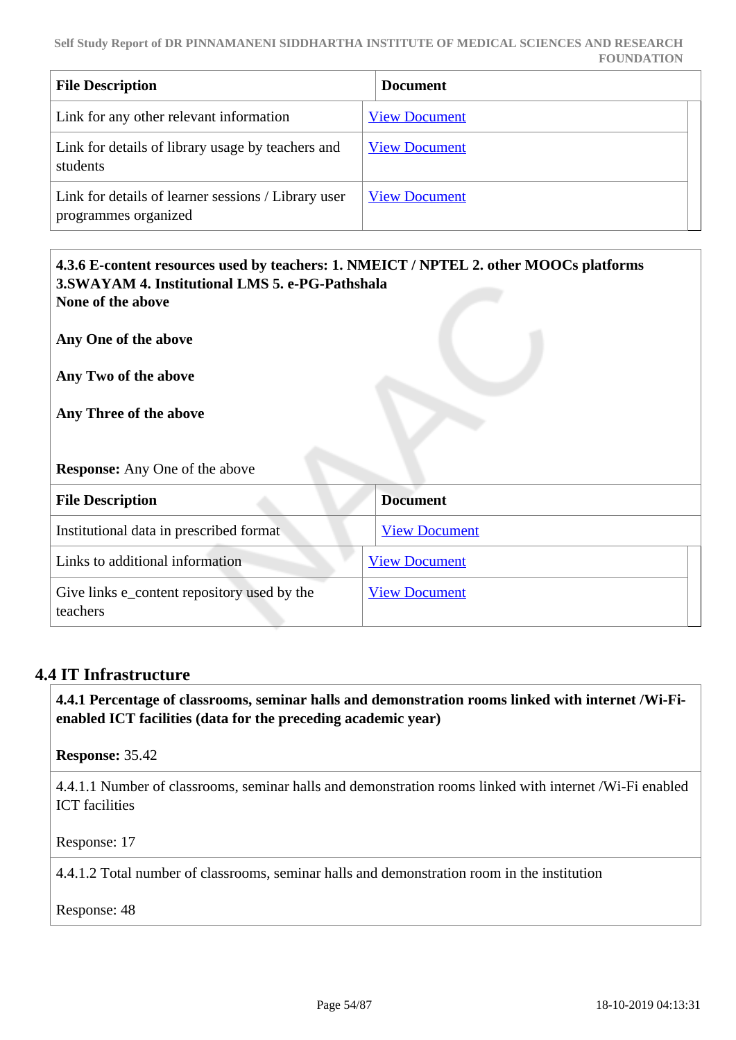| File Description | Document |
| --- | --- |
| Link for any other relevant information | View Document |
| Link for details of library usage by teachers and students | View Document |
| Link for details of learner sessions / Library user programmes organized | View Document |

**4.3.6 E-content resources used by teachers: 1. NMEICT / NPTEL 2. other MOOCs platforms 3.SWAYAM 4. Institutional LMS 5. e-PG-Pathshala**
**None of the above**

**Any One of the above**

**Any Two of the above**

**Any Three of the above**

**Response:** Any One of the above

| File Description | Document |
| --- | --- |
| Institutional data in prescribed format | View Document |
| Links to additional information | View Document |
| Give links e_content repository used by the teachers | View Document |

## 4.4 IT Infrastructure

**4.4.1 Percentage of classrooms, seminar halls and demonstration rooms linked with internet /Wi-Fi-enabled ICT facilities (data for the preceding academic year)**

**Response:** 35.42

4.4.1.1 Number of classrooms, seminar halls and demonstration rooms linked with internet /Wi-Fi enabled ICT facilities

Response: 17

4.4.1.2 Total number of classrooms, seminar halls and demonstration room in the institution

Response: 48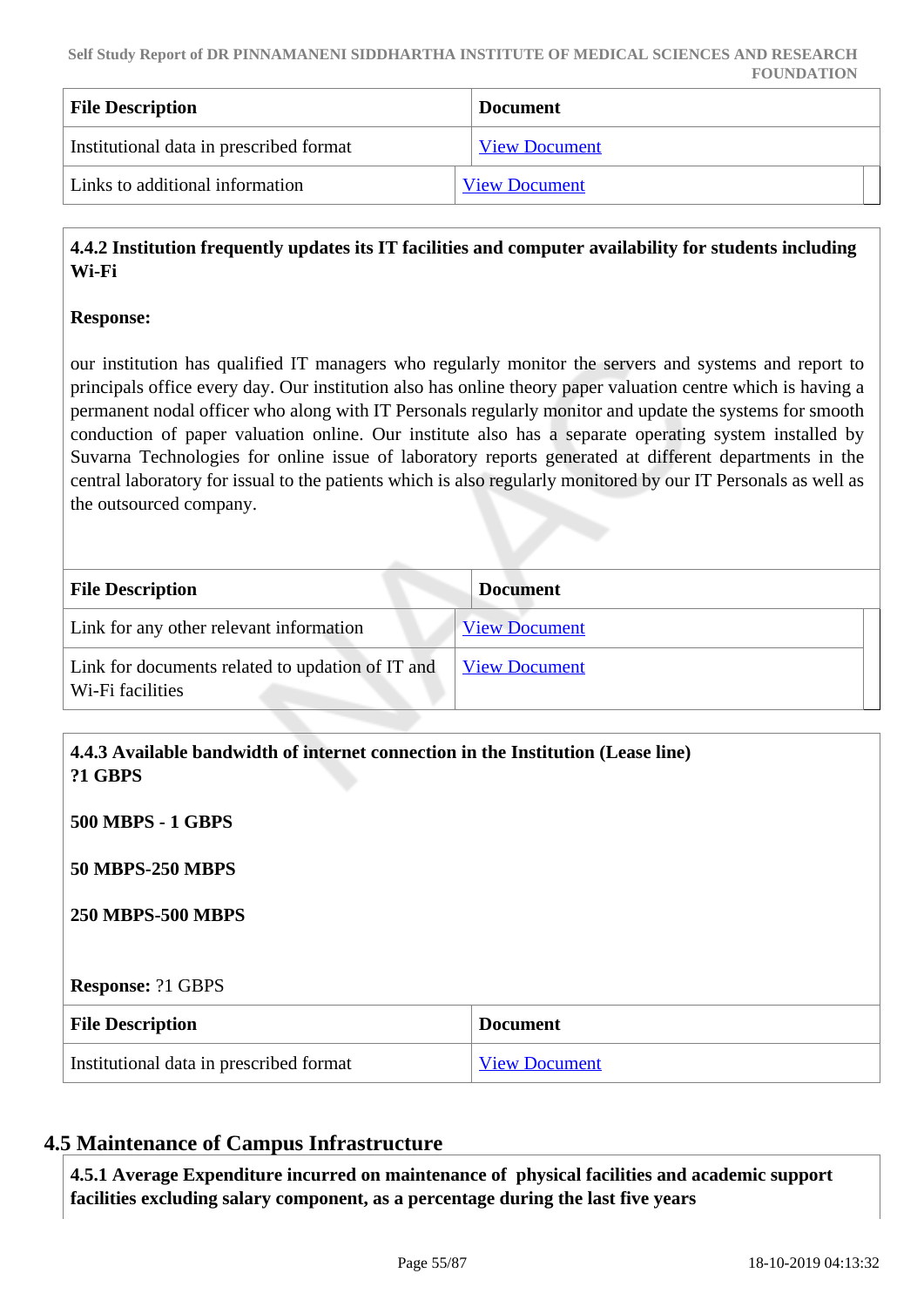| File Description | Document |
|---|---|
| Institutional data in prescribed format | View Document |
| Links to additional information | View Document |

**4.4.2 Institution frequently updates its IT facilities and computer availability for students including Wi-Fi**

**Response:**

our institution has qualified IT managers who regularly monitor the servers and systems and report to principals office every day. Our institution also has online theory paper valuation centre which is having a permanent nodal officer who along with IT Personals regularly monitor and update the systems for smooth conduction of paper valuation online. Our institute also has a separate operating system installed by Suvarna Technologies for online issue of laboratory reports generated at different departments in the central laboratory for issual to the patients which is also regularly monitored by our IT Personals as well as the outsourced company.

| File Description | Document |
|---|---|
| Link for any other relevant information | View Document |
| Link for documents related to updation of IT and Wi-Fi facilities | View Document |

**4.4.3 Available bandwidth of internet connection in the Institution (Lease line)**
**?1 GBPS**

**500 MBPS - 1 GBPS**

**50 MBPS-250 MBPS**

**250 MBPS-500 MBPS**

**Response:** ?1 GBPS

| File Description | Document |
|---|---|
| Institutional data in prescribed format | View Document |

## 4.5 Maintenance of Campus Infrastructure

**4.5.1 Average Expenditure incurred on maintenance of physical facilities and academic support facilities excluding salary component, as a percentage during the last five years**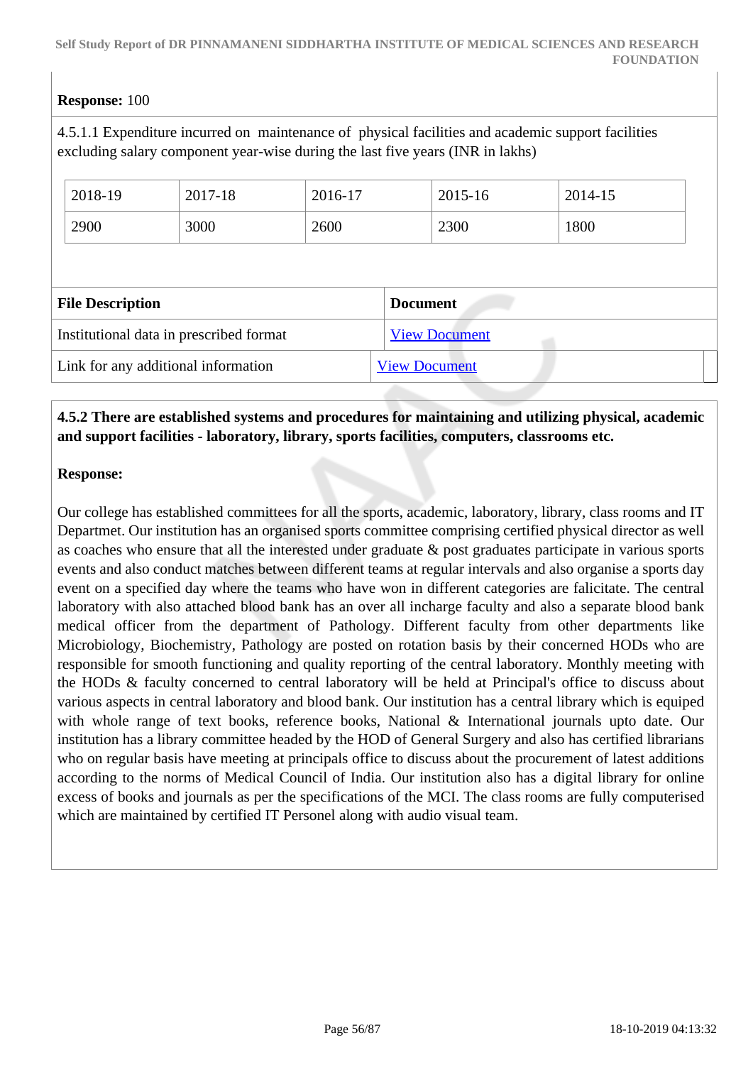**Response:** 100

4.5.1.1 Expenditure incurred on maintenance of physical facilities and academic support facilities excluding salary component year-wise during the last five years (INR in lakhs)

| 2018-19 | 2017-18 | 2016-17 | 2015-16 | 2014-15 |
|---|---|---|---|---|
| 2900 | 3000 | 2600 | 2300 | 1800 |

| File Description | Document |
|---|---|
| Institutional data in prescribed format | View Document |
| Link for any additional information | View Document |

**4.5.2 There are established systems and procedures for maintaining and utilizing physical, academic and support facilities - laboratory, library, sports facilities, computers, classrooms etc.**

**Response:**

Our college has established committees for all the sports, academic, laboratory, library, class rooms and IT Departmet. Our institution has an organised sports committee comprising certified physical director as well as coaches who ensure that all the interested under graduate & post graduates participate in various sports events and also conduct matches between different teams at regular intervals and also organise a sports day event on a specified day where the teams who have won in different categories are falicitate. The central laboratory with also attached blood bank has an over all incharge faculty and also a separate blood bank medical officer from the department of Pathology. Different faculty from other departments like Microbiology, Biochemistry, Pathology are posted on rotation basis by their concerned HODs who are responsible for smooth functioning and quality reporting of the central laboratory. Monthly meeting with the HODs & faculty concerned to central laboratory will be held at Principal's office to discuss about various aspects in central laboratory and blood bank. Our institution has a central library which is equiped with whole range of text books, reference books, National & International journals upto date. Our institution has a library committee headed by the HOD of General Surgery and also has certified librarians who on regular basis have meeting at principals office to discuss about the procurement of latest additions according to the norms of Medical Council of India. Our institution also has a digital library for online excess of books and journals as per the specifications of the MCI. The class rooms are fully computerised which are maintained by certified IT Personel along with audio visual team.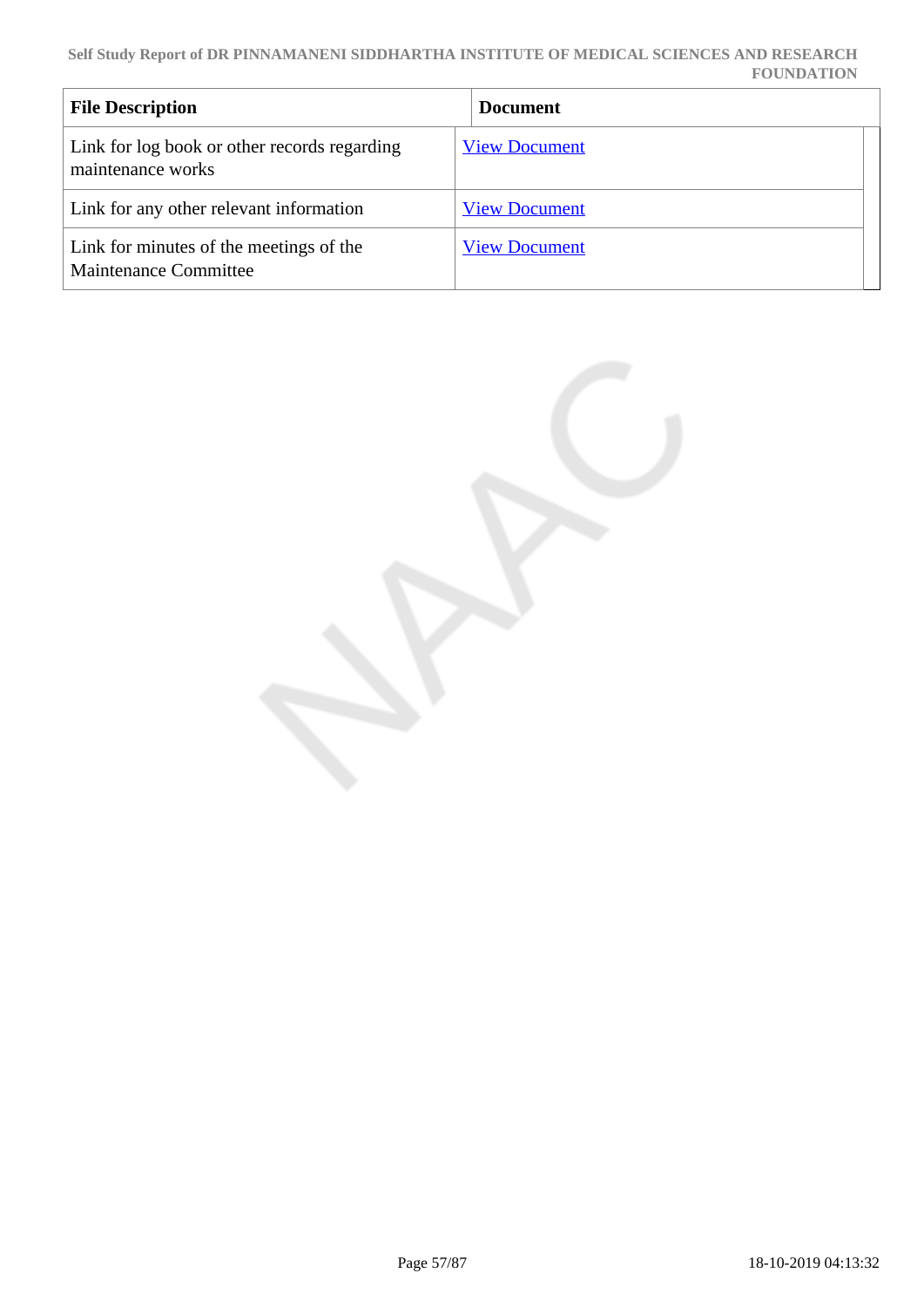| File Description | Document |
|---|---|
| Link for log book or other records regarding maintenance works | View Document |
| Link for any other relevant information | View Document |
| Link for minutes of the meetings of the Maintenance Committee | View Document |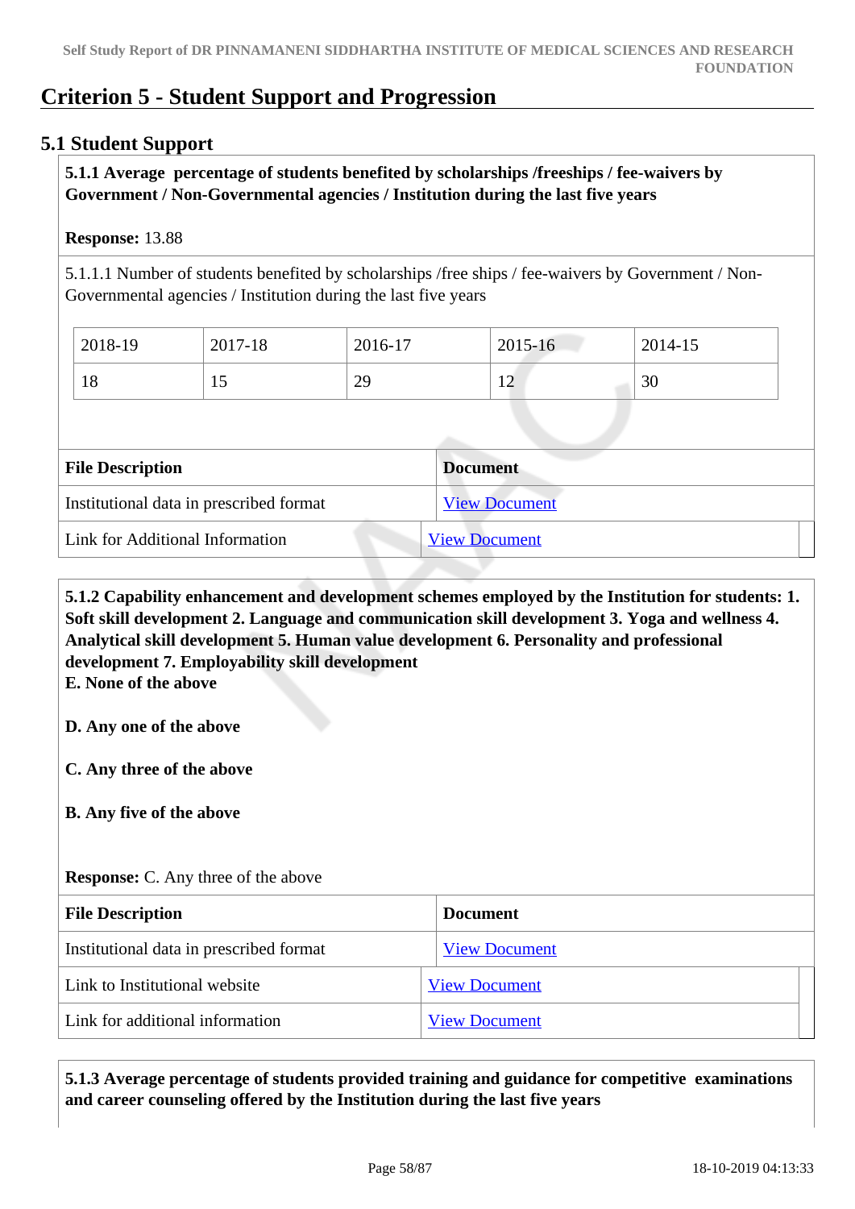# Criterion 5 - Student Support and Progression

## 5.1 Student Support

**5.1.1 Average percentage of students benefited by scholarships /freeships / fee-waivers by Government / Non-Governmental agencies / Institution during the last five years**

**Response:** 13.88

5.1.1.1 Number of students benefited by scholarships /free ships / fee-waivers by Government / Non-Governmental agencies / Institution during the last five years

| 2018-19 | 2017-18 | 2016-17 | 2015-16 | 2014-15 |
|---|---|---|---|---|
| 18 | 15 | 29 | 12 | 30 |

| File Description | Document |
|---|---|
| Institutional data in prescribed format | View Document |
| Link for Additional Information | View Document |

**5.1.2 Capability enhancement and development schemes employed by the Institution for students: 1. Soft skill development 2. Language and communication skill development 3. Yoga and wellness 4. Analytical skill development 5. Human value development 6. Personality and professional development 7. Employability skill development**

**E. None of the above**

**D. Any one of the above**

**C. Any three of the above**

**B. Any five of the above**

**Response:** C. Any three of the above

| File Description | Document |
|---|---|
| Institutional data in prescribed format | View Document |
| Link to Institutional website | View Document |
| Link for additional information | View Document |

**5.1.3 Average percentage of students provided training and guidance for competitive examinations and career counseling offered by the Institution during the last five years**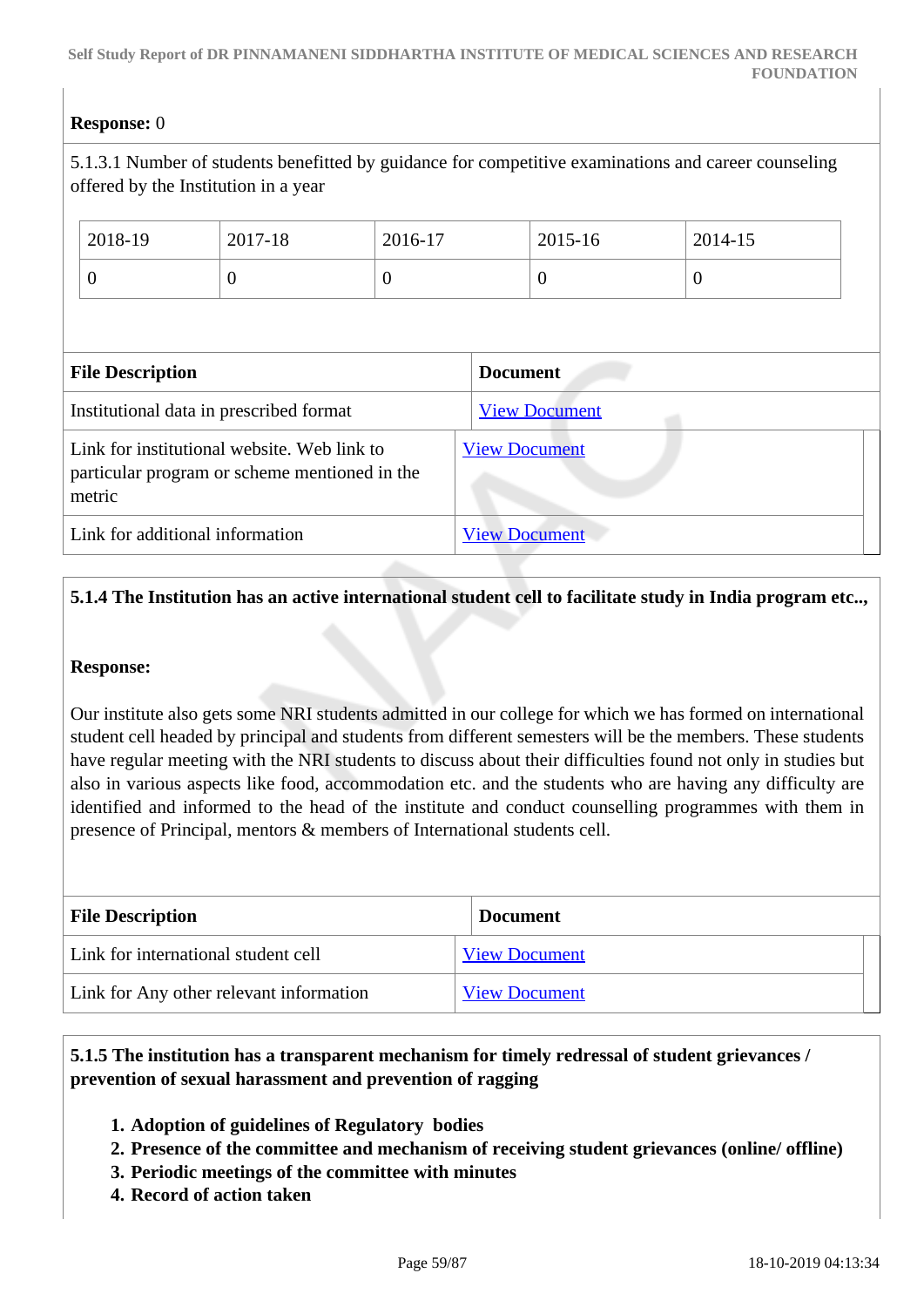**Response:** 0

5.1.3.1 Number of students benefitted by guidance for competitive examinations and career counseling offered by the Institution in a year

| 2018-19 | 2017-18 | 2016-17 | 2015-16 | 2014-15 |
|---|---|---|---|---|
| 0 | 0 | 0 | 0 | 0 |

| File Description | Document |
|---|---|
| Institutional data in prescribed format | View Document |
| Link for institutional website. Web link to particular program or scheme mentioned in the metric | View Document |
| Link for additional information | View Document |

**5.1.4 The Institution has an active international student cell to facilitate study in India program etc..,**

**Response:**

Our institute also gets some NRI students admitted in our college for which we has formed on international student cell headed by principal and students from different semesters will be the members. These students have regular meeting with the NRI students to discuss about their difficulties found not only in studies but also in various aspects like food, accommodation etc. and the students who are having any difficulty are identified and informed to the head of the institute and conduct counselling programmes with them in presence of Principal, mentors & members of International students cell.

| File Description | Document |
|---|---|
| Link for international student cell | View Document |
| Link for Any other relevant information | View Document |

**5.1.5 The institution has a transparent mechanism for timely redressal of student grievances / prevention of sexual harassment and prevention of ragging**

1. **Adoption of guidelines of Regulatory bodies**
2. **Presence of the committee and mechanism of receiving student grievances (online/ offline)**
3. **Periodic meetings of the committee with minutes**
4. **Record of action taken**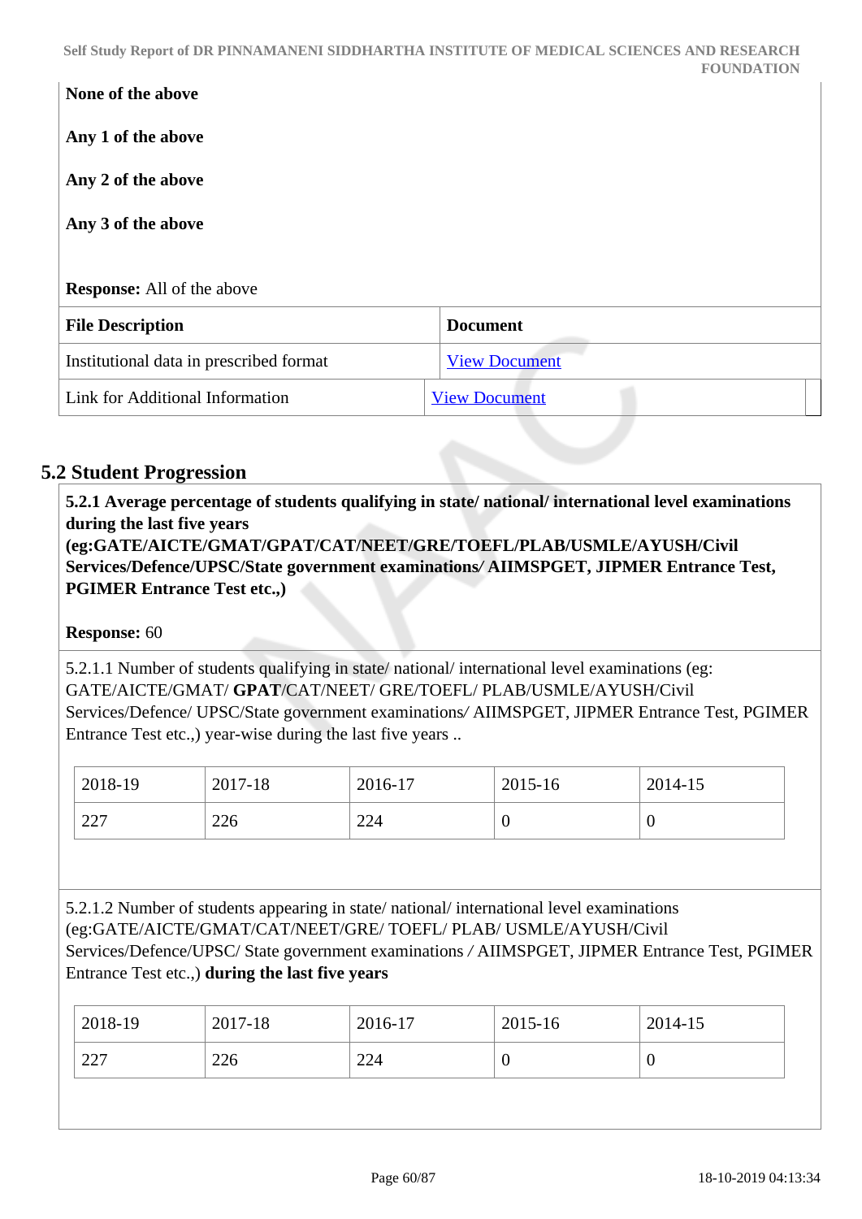**None of the above**

**Any 1 of the above**

**Any 2 of the above**

**Any 3 of the above**

**Response:** All of the above

| File Description | Document |
|---|---|
| Institutional data in prescribed format | View Document |
| Link for Additional Information | View Document |

## 5.2 Student Progression

**5.2.1 Average percentage of students qualifying in state/ national/ international level examinations during the last five years (eg:GATE/AICTE/GMAT/GPAT/CAT/NEET/GRE/TOEFL/PLAB/USMLE/AYUSH/Civil Services/Defence/UPSC/State government examinations/ AIIMSPGET, JIPMER Entrance Test, PGIMER Entrance Test etc.,)**

**Response:** 60

5.2.1.1 Number of students qualifying in state/ national/ international level examinations (eg: GATE/AICTE/GMAT/ **GPAT**/CAT/NEET/ GRE/TOEFL/ PLAB/USMLE/AYUSH/Civil Services/Defence/ UPSC/State government examinations/ AIIMSPGET, JIPMER Entrance Test, PGIMER Entrance Test etc.,) year-wise during the last five years ..

| 2018-19 | 2017-18 | 2016-17 | 2015-16 | 2014-15 |
|---|---|---|---|---|
| 227 | 226 | 224 | 0 | 0 |

5.2.1.2 Number of students appearing in state/ national/ international level examinations (eg:GATE/AICTE/GMAT/CAT/NEET/GRE/ TOEFL/ PLAB/ USMLE/AYUSH/Civil Services/Defence/UPSC/ State government examinations / AIIMSPGET, JIPMER Entrance Test, PGIMER Entrance Test etc.,) **during the last five years**

| 2018-19 | 2017-18 | 2016-17 | 2015-16 | 2014-15 |
|---|---|---|---|---|
| 227 | 226 | 224 | 0 | 0 |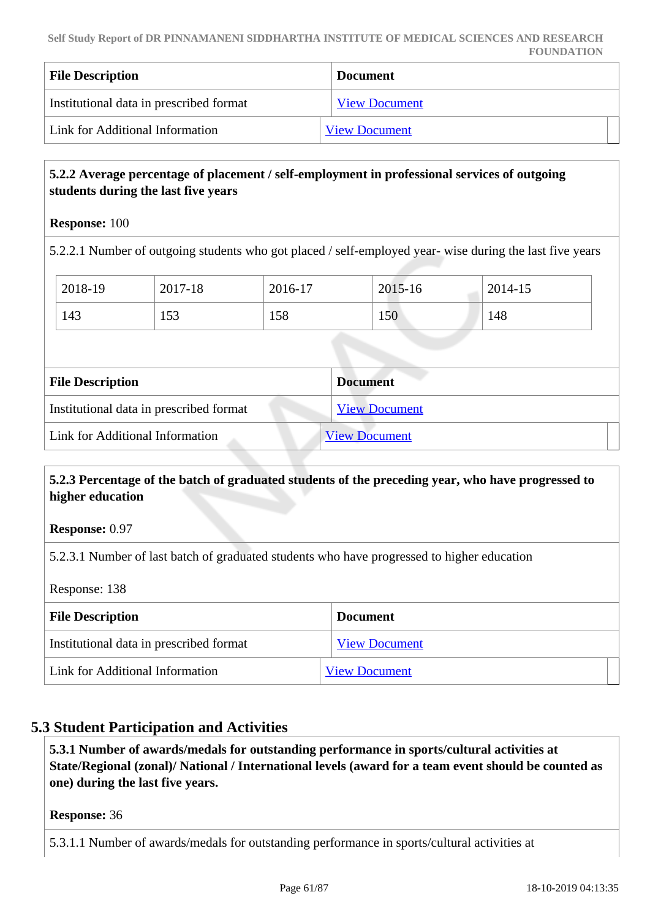| File Description | Document |
|---|---|
| Institutional data in prescribed format | View Document |
| Link for Additional Information | View Document |

**5.2.2 Average percentage of placement / self-employment in professional services of outgoing students during the last five years**

**Response:** 100

5.2.2.1 Number of outgoing students who got placed / self-employed year- wise during the last five years

| 2018-19 | 2017-18 | 2016-17 | 2015-16 | 2014-15 |
|---|---|---|---|---|
| 143 | 153 | 158 | 150 | 148 |

| File Description | Document |
|---|---|
| Institutional data in prescribed format | View Document |
| Link for Additional Information | View Document |

**5.2.3 Percentage of the batch of graduated students of the preceding year, who have progressed to higher education**

**Response:** 0.97

5.2.3.1 Number of last batch of graduated students who have progressed to higher education

Response: 138

| File Description | Document |
|---|---|
| Institutional data in prescribed format | View Document |
| Link for Additional Information | View Document |

## 5.3 Student Participation and Activities

**5.3.1 Number of awards/medals for outstanding performance in sports/cultural activities at State/Regional (zonal)/ National / International levels (award for a team event should be counted as one) during the last five years.**

**Response:** 36

5.3.1.1 Number of awards/medals for outstanding performance in sports/cultural activities at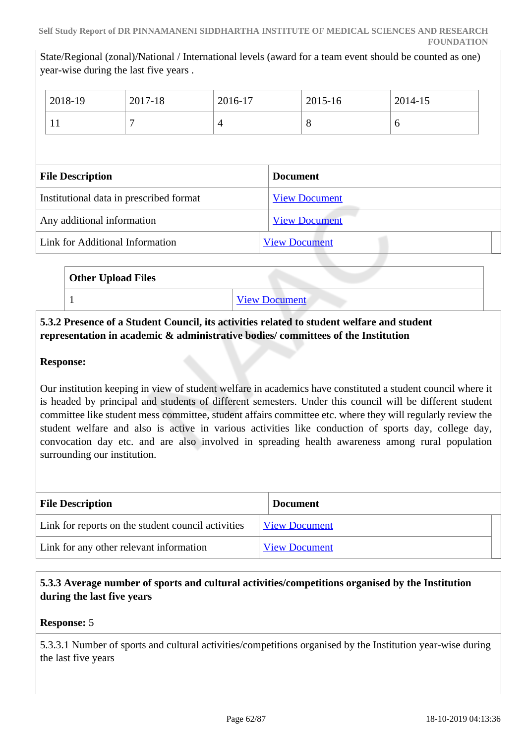State/Regional (zonal)/National / International levels (award for a team event should be counted as one) year-wise during the last five years .

| 2018-19 | 2017-18 | 2016-17 | 2015-16 | 2014-15 |
|---|---|---|---|---|
| 11 | 7 | 4 | 8 | 6 |

| File Description | Document |
|---|---|
| Institutional data in prescribed format | View Document |
| Any additional information | View Document |
| Link for Additional Information | View Document |

| Other Upload Files | |
|---|---|
| 1 | View Document |

**5.3.2 Presence of a Student Council, its activities related to student welfare and student representation in academic & administrative bodies/ committees of the Institution**

**Response:**

Our institution keeping in view of student welfare in academics have constituted a student council where it is headed by principal and students of different semesters. Under this council will be different student committee like student mess committee, student affairs committee etc. where they will regularly review the student welfare and also is active in various activities like conduction of sports day, college day, convocation day etc. and are also involved in spreading health awareness among rural population surrounding our institution.

| File Description | Document |
|---|---|
| Link for reports on the student council activities | View Document |
| Link for any other relevant information | View Document |

**5.3.3 Average number of sports and cultural activities/competitions organised by the Institution during the last five years**

**Response:** 5

5.3.3.1 Number of sports and cultural activities/competitions organised by the Institution year-wise during the last five years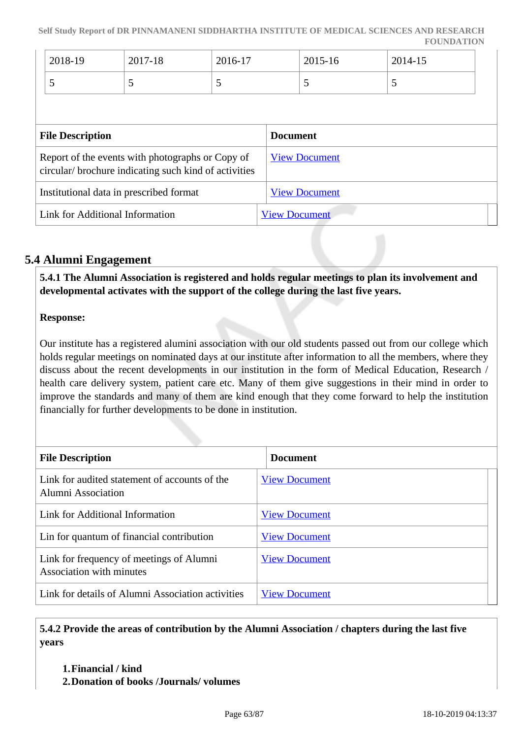| 2018-19 | 2017-18 | 2016-17 | 2015-16 | 2014-15 |
|---|---|---|---|---|
| 5 | 5 | 5 | 5 | 5 |

| File Description | Document |
|---|---|
| Report of the events with photographs or Copy of circular/ brochure indicating such kind of activities | View Document |
| Institutional data in prescribed format | View Document |
| Link for Additional Information | View Document |

## 5.4 Alumni Engagement

**5.4.1 The Alumni Association is registered and holds regular meetings to plan its involvement and developmental activates with the support of the college during the last five years.**

**Response:**

Our institute has a registered alumini association with our old students passed out from our college which holds regular meetings on nominated days at our institute after information to all the members, where they discuss about the recent developments in our institution in the form of Medical Education, Research / health care delivery system, patient care etc. Many of them give suggestions in their mind in order to improve the standards and many of them are kind enough that they come forward to help the institution financially for further developments to be done in institution.

| File Description | Document |
|---|---|
| Link for audited statement of accounts of the Alumni Association | View Document |
| Link for Additional Information | View Document |
| Lin for quantum of financial contribution | View Document |
| Link for frequency of meetings of Alumni Association with minutes | View Document |
| Link for details of Alumni Association activities | View Document |

**5.4.2 Provide the areas of contribution by the Alumni Association / chapters during the last five years**

1. **Financial / kind**
2. **Donation of books /Journals/ volumes**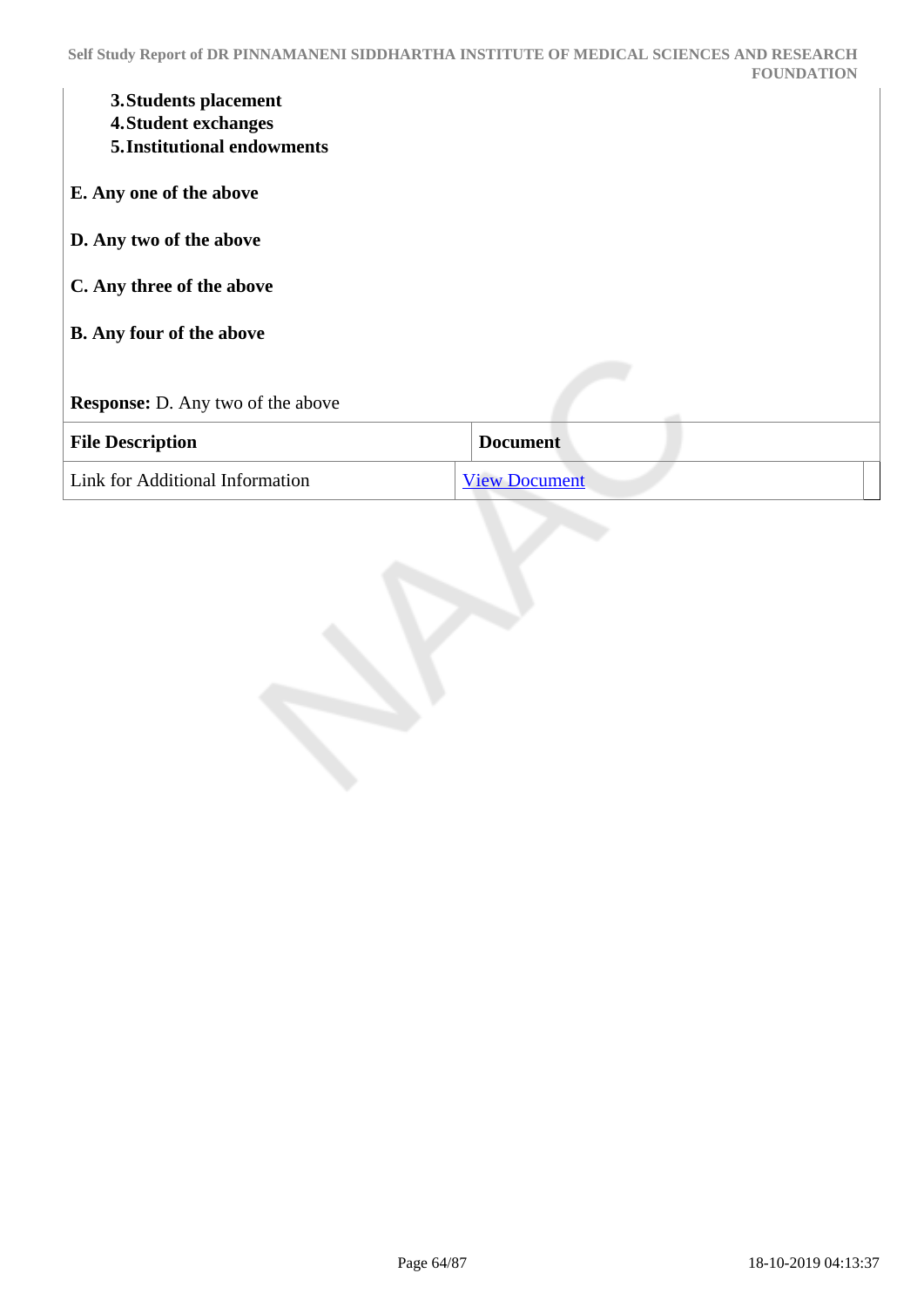3. **Students placement**
4. **Student exchanges**
5. **Institutional endowments**

**E. Any one of the above**

**D. Any two of the above**

**C. Any three of the above**

**B. Any four of the above**

**Response:** D. Any two of the above

| File Description | Document |
|---|---|
| Link for Additional Information | View Document |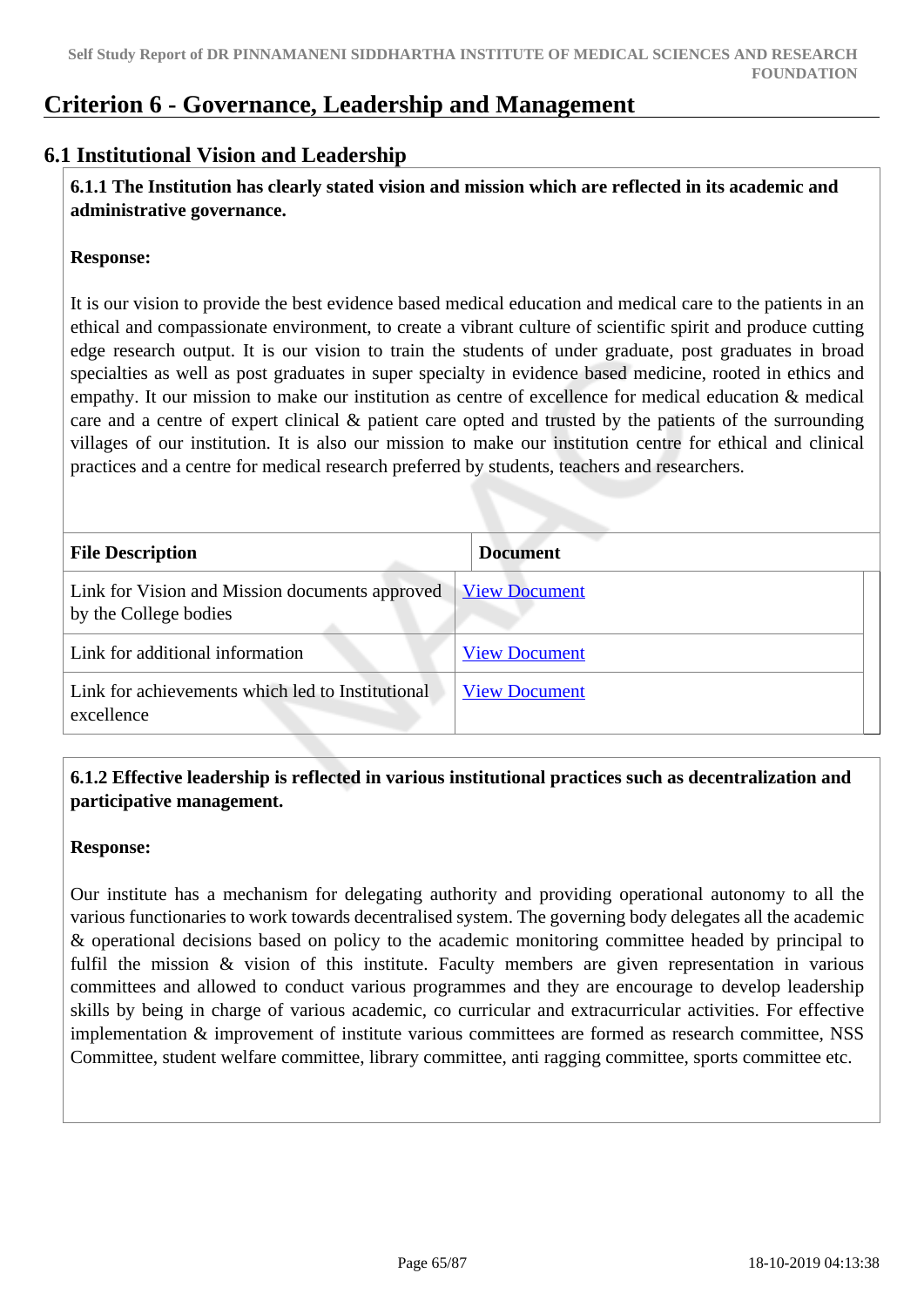# Criterion 6 - Governance, Leadership and Management

## 6.1 Institutional Vision and Leadership

**6.1.1 The Institution has clearly stated vision and mission which are reflected in its academic and administrative governance.**

**Response:**

It is our vision to provide the best evidence based medical education and medical care to the patients in an ethical and compassionate environment, to create a vibrant culture of scientific spirit and produce cutting edge research output. It is our vision to train the students of under graduate, post graduates in broad specialties as well as post graduates in super specialty in evidence based medicine, rooted in ethics and empathy. It our mission to make our institution as centre of excellence for medical education & medical care and a centre of expert clinical & patient care opted and trusted by the patients of the surrounding villages of our institution. It is also our mission to make our institution centre for ethical and clinical practices and a centre for medical research preferred by students, teachers and researchers.

| File Description | Document |
|---|---|
| Link for Vision and Mission documents approved by the College bodies | View Document |
| Link for additional information | View Document |
| Link for achievements which led to Institutional excellence | View Document |

**6.1.2 Effective leadership is reflected in various institutional practices such as decentralization and participative management.**

**Response:**

Our institute has a mechanism for delegating authority and providing operational autonomy to all the various functionaries to work towards decentralised system. The governing body delegates all the academic & operational decisions based on policy to the academic monitoring committee headed by principal to fulfil the mission & vision of this institute. Faculty members are given representation in various committees and allowed to conduct various programmes and they are encourage to develop leadership skills by being in charge of various academic, co curricular and extracurricular activities. For effective implementation & improvement of institute various committees are formed as research committee, NSS Committee, student welfare committee, library committee, anti ragging committee, sports committee etc.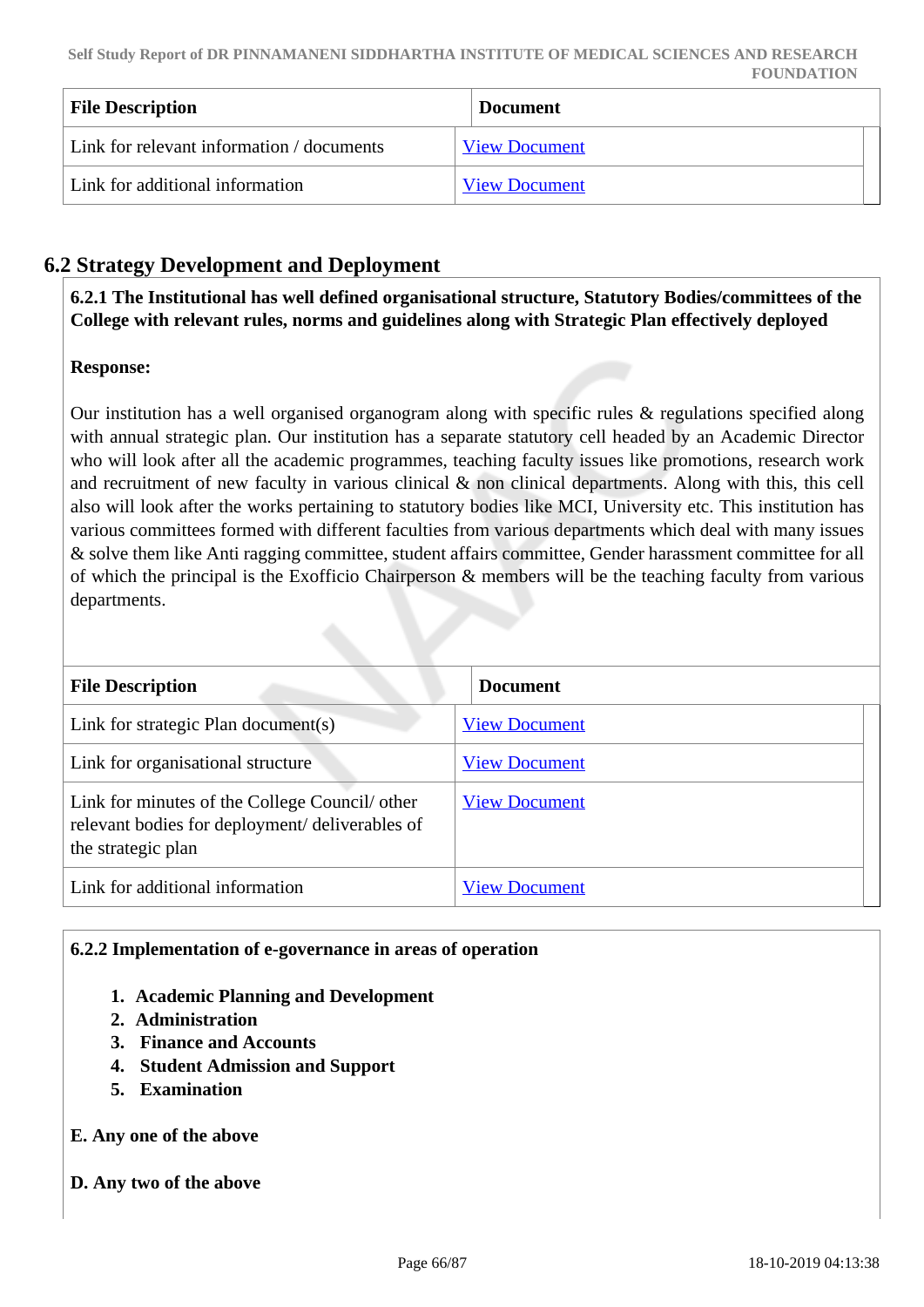| File Description | Document |
|---|---|
| Link for relevant information / documents | View Document |
| Link for additional information | View Document |

## 6.2 Strategy Development and Deployment

**6.2.1 The Institutional has well defined organisational structure, Statutory Bodies/committees of the College with relevant rules, norms and guidelines along with Strategic Plan effectively deployed**

**Response:**

Our institution has a well organised organogram along with specific rules & regulations specified along with annual strategic plan. Our institution has a separate statutory cell headed by an Academic Director who will look after all the academic programmes, teaching faculty issues like promotions, research work and recruitment of new faculty in various clinical & non clinical departments. Along with this, this cell also will look after the works pertaining to statutory bodies like MCI, University etc. This institution has various committees formed with different faculties from various departments which deal with many issues & solve them like Anti ragging committee, student affairs committee, Gender harassment committee for all of which the principal is the Exofficio Chairperson & members will be the teaching faculty from various departments.

| File Description | Document |
|---|---|
| Link for strategic Plan document(s) | View Document |
| Link for organisational structure | View Document |
| Link for minutes of the College Council/ other relevant bodies for deployment/ deliverables of the strategic plan | View Document |
| Link for additional information | View Document |

**6.2.2 Implementation of e-governance in areas of operation**

1. **Academic Planning and Development**
2. **Administration**
3. **Finance and Accounts**
4. **Student Admission and Support**
5. **Examination**

**E. Any one of the above**

**D. Any two of the above**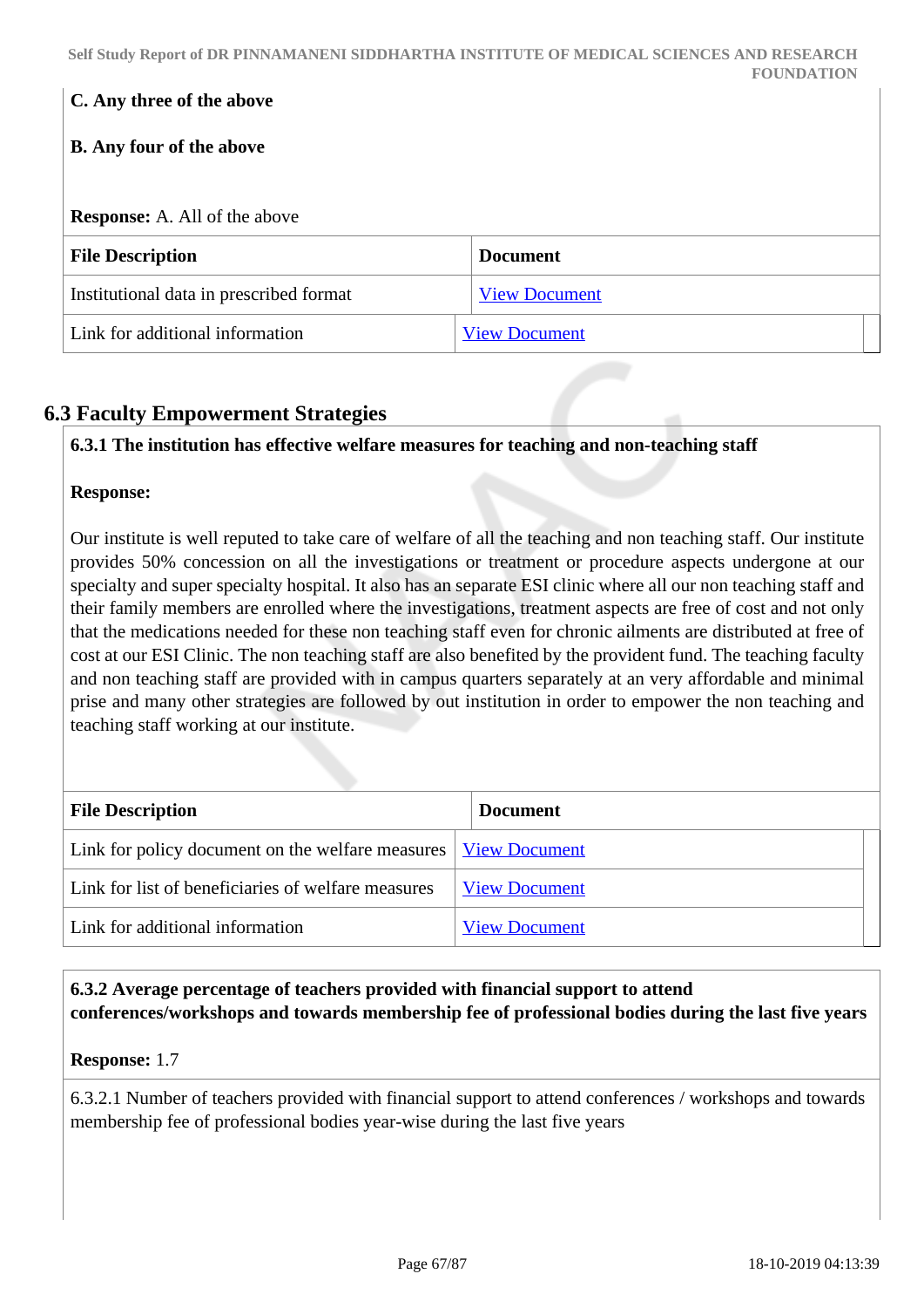**C. Any three of the above**

**B. Any four of the above**

**Response:** A. All of the above

| File Description | Document |
|---|---|
| Institutional data in prescribed format | View Document |
| Link for additional information | View Document |

## 6.3 Faculty Empowerment Strategies

**6.3.1 The institution has effective welfare measures for teaching and non-teaching staff**

**Response:**

Our institute is well reputed to take care of welfare of all the teaching and non teaching staff. Our institute provides 50% concession on all the investigations or treatment or procedure aspects undergone at our specialty and super specialty hospital. It also has an separate ESI clinic where all our non teaching staff and their family members are enrolled where the investigations, treatment aspects are free of cost and not only that the medications needed for these non teaching staff even for chronic ailments are distributed at free of cost at our ESI Clinic. The non teaching staff are also benefited by the provident fund. The teaching faculty and non teaching staff are provided with in campus quarters separately at an very affordable and minimal prise and many other strategies are followed by out institution in order to empower the non teaching and teaching staff working at our institute.

| File Description | Document |
|---|---|
| Link for policy document on the welfare measures | View Document |
| Link for list of beneficiaries of welfare measures | View Document |
| Link for additional information | View Document |

**6.3.2 Average percentage of teachers provided with financial support to attend conferences/workshops and towards membership fee of professional bodies during the last five years**

**Response:** 1.7

6.3.2.1 Number of teachers provided with financial support to attend conferences / workshops and towards membership fee of professional bodies year-wise during the last five years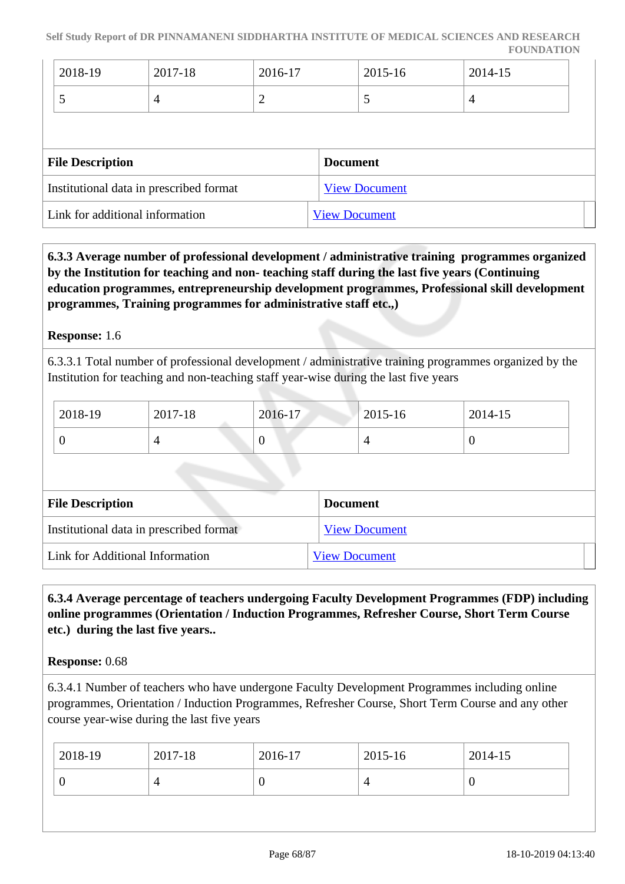| 2018-19 | 2017-18 | 2016-17 | 2015-16 | 2014-15 |
|---|---|---|---|---|
| 5 | 4 | 2 | 5 | 4 |

| File Description | Document |
|---|---|
| Institutional data in prescribed format | View Document |
| Link for additional information | View Document |

**6.3.3 Average number of professional development / administrative training programmes organized by the Institution for teaching and non- teaching staff during the last five years (Continuing education programmes, entrepreneurship development programmes, Professional skill development programmes, Training programmes for administrative staff etc.,)**

**Response:** 1.6

6.3.3.1 Total number of professional development / administrative training programmes organized by the Institution for teaching and non-teaching staff year-wise during the last five years

| 2018-19 | 2017-18 | 2016-17 | 2015-16 | 2014-15 |
|---|---|---|---|---|
| 0 | 4 | 0 | 4 | 0 |

| File Description | Document |
|---|---|
| Institutional data in prescribed format | View Document |
| Link for Additional Information | View Document |

**6.3.4 Average percentage of teachers undergoing Faculty Development Programmes (FDP) including online programmes (Orientation / Induction Programmes, Refresher Course, Short Term Course etc.) during the last five years..**

**Response:** 0.68

6.3.4.1 Number of teachers who have undergone Faculty Development Programmes including online programmes, Orientation / Induction Programmes, Refresher Course, Short Term Course and any other course year-wise during the last five years

| 2018-19 | 2017-18 | 2016-17 | 2015-16 | 2014-15 |
|---|---|---|---|---|
| 0 | 4 | 0 | 4 | 0 |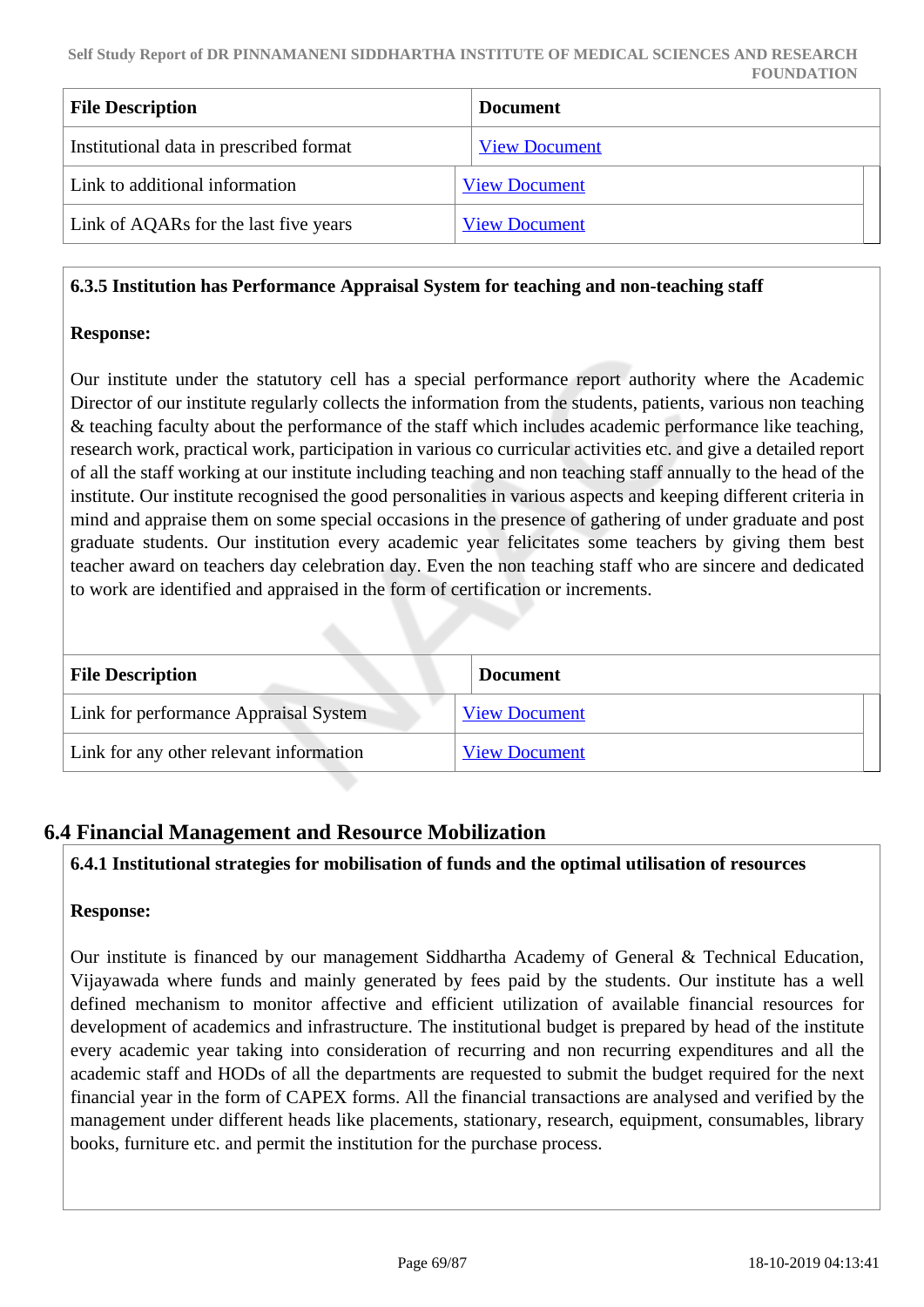| File Description | Document |
|---|---|
| Institutional data in prescribed format | View Document |
| Link to additional information | View Document |
| Link of AQARs for the last five years | View Document |

**6.3.5 Institution has Performance Appraisal System for teaching and non-teaching staff**

**Response:**

Our institute under the statutory cell has a special performance report authority where the Academic Director of our institute regularly collects the information from the students, patients, various non teaching & teaching faculty about the performance of the staff which includes academic performance like teaching, research work, practical work, participation in various co curricular activities etc. and give a detailed report of all the staff working at our institute including teaching and non teaching staff annually to the head of the institute. Our institute recognised the good personalities in various aspects and keeping different criteria in mind and appraise them on some special occasions in the presence of gathering of under graduate and post graduate students. Our institution every academic year felicitates some teachers by giving them best teacher award on teachers day celebration day. Even the non teaching staff who are sincere and dedicated to work are identified and appraised in the form of certification or increments.

| File Description | Document |
|---|---|
| Link for performance Appraisal System | View Document |
| Link for any other relevant information | View Document |

## 6.4 Financial Management and Resource Mobilization

**6.4.1 Institutional strategies for mobilisation of funds and the optimal utilisation of resources**

**Response:**

Our institute is financed by our management Siddhartha Academy of General & Technical Education, Vijayawada where funds and mainly generated by fees paid by the students. Our institute has a well defined mechanism to monitor affective and efficient utilization of available financial resources for development of academics and infrastructure. The institutional budget is prepared by head of the institute every academic year taking into consideration of recurring and non recurring expenditures and all the academic staff and HODs of all the departments are requested to submit the budget required for the next financial year in the form of CAPEX forms. All the financial transactions are analysed and verified by the management under different heads like placements, stationary, research, equipment, consumables, library books, furniture etc. and permit the institution for the purchase process.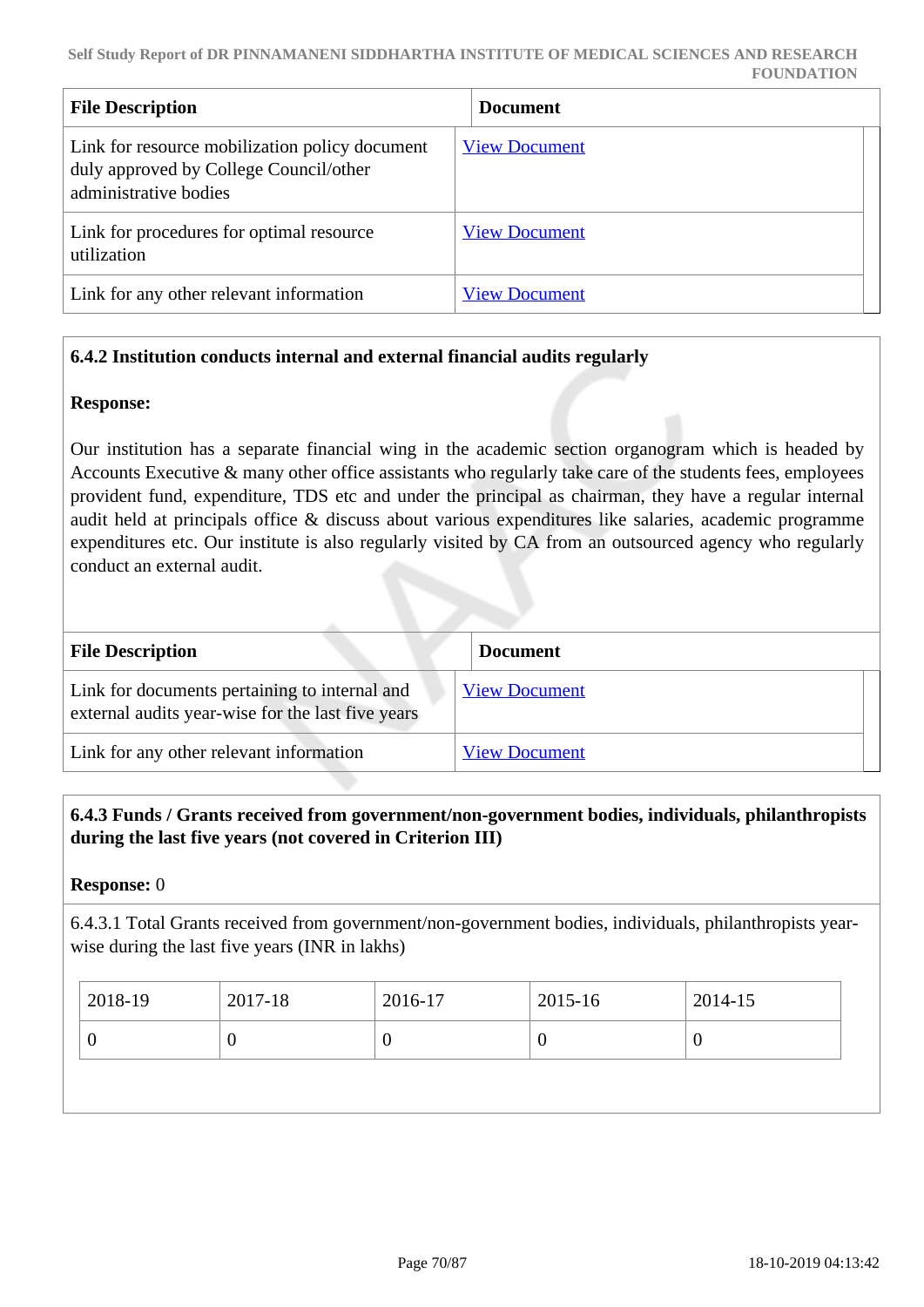| File Description | Document |
|---|---|
| Link for resource mobilization policy document duly approved by College Council/other administrative bodies | View Document |
| Link for procedures for optimal resource utilization | View Document |
| Link for any other relevant information | View Document |

**6.4.2 Institution conducts internal and external financial audits regularly**

**Response:**

Our institution has a separate financial wing in the academic section organogram which is headed by Accounts Executive & many other office assistants who regularly take care of the students fees, employees provident fund, expenditure, TDS etc and under the principal as chairman, they have a regular internal audit held at principals office & discuss about various expenditures like salaries, academic programme expenditures etc. Our institute is also regularly visited by CA from an outsourced agency who regularly conduct an external audit.

| File Description | Document |
|---|---|
| Link for documents pertaining to internal and external audits year-wise for the last five years | View Document |
| Link for any other relevant information | View Document |

**6.4.3 Funds / Grants received from government/non-government bodies, individuals, philanthropists during the last five years (not covered in Criterion III)**

**Response:** 0

6.4.3.1 Total Grants received from government/non-government bodies, individuals, philanthropists year-wise during the last five years (INR in lakhs)

| 2018-19 | 2017-18 | 2016-17 | 2015-16 | 2014-15 |
|---|---|---|---|---|
| 0 | 0 | 0 | 0 | 0 |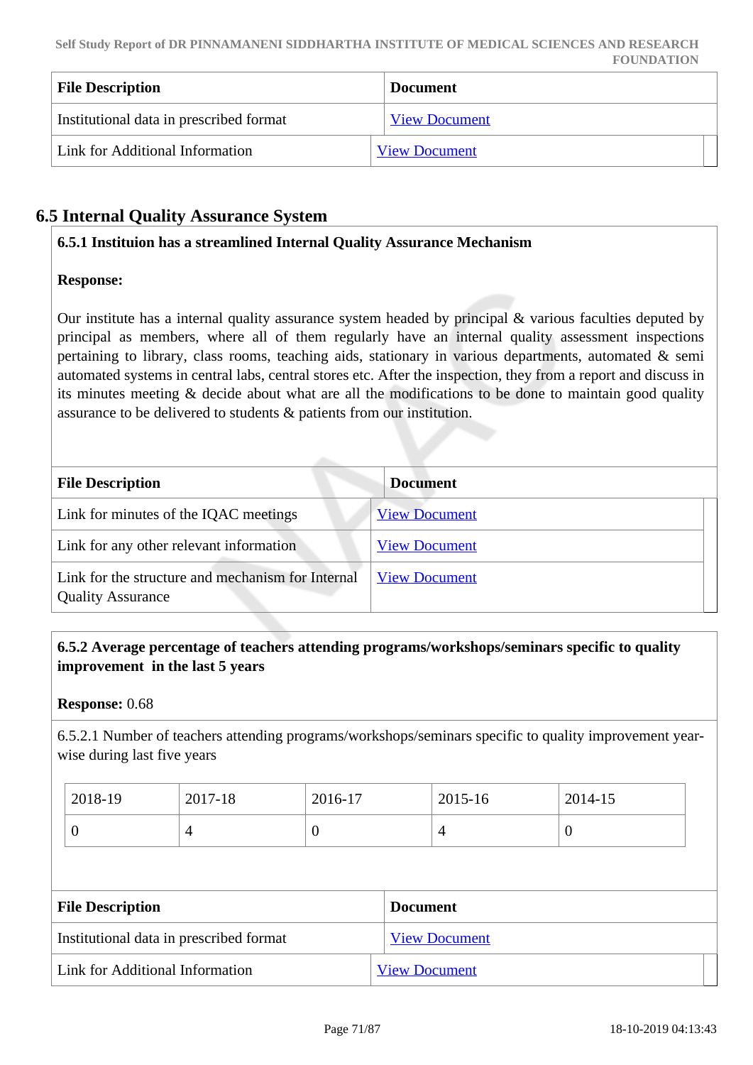| File Description | Document |
| --- | --- |
| Institutional data in prescribed format | View Document |
| Link for Additional Information | View Document |

## 6.5 Internal Quality Assurance System

**6.5.1 Instituion has a streamlined Internal Quality Assurance Mechanism**

**Response:**

Our institute has a internal quality assurance system headed by principal & various faculties deputed by principal as members, where all of them regularly have an internal quality assessment inspections pertaining to library, class rooms, teaching aids, stationary in various departments, automated & semi automated systems in central labs, central stores etc. After the inspection, they from a report and discuss in its minutes meeting & decide about what are all the modifications to be done to maintain good quality assurance to be delivered to students & patients from our institution.

| File Description | Document |
| --- | --- |
| Link for minutes of the IQAC meetings | View Document |
| Link for any other relevant information | View Document |
| Link for the structure and mechanism for Internal Quality Assurance | View Document |

**6.5.2 Average percentage of teachers attending programs/workshops/seminars specific to quality improvement in the last 5 years**

**Response:** 0.68

6.5.2.1 Number of teachers attending programs/workshops/seminars specific to quality improvement year-wise during last five years

| 2018-19 | 2017-18 | 2016-17 | 2015-16 | 2014-15 |
| --- | --- | --- | --- | --- |
| 0 | 4 | 0 | 4 | 0 |

| File Description | Document |
| --- | --- |
| Institutional data in prescribed format | View Document |
| Link for Additional Information | View Document |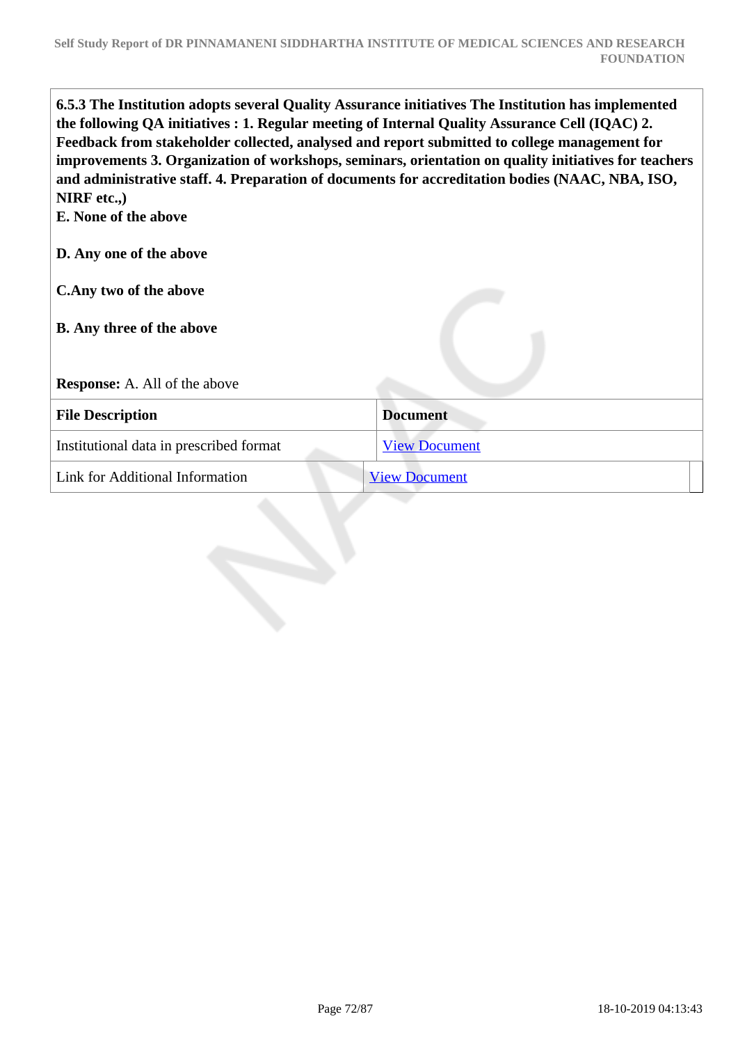**6.5.3 The Institution adopts several Quality Assurance initiatives The Institution has implemented the following QA initiatives : 1. Regular meeting of Internal Quality Assurance Cell (IQAC) 2. Feedback from stakeholder collected, analysed and report submitted to college management for improvements 3. Organization of workshops, seminars, orientation on quality initiatives for teachers and administrative staff. 4. Preparation of documents for accreditation bodies (NAAC, NBA, ISO, NIRF etc.,)**

**E. None of the above**

**D. Any one of the above**

**C.Any two of the above**

**B. Any three of the above**

**Response:** A. All of the above

| File Description | Document |
|---|---|
| Institutional data in prescribed format | View Document |
| Link for Additional Information | View Document |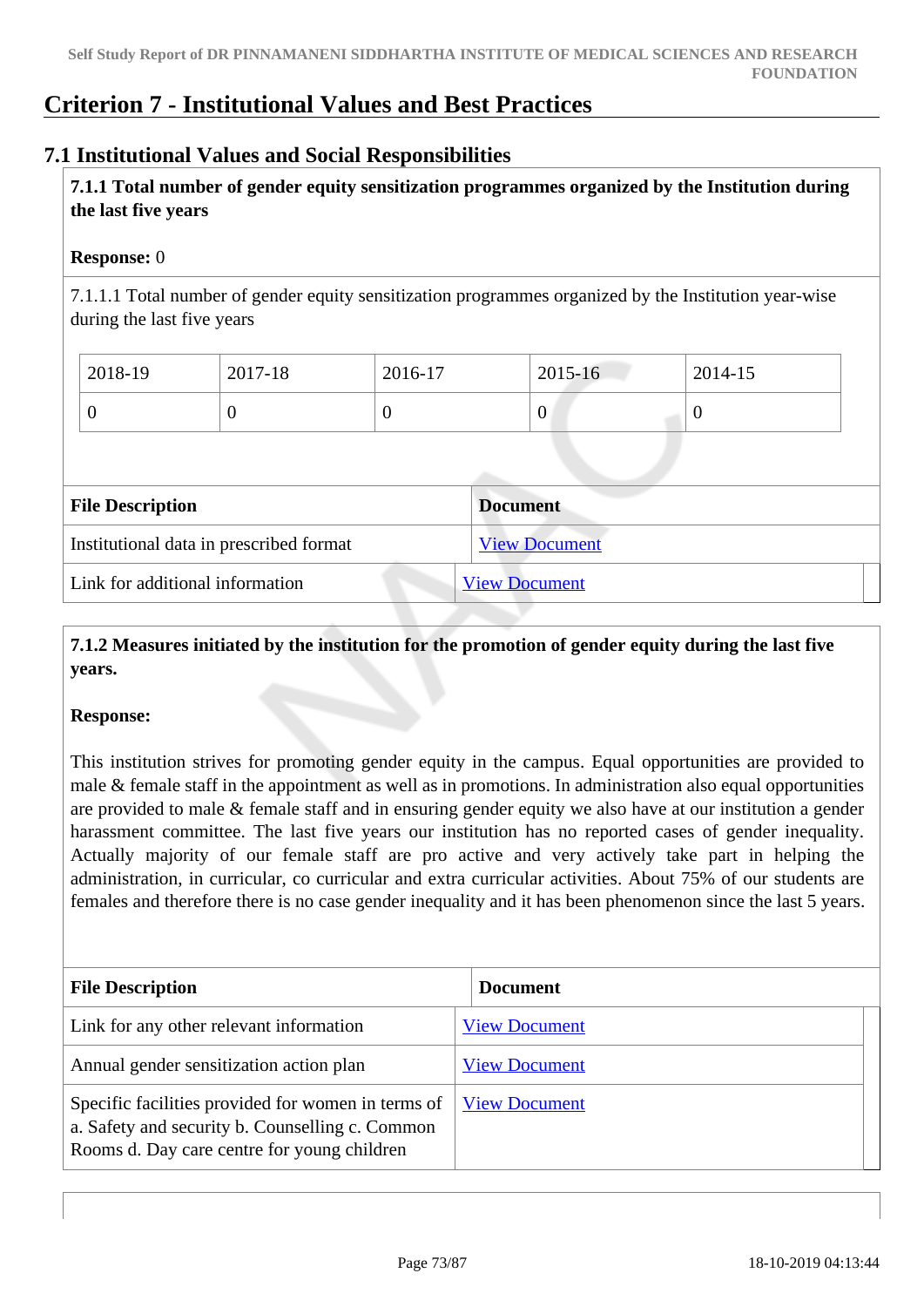# Criterion 7 - Institutional Values and Best Practices

## 7.1 Institutional Values and Social Responsibilities

**7.1.1 Total number of gender equity sensitization programmes organized by the Institution during the last five years**

**Response:** 0

7.1.1.1 Total number of gender equity sensitization programmes organized by the Institution year-wise during the last five years

| 2018-19 | 2017-18 | 2016-17 | 2015-16 | 2014-15 |
|---|---|---|---|---|
| 0 | 0 | 0 | 0 | 0 |

| File Description | Document |
|---|---|
| Institutional data in prescribed format | View Document |
| Link for additional information | View Document |

**7.1.2 Measures initiated by the institution for the promotion of gender equity during the last five years.**

**Response:**

This institution strives for promoting gender equity in the campus. Equal opportunities are provided to male & female staff in the appointment as well as in promotions. In administration also equal opportunities are provided to male & female staff and in ensuring gender equity we also have at our institution a gender harassment committee. The last five years our institution has no reported cases of gender inequality. Actually majority of our female staff are pro active and very actively take part in helping the administration, in curricular, co curricular and extra curricular activities. About 75% of our students are females and therefore there is no case gender inequality and it has been phenomenon since the last 5 years.

| File Description | Document |
|---|---|
| Link for any other relevant information | View Document |
| Annual gender sensitization action plan | View Document |
| Specific facilities provided for women in terms of a. Safety and security b. Counselling c. Common Rooms d. Day care centre for young children | View Document |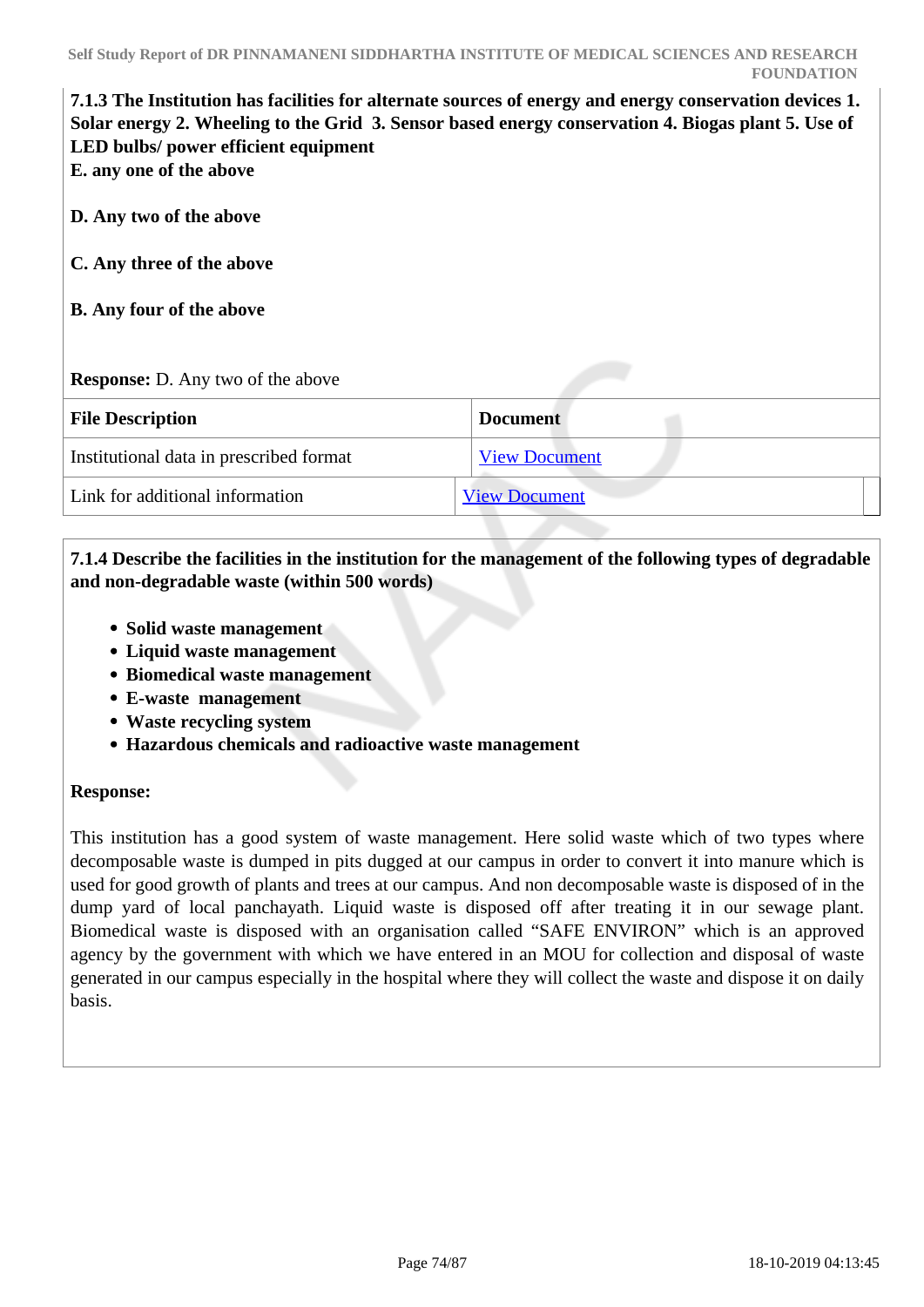**7.1.3 The Institution has facilities for alternate sources of energy and energy conservation devices 1. Solar energy 2. Wheeling to the Grid 3. Sensor based energy conservation 4. Biogas plant 5. Use of LED bulbs/ power efficient equipment**

**E. any one of the above**

**D. Any two of the above**

**C. Any three of the above**

**B. Any four of the above**

**Response:** D. Any two of the above

| File Description | Document |
|---|---|
| Institutional data in prescribed format | View Document |
| Link for additional information | View Document |

**7.1.4 Describe the facilities in the institution for the management of the following types of degradable and non-degradable waste (within 500 words)**

- **Solid waste management**
- **Liquid waste management**
- **Biomedical waste management**
- **E-waste management**
- **Waste recycling system**
- **Hazardous chemicals and radioactive waste management**

**Response:**

This institution has a good system of waste management. Here solid waste which of two types where decomposable waste is dumped in pits dugged at our campus in order to convert it into manure which is used for good growth of plants and trees at our campus. And non decomposable waste is disposed of in the dump yard of local panchayath. Liquid waste is disposed off after treating it in our sewage plant. Biomedical waste is disposed with an organisation called “SAFE ENVIRON” which is an approved agency by the government with which we have entered in an MOU for collection and disposal of waste generated in our campus especially in the hospital where they will collect the waste and dispose it on daily basis.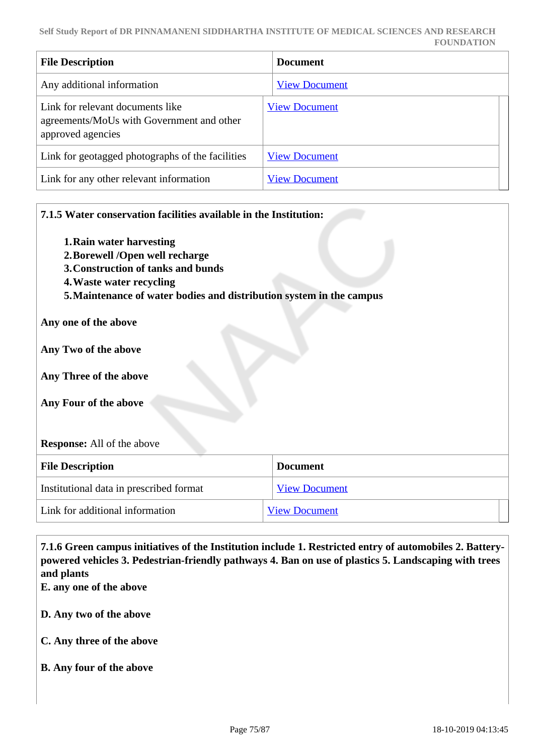| File Description | Document |
|---|---|
| Any additional information | View Document |
| Link for relevant documents like agreements/MoUs with Government and other approved agencies | View Document |
| Link for geotagged photographs of the facilities | View Document |
| Link for any other relevant information | View Document |

**7.1.5 Water conservation facilities available in the Institution:**

1. **Rain water harvesting**
2. **Borewell /Open well recharge**
3. **Construction of tanks and bunds**
4. **Waste water recycling**
5. **Maintenance of water bodies and distribution system in the campus**

**Any one of the above**

**Any Two of the above**

**Any Three of the above**

**Any Four of the above**

**Response:** All of the above

| File Description | Document |
|---|---|
| Institutional data in prescribed format | View Document |
| Link for additional information | View Document |

**7.1.6 Green campus initiatives of the Institution include 1. Restricted entry of automobiles 2. Battery-powered vehicles 3. Pedestrian-friendly pathways 4. Ban on use of plastics 5. Landscaping with trees and plants**

**E. any one of the above**

**D. Any two of the above**

**C. Any three of the above**

**B. Any four of the above**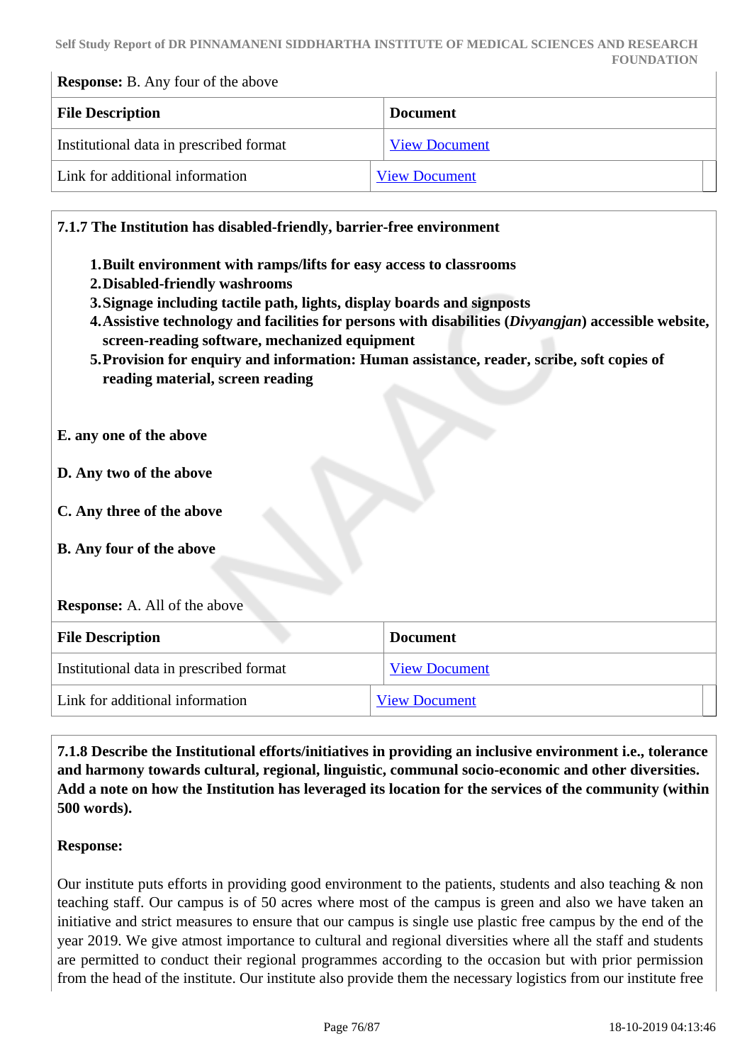**Response:** B. Any four of the above

| File Description | Document |
|---|---|
| Institutional data in prescribed format | View Document |
| Link for additional information | View Document |

**7.1.7 The Institution has disabled-friendly, barrier-free environment**

1. **Built environment with ramps/lifts for easy access to classrooms**
2. **Disabled-friendly washrooms**
3. **Signage including tactile path, lights, display boards and signposts**
4. **Assistive technology and facilities for persons with disabilities (*Divyangjan*) accessible website, screen-reading software, mechanized equipment**
5. **Provision for enquiry and information: Human assistance, reader, scribe, soft copies of reading material, screen reading**

**E. any one of the above**

**D. Any two of the above**

**C. Any three of the above**

**B. Any four of the above**

**Response:** A. All of the above

| File Description | Document |
|---|---|
| Institutional data in prescribed format | View Document |
| Link for additional information | View Document |

**7.1.8 Describe the Institutional efforts/initiatives in providing an inclusive environment i.e., tolerance and harmony towards cultural, regional, linguistic, communal socio-economic and other diversities. Add a note on how the Institution has leveraged its location for the services of the community (within 500 words).**

**Response:**

Our institute puts efforts in providing good environment to the patients, students and also teaching & non teaching staff. Our campus is of 50 acres where most of the campus is green and also we have taken an initiative and strict measures to ensure that our campus is single use plastic free campus by the end of the year 2019. We give atmost importance to cultural and regional diversities where all the staff and students are permitted to conduct their regional programmes according to the occasion but with prior permission from the head of the institute. Our institute also provide them the necessary logistics from our institute free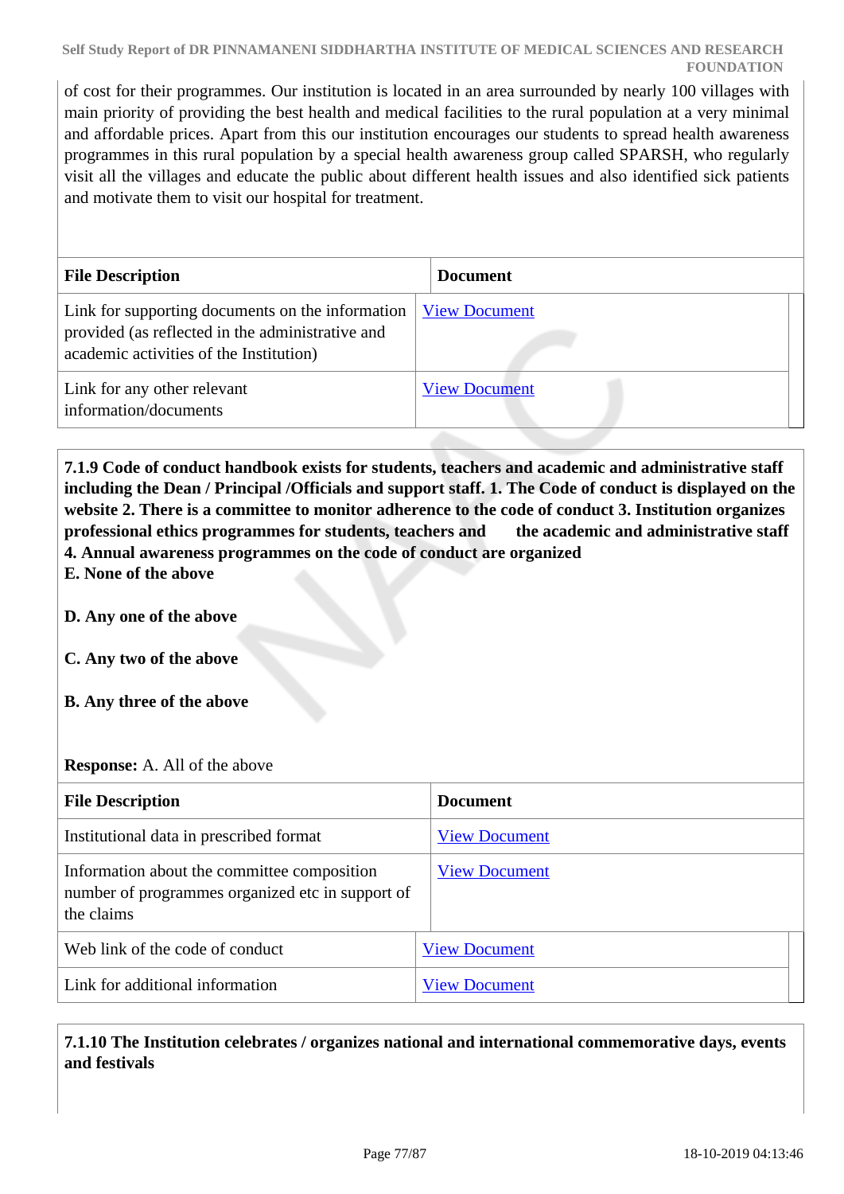of cost for their programmes. Our institution is located in an area surrounded by nearly 100 villages with main priority of providing the best health and medical facilities to the rural population at a very minimal and affordable prices. Apart from this our institution encourages our students to spread health awareness programmes in this rural population by a special health awareness group called SPARSH, who regularly visit all the villages and educate the public about different health issues and also identified sick patients and motivate them to visit our hospital for treatment.

| File Description | Document |
|---|---|
| Link for supporting documents on the information provided (as reflected in the administrative and academic activities of the Institution) | View Document |
| Link for any other relevant information/documents | View Document |

**7.1.9 Code of conduct handbook exists for students, teachers and academic and administrative staff including the Dean / Principal /Officials and support staff. 1. The Code of conduct is displayed on the website 2. There is a committee to monitor adherence to the code of conduct 3. Institution organizes professional ethics programmes for students, teachers and the academic and administrative staff 4. Annual awareness programmes on the code of conduct are organized**

**E. None of the above**

**D. Any one of the above**

**C. Any two of the above**

**B. Any three of the above**

**Response:** A. All of the above

| File Description | Document |
|---|---|
| Institutional data in prescribed format | View Document |
| Information about the committee composition number of programmes organized etc in support of the claims | View Document |
| Web link of the code of conduct | View Document |
| Link for additional information | View Document |

**7.1.10 The Institution celebrates / organizes national and international commemorative days, events and festivals**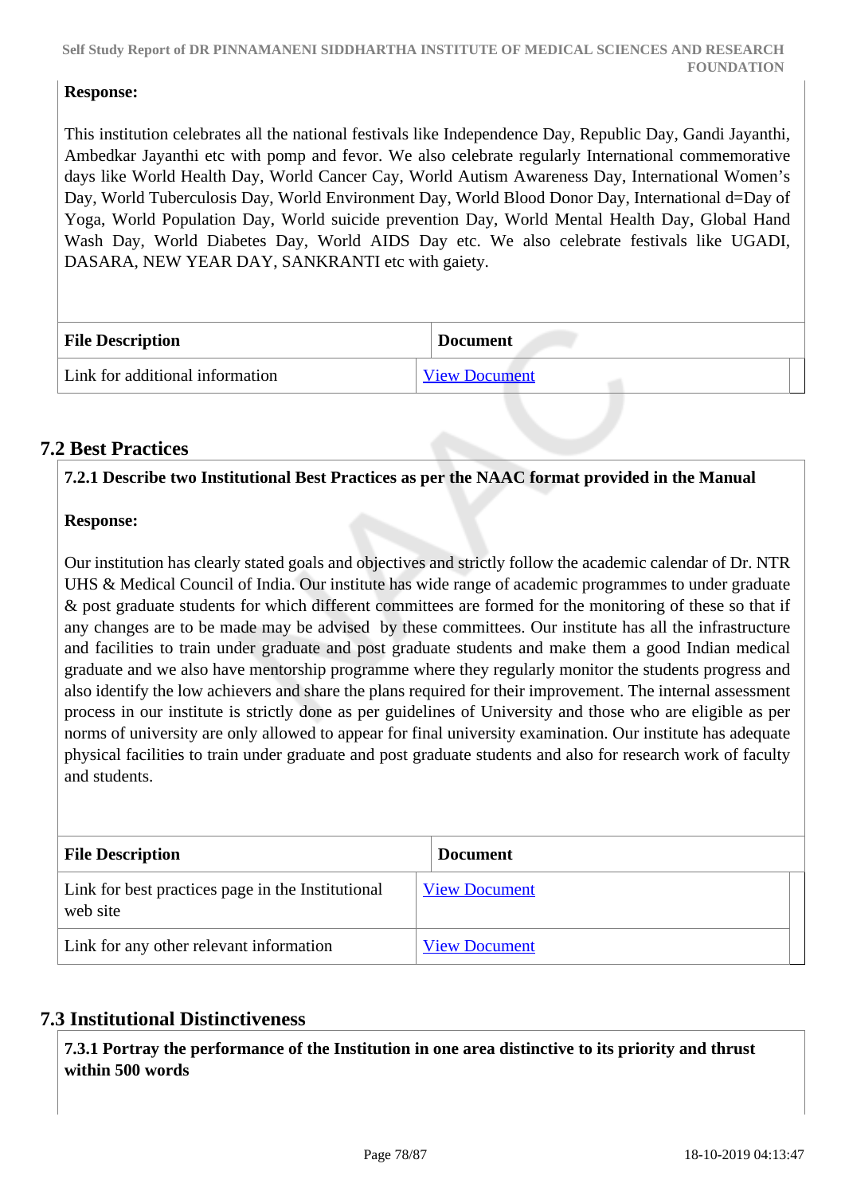**Response:**

This institution celebrates all the national festivals like Independence Day, Republic Day, Gandi Jayanthi, Ambedkar Jayanthi etc with pomp and fevor. We also celebrate regularly International commemorative days like World Health Day, World Cancer Cay, World Autism Awareness Day, International Women's Day, World Tuberculosis Day, World Environment Day, World Blood Donor Day, International d=Day of Yoga, World Population Day, World suicide prevention Day, World Mental Health Day, Global Hand Wash Day, World Diabetes Day, World AIDS Day etc. We also celebrate festivals like UGADI, DASARA, NEW YEAR DAY, SANKRANTI etc with gaiety.

| File Description | Document |
|---|---|
| Link for additional information | View Document |

## 7.2 Best Practices

**7.2.1 Describe two Institutional Best Practices as per the NAAC format provided in the Manual**

**Response:**

Our institution has clearly stated goals and objectives and strictly follow the academic calendar of Dr. NTR UHS & Medical Council of India. Our institute has wide range of academic programmes to under graduate & post graduate students for which different committees are formed for the monitoring of these so that if any changes are to be made may be advised by these committees. Our institute has all the infrastructure and facilities to train under graduate and post graduate students and make them a good Indian medical graduate and we also have mentorship programme where they regularly monitor the students progress and also identify the low achievers and share the plans required for their improvement. The internal assessment process in our institute is strictly done as per guidelines of University and those who are eligible as per norms of university are only allowed to appear for final university examination. Our institute has adequate physical facilities to train under graduate and post graduate students and also for research work of faculty and students.

| File Description | Document |
|---|---|
| Link for best practices page in the Institutional web site | View Document |
| Link for any other relevant information | View Document |

## 7.3 Institutional Distinctiveness

**7.3.1 Portray the performance of the Institution in one area distinctive to its priority and thrust within 500 words**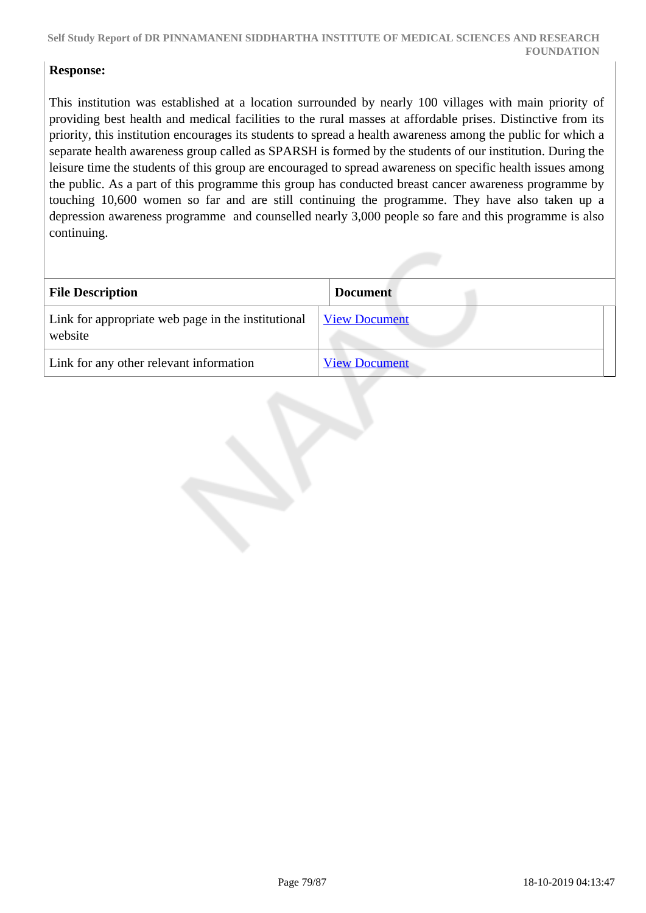**Response:**

This institution was established at a location surrounded by nearly 100 villages with main priority of providing best health and medical facilities to the rural masses at affordable prises. Distinctive from its priority, this institution encourages its students to spread a health awareness among the public for which a separate health awareness group called as SPARSH is formed by the students of our institution. During the leisure time the students of this group are encouraged to spread awareness on specific health issues among the public. As a part of this programme this group has conducted breast cancer awareness programme by touching 10,600 women so far and are still continuing the programme. They have also taken up a depression awareness programme and counselled nearly 3,000 people so fare and this programme is also continuing.

| File Description | Document |
|---|---|
| Link for appropriate web page in the institutional website | View Document |
| Link for any other relevant information | View Document |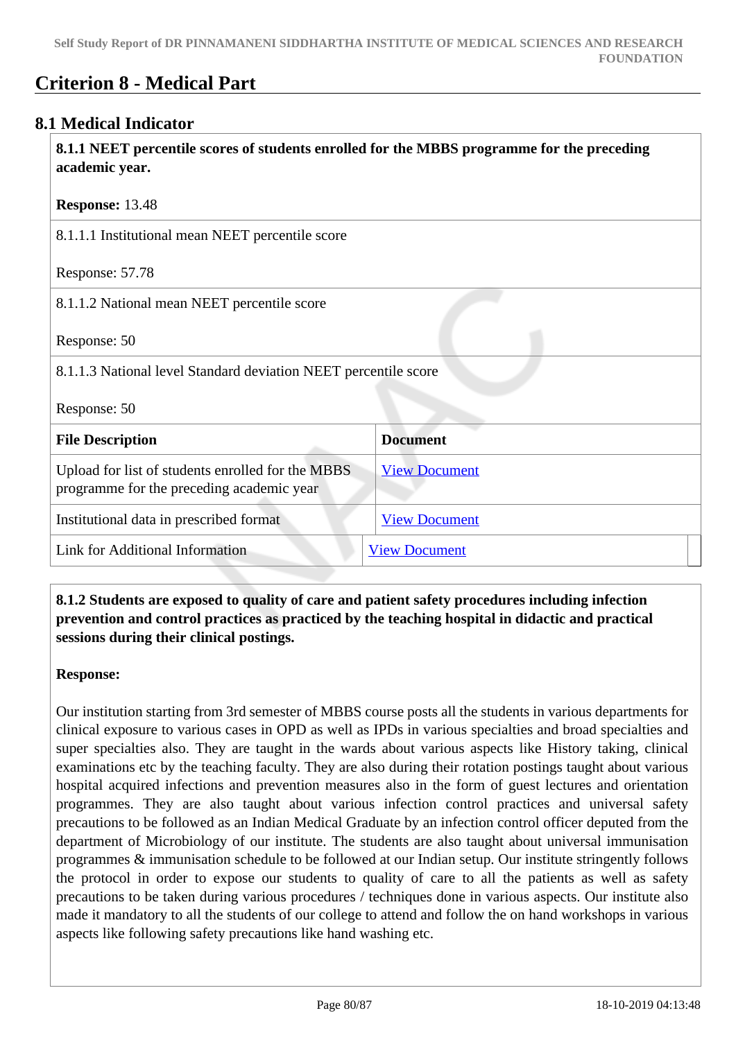# Criterion 8 - Medical Part

## 8.1 Medical Indicator

**8.1.1 NEET percentile scores of students enrolled for the MBBS programme for the preceding academic year.**

**Response:** 13.48

8.1.1.1 Institutional mean NEET percentile score

Response: 57.78

8.1.1.2 National mean NEET percentile score

Response: 50

8.1.1.3 National level Standard deviation NEET percentile score

Response: 50

| File Description | Document |
|---|---|
| Upload for list of students enrolled for the MBBS programme for the preceding academic year | View Document |
| Institutional data in prescribed format | View Document |
| Link for Additional Information | View Document |

**8.1.2 Students are exposed to quality of care and patient safety procedures including infection prevention and control practices as practiced by the teaching hospital in didactic and practical sessions during their clinical postings.**

**Response:**

Our institution starting from 3rd semester of MBBS course posts all the students in various departments for clinical exposure to various cases in OPD as well as IPDs in various specialties and broad specialties and super specialties also. They are taught in the wards about various aspects like History taking, clinical examinations etc by the teaching faculty. They are also during their rotation postings taught about various hospital acquired infections and prevention measures also in the form of guest lectures and orientation programmes. They are also taught about various infection control practices and universal safety precautions to be followed as an Indian Medical Graduate by an infection control officer deputed from the department of Microbiology of our institute. The students are also taught about universal immunisation programmes & immunisation schedule to be followed at our Indian setup. Our institute stringently follows the protocol in order to expose our students to quality of care to all the patients as well as safety precautions to be taken during various procedures / techniques done in various aspects. Our institute also made it mandatory to all the students of our college to attend and follow the on hand workshops in various aspects like following safety precautions like hand washing etc.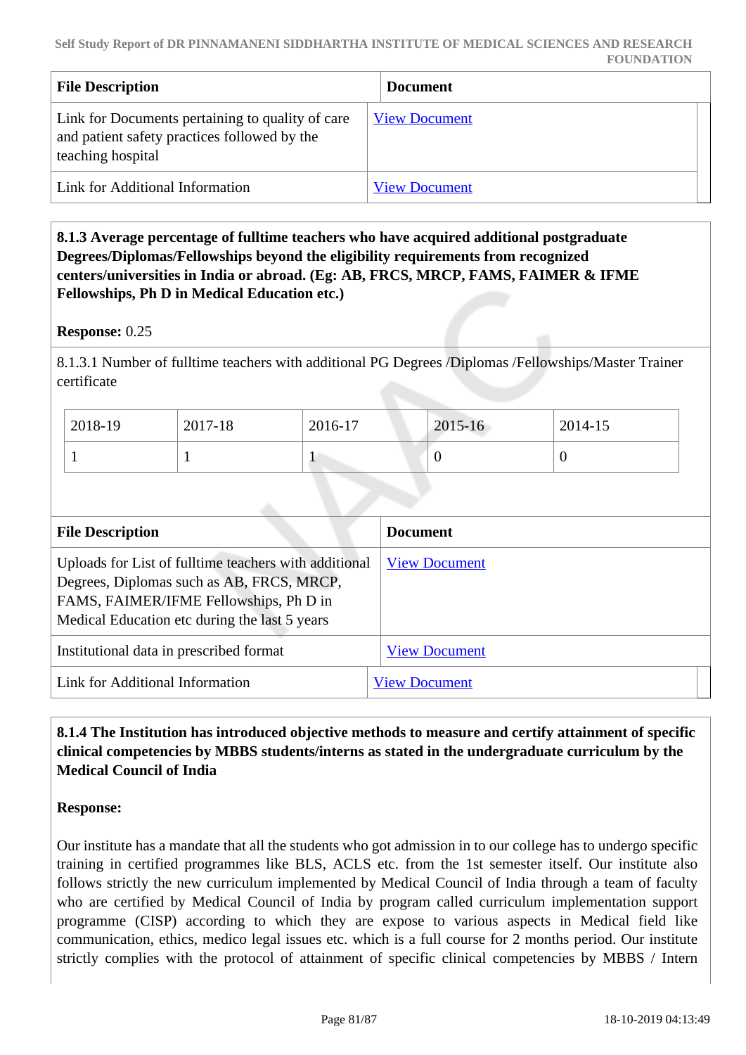| File Description | Document |
|---|---|
| Link for Documents pertaining to quality of care and patient safety practices followed by the teaching hospital | View Document |
| Link for Additional Information | View Document |

**8.1.3 Average percentage of fulltime teachers who have acquired additional postgraduate Degrees/Diplomas/Fellowships beyond the eligibility requirements from recognized centers/universities in India or abroad. (Eg: AB, FRCS, MRCP, FAMS, FAIMER & IFME Fellowships, Ph D in Medical Education etc.)**

**Response:** 0.25

8.1.3.1 Number of fulltime teachers with additional PG Degrees /Diplomas /Fellowships/Master Trainer certificate

| 2018-19 | 2017-18 | 2016-17 | 2015-16 | 2014-15 |
|---|---|---|---|---|
| 1 | 1 | 1 | 0 | 0 |

| File Description | Document |
|---|---|
| Uploads for List of fulltime teachers with additional Degrees, Diplomas such as AB, FRCS, MRCP, FAMS, FAIMER/IFME Fellowships, Ph D in Medical Education etc during the last 5 years | View Document |
| Institutional data in prescribed format | View Document |
| Link for Additional Information | View Document |

**8.1.4 The Institution has introduced objective methods to measure and certify attainment of specific clinical competencies by MBBS students/interns as stated in the undergraduate curriculum by the Medical Council of India**

**Response:**

Our institute has a mandate that all the students who got admission in to our college has to undergo specific training in certified programmes like BLS, ACLS etc. from the 1st semester itself. Our institute also follows strictly the new curriculum implemented by Medical Council of India through a team of faculty who are certified by Medical Council of India by program called curriculum implementation support programme (CISP) according to which they are expose to various aspects in Medical field like communication, ethics, medico legal issues etc. which is a full course for 2 months period. Our institute strictly complies with the protocol of attainment of specific clinical competencies by MBBS / Intern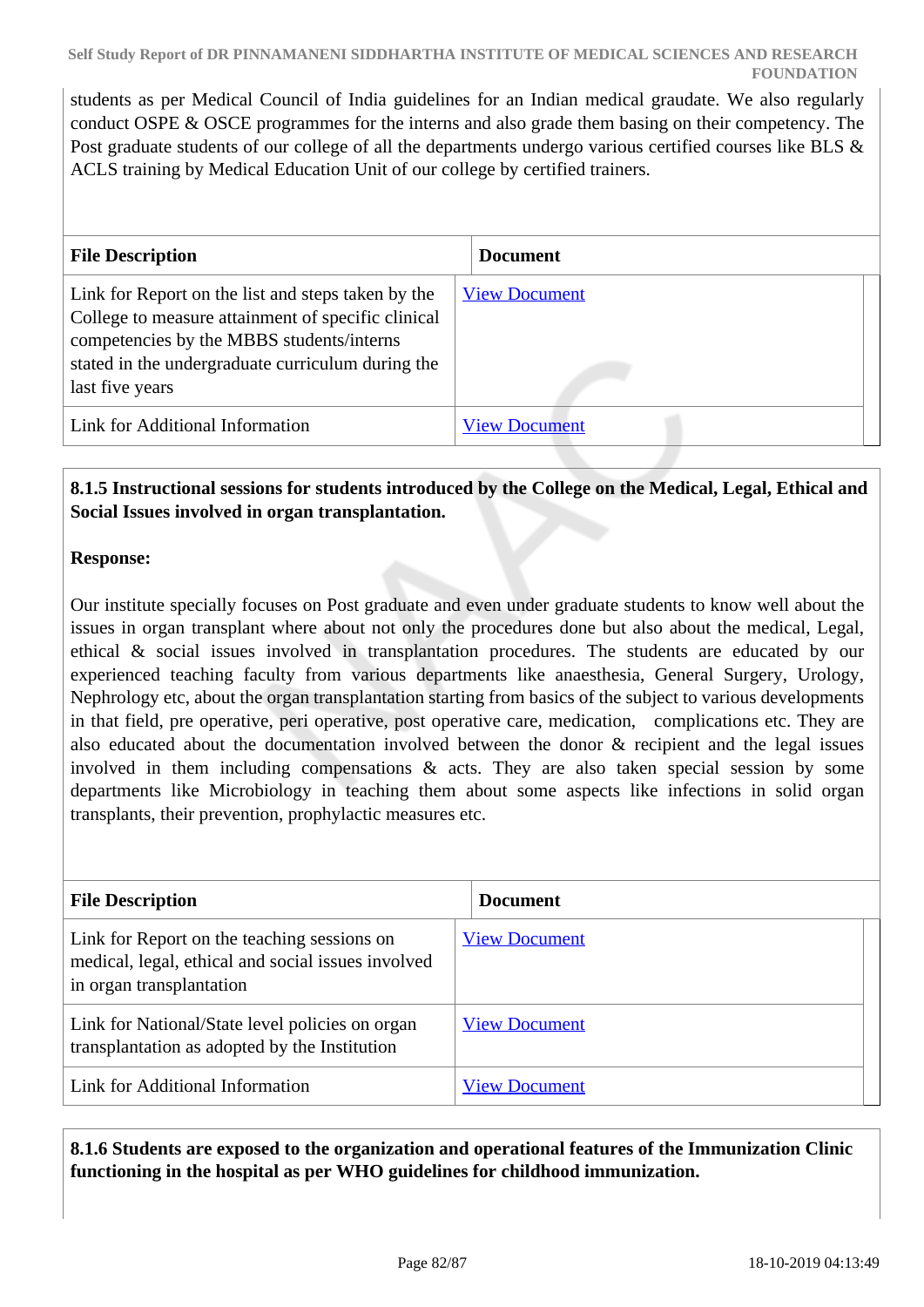students as per Medical Council of India guidelines for an Indian medical graudate. We also regularly conduct OSPE & OSCE programmes for the interns and also grade them basing on their competency. The Post graduate students of our college of all the departments undergo various certified courses like BLS & ACLS training by Medical Education Unit of our college by certified trainers.

| File Description | Document |
|---|---|
| Link for Report on the list and steps taken by the College to measure attainment of specific clinical competencies by the MBBS students/interns stated in the undergraduate curriculum during the last five years | View Document |
| Link for Additional Information | View Document |

**8.1.5 Instructional sessions for students introduced by the College on the Medical, Legal, Ethical and Social Issues involved in organ transplantation.**

**Response:**

Our institute specially focuses on Post graduate and even under graduate students to know well about the issues in organ transplant where about not only the procedures done but also about the medical, Legal, ethical & social issues involved in transplantation procedures. The students are educated by our experienced teaching faculty from various departments like anaesthesia, General Surgery, Urology, Nephrology etc, about the organ transplantation starting from basics of the subject to various developments in that field, pre operative, peri operative, post operative care, medication, complications etc. They are also educated about the documentation involved between the donor & recipient and the legal issues involved in them including compensations & acts. They are also taken special session by some departments like Microbiology in teaching them about some aspects like infections in solid organ transplants, their prevention, prophylactic measures etc.

| File Description | Document |
|---|---|
| Link for Report on the teaching sessions on medical, legal, ethical and social issues involved in organ transplantation | View Document |
| Link for National/State level policies on organ transplantation as adopted by the Institution | View Document |
| Link for Additional Information | View Document |

**8.1.6 Students are exposed to the organization and operational features of the Immunization Clinic functioning in the hospital as per WHO guidelines for childhood immunization.**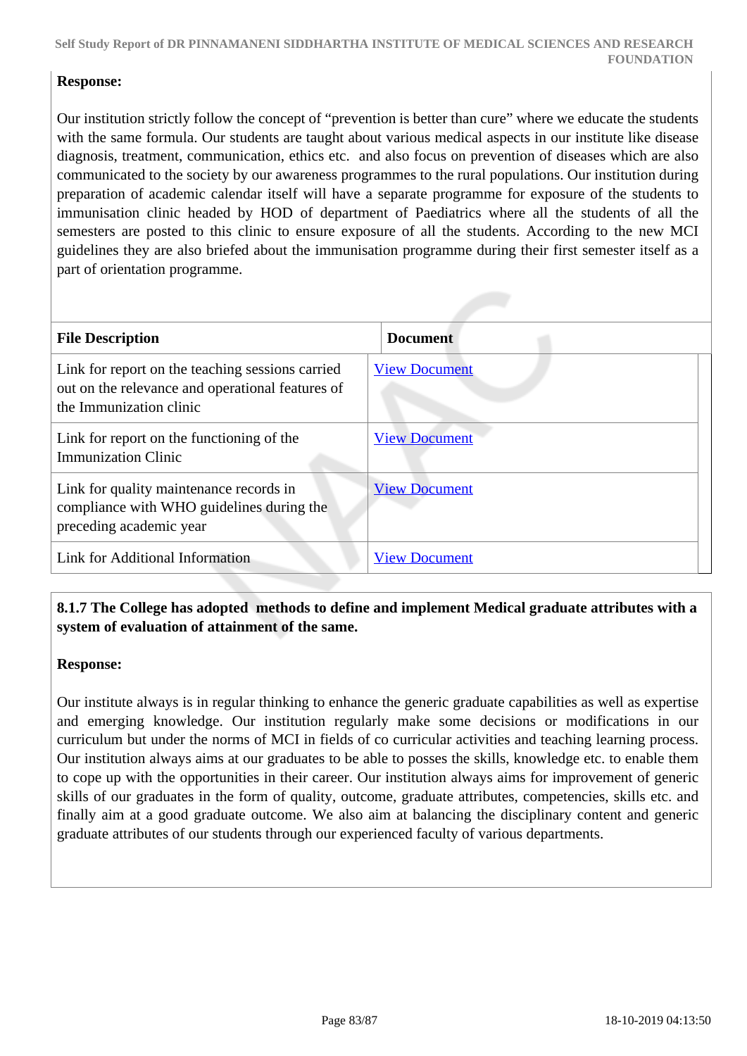**Response:**

Our institution strictly follow the concept of “prevention is better than cure” where we educate the students with the same formula. Our students are taught about various medical aspects in our institute like disease diagnosis, treatment, communication, ethics etc. and also focus on prevention of diseases which are also communicated to the society by our awareness programmes to the rural populations. Our institution during preparation of academic calendar itself will have a separate programme for exposure of the students to immunisation clinic headed by HOD of department of Paediatrics where all the students of all the semesters are posted to this clinic to ensure exposure of all the students. According to the new MCI guidelines they are also briefed about the immunisation programme during their first semester itself as a part of orientation programme.

| File Description | Document |
|---|---|
| Link for report on the teaching sessions carried out on the relevance and operational features of the Immunization clinic | View Document |
| Link for report on the functioning of the Immunization Clinic | View Document |
| Link for quality maintenance records in compliance with WHO guidelines during the preceding academic year | View Document |
| Link for Additional Information | View Document |

**8.1.7 The College has adopted methods to define and implement Medical graduate attributes with a system of evaluation of attainment of the same.**

**Response:**

Our institute always is in regular thinking to enhance the generic graduate capabilities as well as expertise and emerging knowledge. Our institution regularly make some decisions or modifications in our curriculum but under the norms of MCI in fields of co curricular activities and teaching learning process. Our institution always aims at our graduates to be able to posses the skills, knowledge etc. to enable them to cope up with the opportunities in their career. Our institution always aims for improvement of generic skills of our graduates in the form of quality, outcome, graduate attributes, competencies, skills etc. and finally aim at a good graduate outcome. We also aim at balancing the disciplinary content and generic graduate attributes of our students through our experienced faculty of various departments.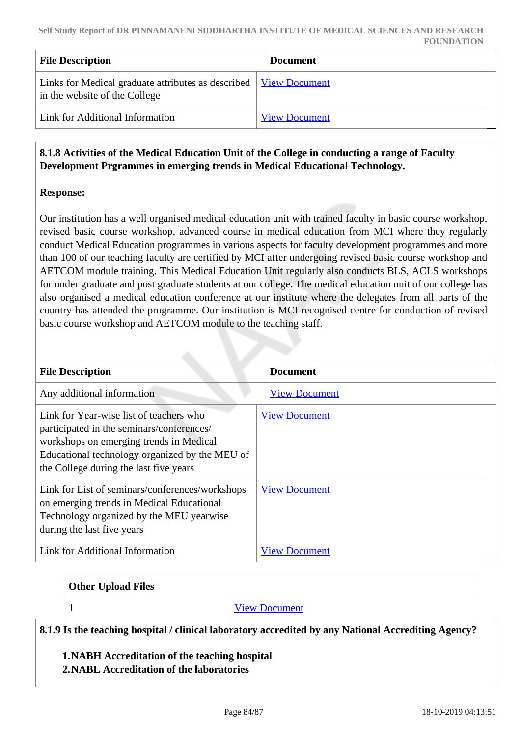| File Description | Document |
| --- | --- |
| Links for Medical graduate attributes as described in the website of the College | View Document |
| Link for Additional Information | View Document |

**8.1.8 Activities of the Medical Education Unit of the College in conducting a range of Faculty Development Prgrammes in emerging trends in Medical Educational Technology.**

**Response:**

Our institution has a well organised medical education unit with trained faculty in basic course workshop, revised basic course workshop, advanced course in medical education from MCI where they regularly conduct Medical Education programmes in various aspects for faculty development programmes and more than 100 of our teaching faculty are certified by MCI after undergoing revised basic course workshop and AETCOM module training. This Medical Education Unit regularly also conducts BLS, ACLS workshops for under graduate and post graduate students at our college. The medical education unit of our college has also organised a medical education conference at our institute where the delegates from all parts of the country has attended the programme. Our institution is MCI recognised centre for conduction of revised basic course workshop and AETCOM module to the teaching staff.

| File Description | Document |
| --- | --- |
| Any additional information | View Document |
| Link for Year-wise list of teachers who participated in the seminars/ conferences/ workshops on emerging trends in Medical Educational technology organized by the MEU of the College during the last five years | View Document |
| Link for List of seminars/conferences/workshops on emerging trends in Medical Educational Technology organized by the MEU yearwise during the last five years | View Document |
| Link for Additional Information | View Document |

| Other Upload Files | |
| --- | --- |
| 1 | View Document |

**8.1.9 Is the teaching hospital / clinical laboratory accredited by any National Accrediting Agency?**

1. **NABH Accreditation of the teaching hospital**
2. **NABL Accreditation of the laboratories**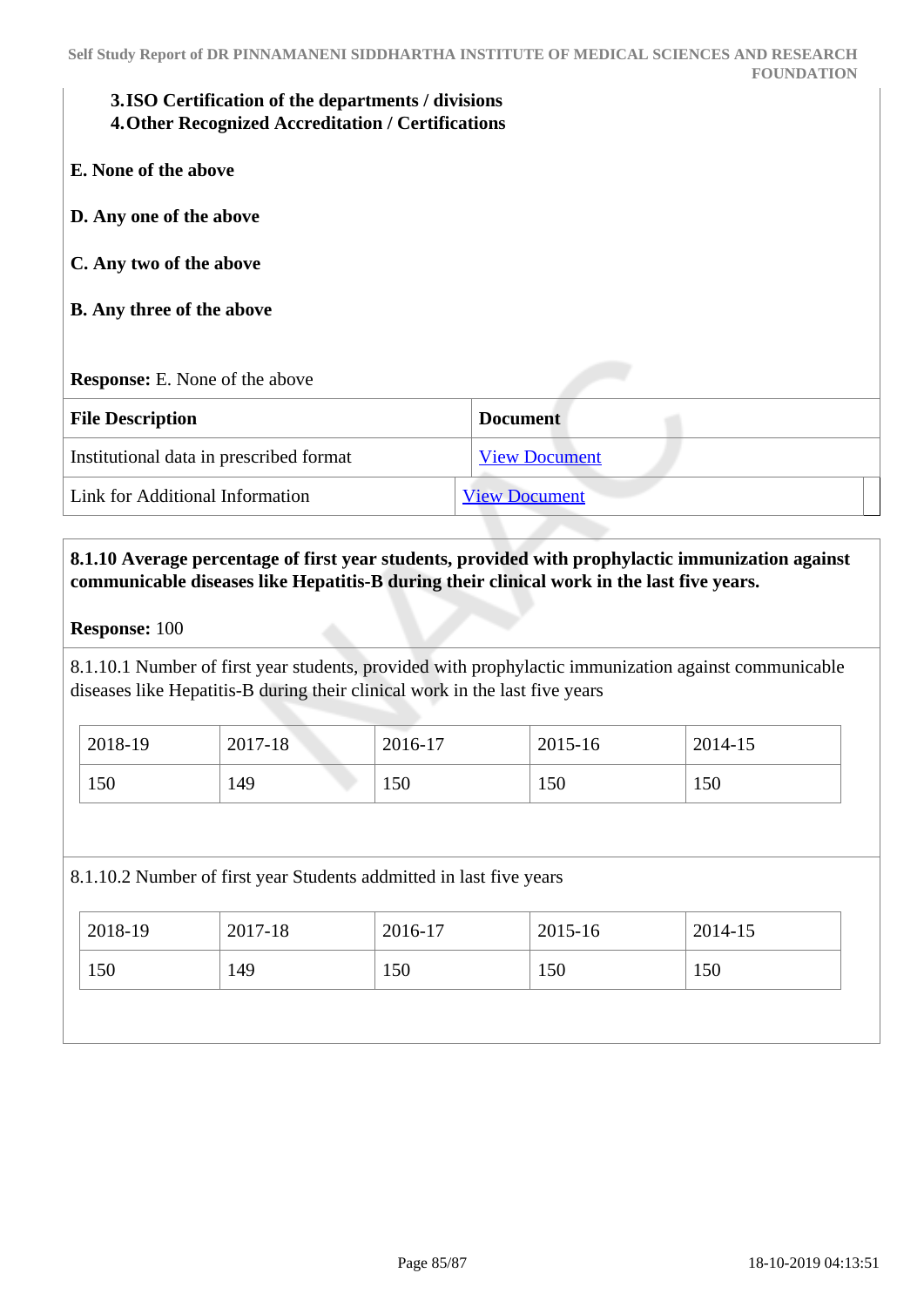**3. ISO Certification of the departments / divisions**
**4. Other Recognized Accreditation / Certifications**

**E. None of the above**

**D. Any one of the above**

**C. Any two of the above**

**B. Any three of the above**

**Response:** E. None of the above

| File Description | Document |
|---|---|
| Institutional data in prescribed format | View Document |
| Link for Additional Information | View Document |

**8.1.10 Average percentage of first year students, provided with prophylactic immunization against communicable diseases like Hepatitis-B during their clinical work in the last five years.**

**Response:** 100

8.1.10.1 Number of first year students, provided with prophylactic immunization against communicable diseases like Hepatitis-B during their clinical work in the last five years

| 2018-19 | 2017-18 | 2016-17 | 2015-16 | 2014-15 |
|---|---|---|---|---|
| 150 | 149 | 150 | 150 | 150 |

8.1.10.2 Number of first year Students addmitted in last five years

| 2018-19 | 2017-18 | 2016-17 | 2015-16 | 2014-15 |
|---|---|---|---|---|
| 150 | 149 | 150 | 150 | 150 |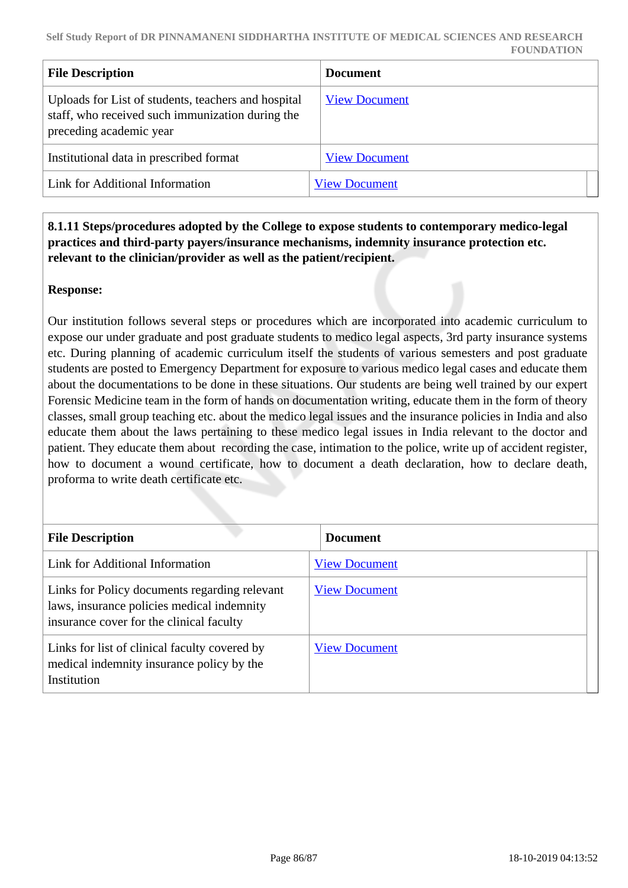| File Description | Document |
| --- | --- |
| Uploads for List of students, teachers and hospital staff, who received such immunization during the preceding academic year | View Document |
| Institutional data in prescribed format | View Document |
| Link for Additional Information | View Document |

**8.1.11 Steps/procedures adopted by the College to expose students to contemporary medico-legal practices and third-party payers/insurance mechanisms, indemnity insurance protection etc. relevant to the clinician/provider as well as the patient/recipient.**

**Response:**

Our institution follows several steps or procedures which are incorporated into academic curriculum to expose our under graduate and post graduate students to medico legal aspects, 3rd party insurance systems etc. During planning of academic curriculum itself the students of various semesters and post graduate students are posted to Emergency Department for exposure to various medico legal cases and educate them about the documentations to be done in these situations. Our students are being well trained by our expert Forensic Medicine team in the form of hands on documentation writing, educate them in the form of theory classes, small group teaching etc. about the medico legal issues and the insurance policies in India and also educate them about the laws pertaining to these medico legal issues in India relevant to the doctor and patient. They educate them about recording the case, intimation to the police, write up of accident register, how to document a wound certificate, how to document a death declaration, how to declare death, proforma to write death certificate etc.

| File Description | Document |
| --- | --- |
| Link for Additional Information | View Document |
| Links for Policy documents regarding relevant laws, insurance policies medical indemnity insurance cover for the clinical faculty | View Document |
| Links for list of clinical faculty covered by medical indemnity insurance policy by the Institution | View Document |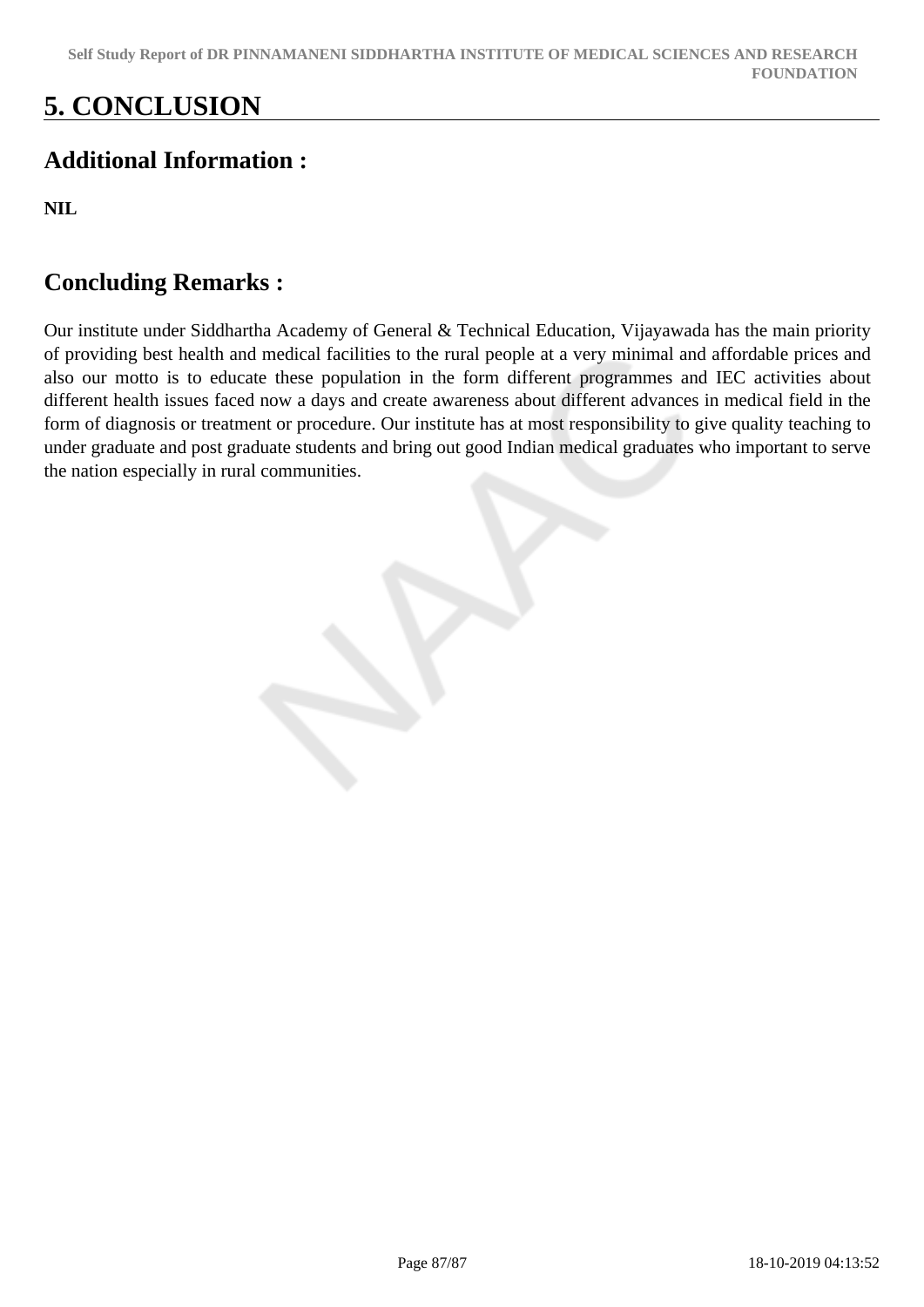# 5. CONCLUSION

## Additional Information :

**NIL**

## Concluding Remarks :

Our institute under Siddhartha Academy of General & Technical Education, Vijayawada has the main priority of providing best health and medical facilities to the rural people at a very minimal and affordable prices and also our motto is to educate these population in the form different programmes and IEC activities about different health issues faced now a days and create awareness about different advances in medical field in the form of diagnosis or treatment or procedure. Our institute has at most responsibility to give quality teaching to under graduate and post graduate students and bring out good Indian medical graduates who important to serve the nation especially in rural communities.